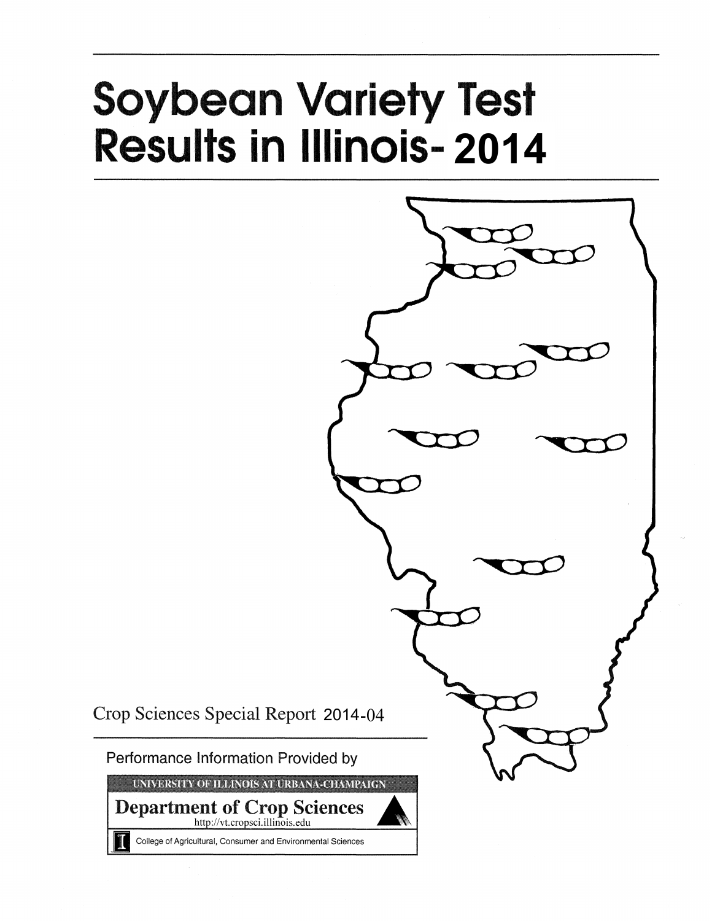# Soybean Variety Test Results in Illinois- 2014

Crop Sciences Special Report 2014-04

Performance Information Provided by

UNIVERSITY OF ILLINOIS AT URBANA-CHAMPAIGN

**Department of Crop Sciences**

http://vt.cropsci.illinois.edu

College of Agricultural, Consumer and Environmental Sciences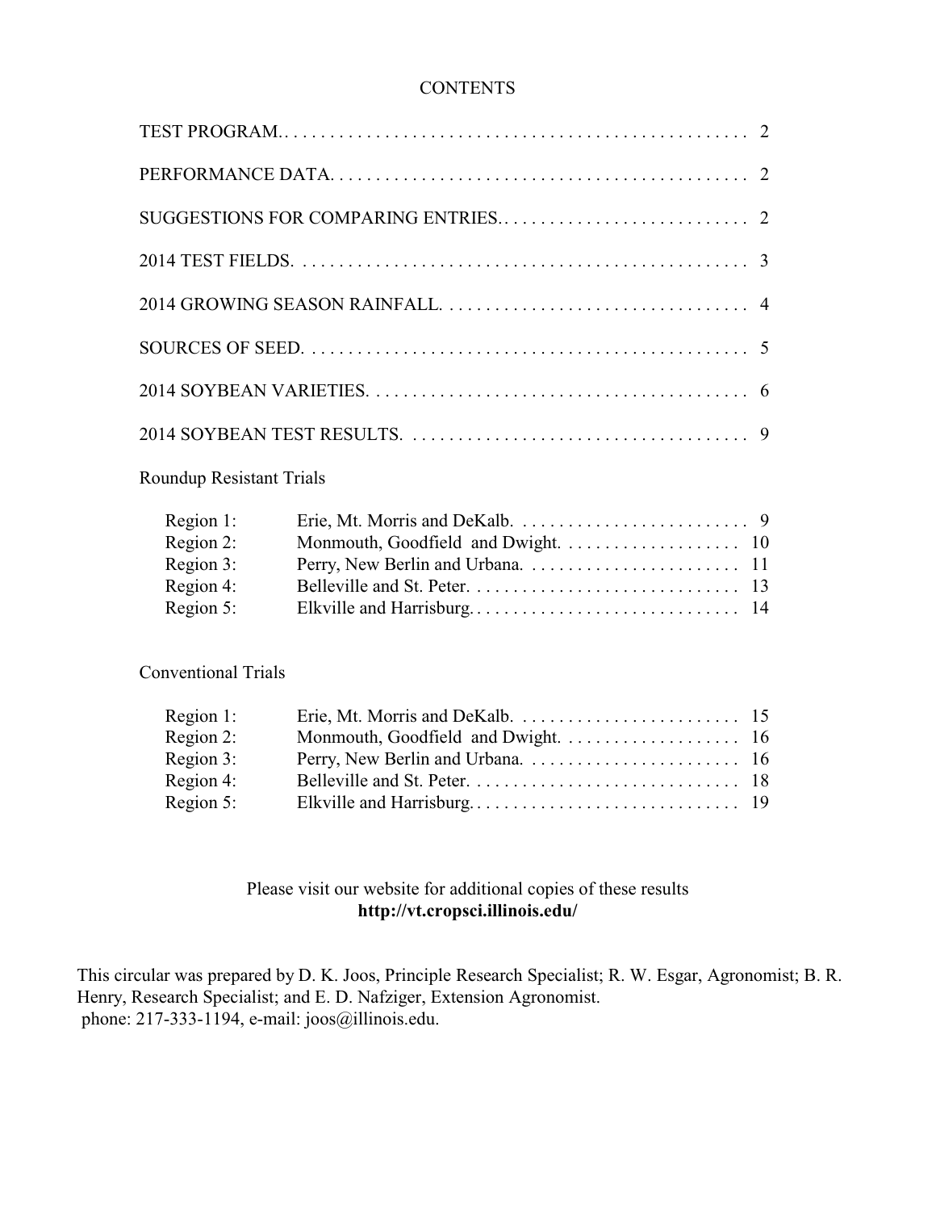# CONTENTS

| | |
|---|---|
| TEST PROGRAM | 2 |
| PERFORMANCE DATA | 2 |
| SUGGESTIONS FOR COMPARING ENTRIES | 2 |
| 2014 TEST FIELDS | 3 |
| 2014 GROWING SEASON RAINFALL | 4 |
| SOURCES OF SEED | 5 |
| 2014 SOYBEAN VARIETIES | 6 |
| 2014 SOYBEAN TEST RESULTS | 9 |

Roundup Resistant Trials

| | | |
|---|---|---|
| Region 1: | Erie, Mt. Morris and DeKalb. | 9 |
| Region 2: | Monmouth, Goodfield and Dwight. | 10 |
| Region 3: | Perry, New Berlin and Urbana. | 11 |
| Region 4: | Belleville and St. Peter. | 13 |
| Region 5: | Elkville and Harrisburg. | 14 |

Conventional Trials

| | | |
|---|---|---|
| Region 1: | Erie, Mt. Morris and DeKalb. | 15 |
| Region 2: | Monmouth, Goodfield and Dwight. | 16 |
| Region 3: | Perry, New Berlin and Urbana. | 16 |
| Region 4: | Belleville and St. Peter. | 18 |
| Region 5: | Elkville and Harrisburg. | 19 |

Please visit our website for additional copies of these results
**http://vt.cropsci.illinois.edu/**

This circular was prepared by D. K. Joos, Principle Research Specialist; R. W. Esgar, Agronomist; B. R. Henry, Research Specialist; and E. D. Nafziger, Extension Agronomist.
phone: 217-333-1194, e-mail: joos@illinois.edu.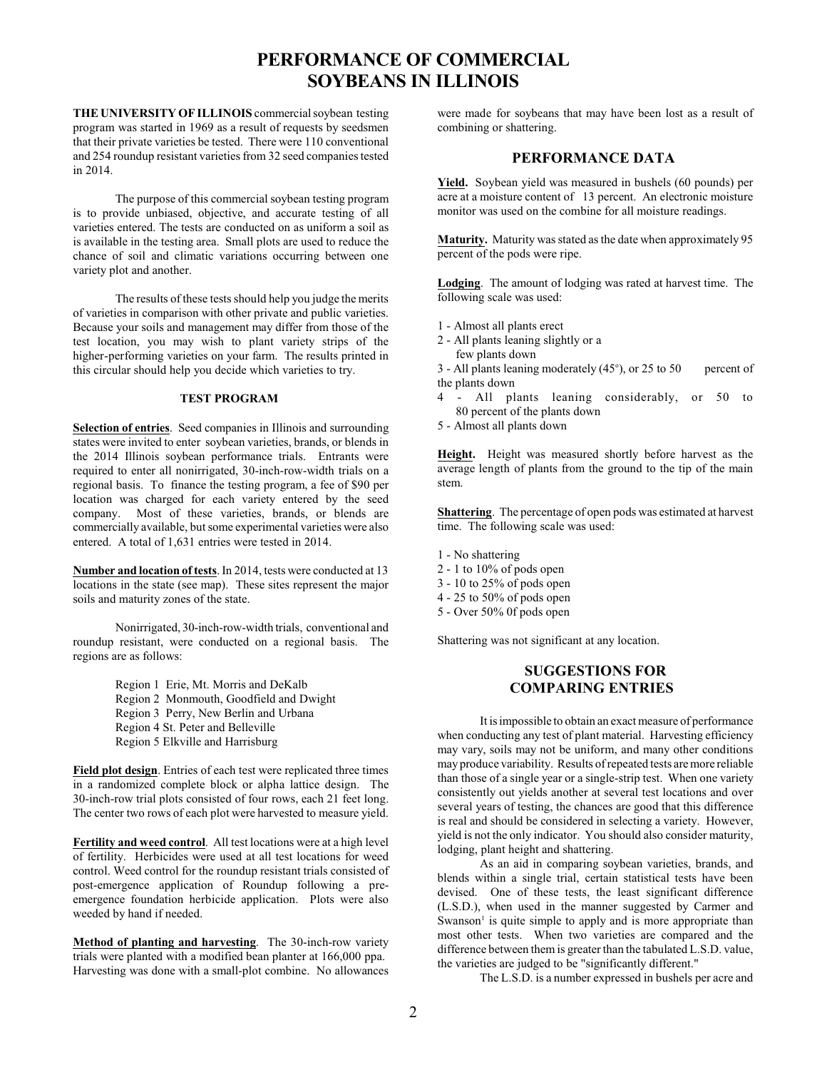# PERFORMANCE OF COMMERCIAL SOYBEANS IN ILLINOIS

**THE UNIVERSITY OF ILLINOIS** commercial soybean testing program was started in 1969 as a result of requests by seedsmen that their private varieties be tested. There were 110 conventional and 254 roundup resistant varieties from 32 seed companies tested in 2014.

The purpose of this commercial soybean testing program is to provide unbiased, objective, and accurate testing of all varieties entered. The tests are conducted on as uniform a soil as is available in the testing area. Small plots are used to reduce the chance of soil and climatic variations occurring between one variety plot and another.

The results of these tests should help you judge the merits of varieties in comparison with other private and public varieties. Because your soils and management may differ from those of the test location, you may wish to plant variety strips of the higher-performing varieties on your farm. The results printed in this circular should help you decide which varieties to try.

### TEST PROGRAM

**Selection of entries**. Seed companies in Illinois and surrounding states were invited to enter soybean varieties, brands, or blends in the 2014 Illinois soybean performance trials. Entrants were required to enter all nonirrigated, 30-inch-row-width trials on a regional basis. To finance the testing program, a fee of $90 per location was charged for each variety entered by the seed company. Most of these varieties, brands, or blends are commercially available, but some experimental varieties were also entered. A total of 1,631 entries were tested in 2014.

**Number and location of tests**. In 2014, tests were conducted at 13 locations in the state (see map). These sites represent the major soils and maturity zones of the state.

Nonirrigated, 30-inch-row-width trials, conventional and roundup resistant, were conducted on a regional basis. The regions are as follows:

Region 1 Erie, Mt. Morris and DeKalb
Region 2 Monmouth, Goodfield and Dwight
Region 3 Perry, New Berlin and Urbana
Region 4 St. Peter and Belleville
Region 5 Elkville and Harrisburg

**Field plot design**. Entries of each test were replicated three times in a randomized complete block or alpha lattice design. The 30-inch-row trial plots consisted of four rows, each 21 feet long. The center two rows of each plot were harvested to measure yield.

**Fertility and weed control**. All test locations were at a high level of fertility. Herbicides were used at all test locations for weed control. Weed control for the roundup resistant trials consisted of post-emergence application of Roundup following a pre-emergence foundation herbicide application. Plots were also weeded by hand if needed.

**Method of planting and harvesting**. The 30-inch-row variety trials were planted with a modified bean planter at 166,000 ppa. Harvesting was done with a small-plot combine. No allowances were made for soybeans that may have been lost as a result of combining or shattering.

## PERFORMANCE DATA

**Yield.** Soybean yield was measured in bushels (60 pounds) per acre at a moisture content of 13 percent. An electronic moisture monitor was used on the combine for all moisture readings.

**Maturity.** Maturity was stated as the date when approximately 95 percent of the pods were ripe.

**Lodging**. The amount of lodging was rated at harvest time. The following scale was used:

1 - Almost all plants erect
2 - All plants leaning slightly or a few plants down
3 - All plants leaning moderately (45°), or 25 to 50 percent of the plants down
4 - All plants leaning considerably, or 50 to 80 percent of the plants down
5 - Almost all plants down

**Height.** Height was measured shortly before harvest as the average length of plants from the ground to the tip of the main stem.

**Shattering**. The percentage of open pods was estimated at harvest time. The following scale was used:

1 - No shattering
2 - 1 to 10% of pods open
3 - 10 to 25% of pods open
4 - 25 to 50% of pods open
5 - Over 50% 0f pods open

Shattering was not significant at any location.

## SUGGESTIONS FOR COMPARING ENTRIES

It is impossible to obtain an exact measure of performance when conducting any test of plant material. Harvesting efficiency may vary, soils may not be uniform, and many other conditions may produce variability. Results of repeated tests are more reliable than those of a single year or a single-strip test. When one variety consistently out yields another at several test locations and over several years of testing, the chances are good that this difference is real and should be considered in selecting a variety. However, yield is not the only indicator. You should also consider maturity, lodging, plant height and shattering.

As an aid in comparing soybean varieties, brands, and blends within a single trial, certain statistical tests have been devised. One of these tests, the least significant difference (L.S.D.), when used in the manner suggested by Carmer and Swanson[1] is quite simple to apply and is more appropriate than most other tests. When two varieties are compared and the difference between them is greater than the tabulated L.S.D. value, the varieties are judged to be "significantly different."

The L.S.D. is a number expressed in bushels per acre and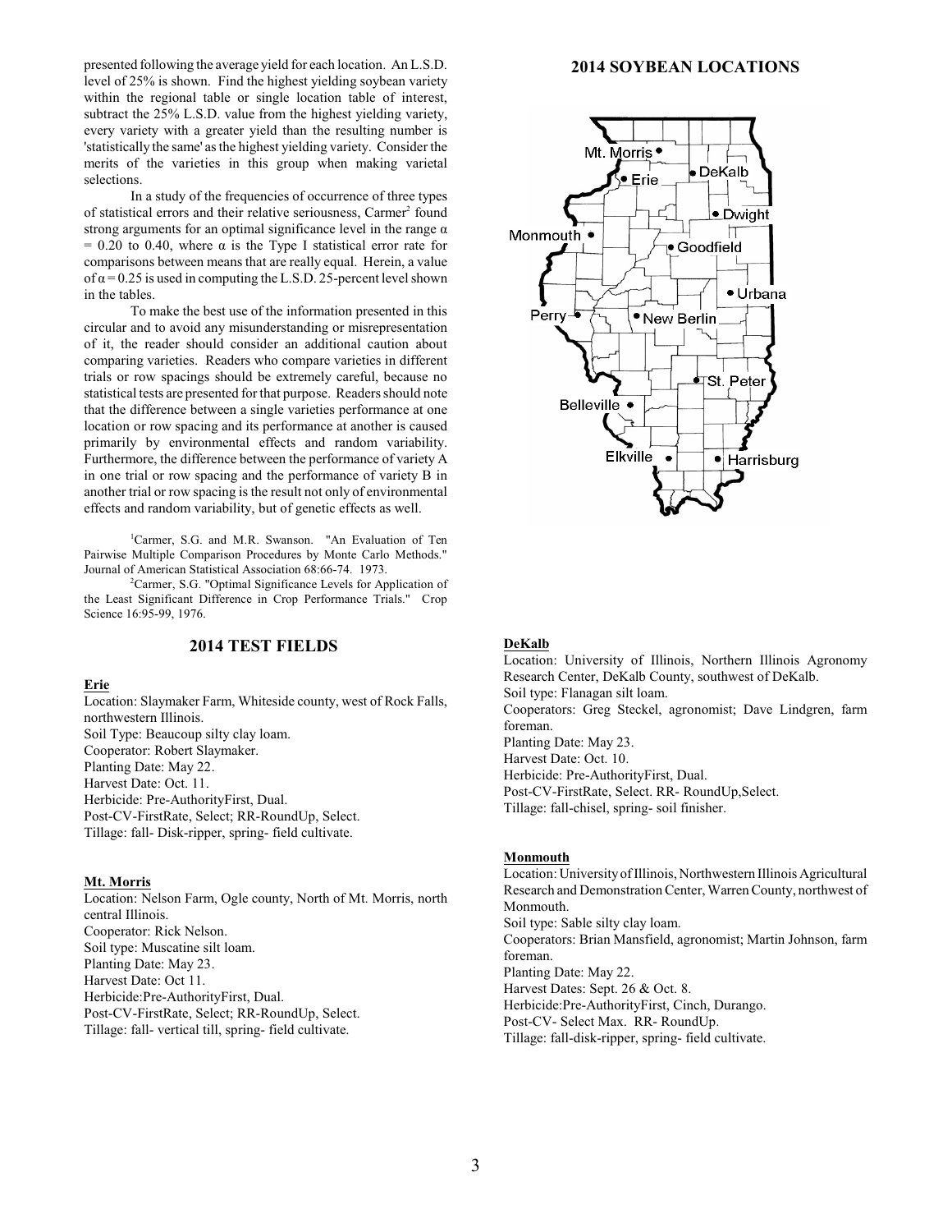presented following the average yield for each location. An L.S.D. level of 25% is shown. Find the highest yielding soybean variety within the regional table or single location table of interest, subtract the 25% L.S.D. value from the highest yielding variety, every variety with a greater yield than the resulting number is 'statistically the same' as the highest yielding variety. Consider the merits of the varieties in this group when making varietal selections.

In a study of the frequencies of occurrence of three types of statistical errors and their relative seriousness, Carmer[2] found strong arguments for an optimal significance level in the range $\alpha = 0.20$ to 0.40, where $\alpha$ is the Type I statistical error rate for comparisons between means that are really equal. Herein, a value of $\alpha = 0.25$ is used in computing the L.S.D. 25-percent level shown in the tables.

To make the best use of the information presented in this circular and to avoid any misunderstanding or misrepresentation of it, the reader should consider an additional caution about comparing varieties. Readers who compare varieties in different trials or row spacings should be extremely careful, because no statistical tests are presented for that purpose. Readers should note that the difference between a single varieties performance at one location or row spacing and its performance at another is caused primarily by environmental effects and random variability. Furthermore, the difference between the performance of variety A in one trial or row spacing and the performance of variety B in another trial or row spacing is the result not only of environmental effects and random variability, but of genetic effects as well.

[1]Carmer, S.G. and M.R. Swanson. "An Evaluation of Ten Pairwise Multiple Comparison Procedures by Monte Carlo Methods." Journal of American Statistical Association 68:66-74. 1973.

[2]Carmer, S.G. "Optimal Significance Levels for Application of the Least Significant Difference in Crop Performance Trials." Crop Science 16:95-99, 1976.

## 2014 SOYBEAN LOCATIONS

Mt. Morris, Erie, DeKalb, Dwight, Monmouth, Goodfield, Urbana, Perry, New Berlin, St. Peter, Belleville, Elkville, Harrisburg

## 2014 TEST FIELDS

**Erie**
Location: Slaymaker Farm, Whiteside county, west of Rock Falls, northwestern Illinois.
Soil Type: Beaucoup silty clay loam.
Cooperator: Robert Slaymaker.
Planting Date: May 22.
Harvest Date: Oct. 11.
Herbicide: Pre-AuthorityFirst, Dual.
Post-CV-FirstRate, Select; RR-RoundUp, Select.
Tillage: fall- Disk-ripper, spring- field cultivate.

**Mt. Morris**
Location: Nelson Farm, Ogle county, North of Mt. Morris, north central Illinois.
Cooperator: Rick Nelson.
Soil type: Muscatine silt loam.
Planting Date: May 23.
Harvest Date: Oct 11.
Herbicide:Pre-AuthorityFirst, Dual.
Post-CV-FirstRate, Select; RR-RoundUp, Select.
Tillage: fall- vertical till, spring- field cultivate.

**DeKalb**
Location: University of Illinois, Northern Illinois Agronomy Research Center, DeKalb County, southwest of DeKalb.
Soil type: Flanagan silt loam.
Cooperators: Greg Steckel, agronomist; Dave Lindgren, farm foreman.
Planting Date: May 23.
Harvest Date: Oct. 10.
Herbicide: Pre-AuthorityFirst, Dual.
Post-CV-FirstRate, Select. RR- RoundUp,Select.
Tillage: fall-chisel, spring- soil finisher.

**Monmouth**
Location: University of Illinois, Northwestern Illinois Agricultural Research and Demonstration Center, Warren County, northwest of Monmouth.
Soil type: Sable silty clay loam.
Cooperators: Brian Mansfield, agronomist; Martin Johnson, farm foreman.
Planting Date: May 22.
Harvest Dates: Sept. 26 & Oct. 8.
Herbicide:Pre-AuthorityFirst, Cinch, Durango.
Post-CV- Select Max. RR- RoundUp.
Tillage: fall-disk-ripper, spring- field cultivate.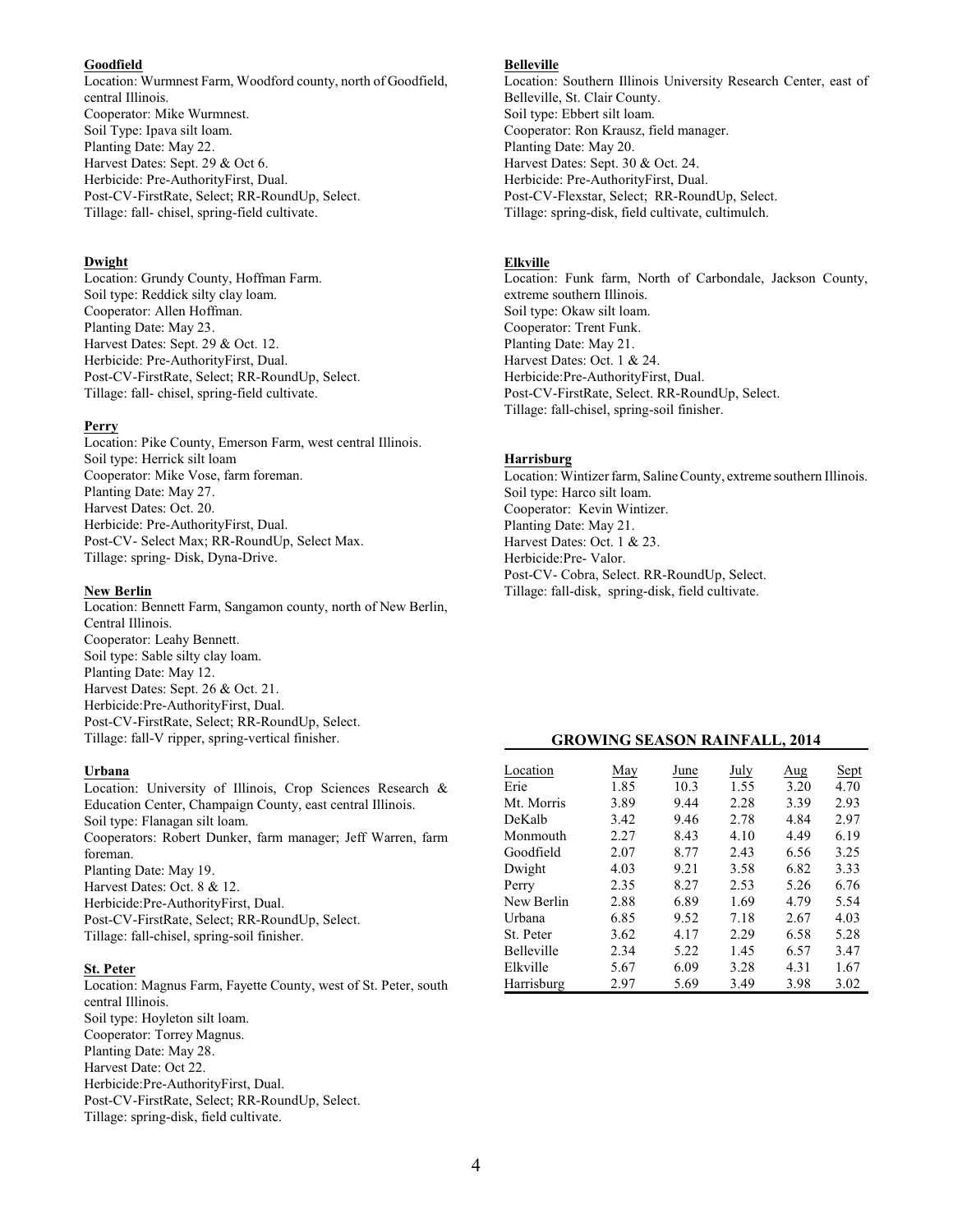**Goodfield**

Location: Wurmnest Farm, Woodford county, north of Goodfield, central Illinois.
Cooperator: Mike Wurmnest.
Soil Type: Ipava silt loam.
Planting Date: May 22.
Harvest Dates: Sept. 29 & Oct 6.
Herbicide: Pre-AuthorityFirst, Dual.
Post-CV-FirstRate, Select; RR-RoundUp, Select.
Tillage: fall- chisel, spring-field cultivate.

**Dwight**

Location: Grundy County, Hoffman Farm.
Soil type: Reddick silty clay loam.
Cooperator: Allen Hoffman.
Planting Date: May 23.
Harvest Dates: Sept. 29 & Oct. 12.
Herbicide: Pre-AuthorityFirst, Dual.
Post-CV-FirstRate, Select; RR-RoundUp, Select.
Tillage: fall- chisel, spring-field cultivate.

**Perry**

Location: Pike County, Emerson Farm, west central Illinois.
Soil type: Herrick silt loam
Cooperator: Mike Vose, farm foreman.
Planting Date: May 27.
Harvest Dates: Oct. 20.
Herbicide: Pre-AuthorityFirst, Dual.
Post-CV- Select Max; RR-RoundUp, Select Max.
Tillage: spring- Disk, Dyna-Drive.

**New Berlin**

Location: Bennett Farm, Sangamon county, north of New Berlin, Central Illinois.
Cooperator: Leahy Bennett.
Soil type: Sable silty clay loam.
Planting Date: May 12.
Harvest Dates: Sept. 26 & Oct. 21.
Herbicide:Pre-AuthorityFirst, Dual.
Post-CV-FirstRate, Select; RR-RoundUp, Select.
Tillage: fall-V ripper, spring-vertical finisher.

**Urbana**

Location: University of Illinois, Crop Sciences Research & Education Center, Champaign County, east central Illinois.
Soil type: Flanagan silt loam.
Cooperators: Robert Dunker, farm manager; Jeff Warren, farm foreman.
Planting Date: May 19.
Harvest Dates: Oct. 8 & 12.
Herbicide:Pre-AuthorityFirst, Dual.
Post-CV-FirstRate, Select; RR-RoundUp, Select.
Tillage: fall-chisel, spring-soil finisher.

**St. Peter**

Location: Magnus Farm, Fayette County, west of St. Peter, south central Illinois.
Soil type: Hoyleton silt loam.
Cooperator: Torrey Magnus.
Planting Date: May 28.
Harvest Date: Oct 22.
Herbicide:Pre-AuthorityFirst, Dual.
Post-CV-FirstRate, Select; RR-RoundUp, Select.
Tillage: spring-disk, field cultivate.

**Belleville**

Location: Southern Illinois University Research Center, east of Belleville, St. Clair County.
Soil type: Ebbert silt loam.
Cooperator: Ron Krausz, field manager.
Planting Date: May 20.
Harvest Dates: Sept. 30 & Oct. 24.
Herbicide: Pre-AuthorityFirst, Dual.
Post-CV-Flexstar, Select; RR-RoundUp, Select.
Tillage: spring-disk, field cultivate, cultimulch.

**Elkville**

Location: Funk farm, North of Carbondale, Jackson County, extreme southern Illinois.
Soil type: Okaw silt loam.
Cooperator: Trent Funk.
Planting Date: May 21.
Harvest Dates: Oct. 1 & 24.
Herbicide:Pre-AuthorityFirst, Dual.
Post-CV-FirstRate, Select. RR-RoundUp, Select.
Tillage: fall-chisel, spring-soil finisher.

**Harrisburg**

Location: Wintizer farm, Saline County, extreme southern Illinois.
Soil type: Harco silt loam.
Cooperator: Kevin Wintizer.
Planting Date: May 21.
Harvest Dates: Oct. 1 & 23.
Herbicide:Pre- Valor.
Post-CV- Cobra, Select. RR-RoundUp, Select.
Tillage: fall-disk, spring-disk, field cultivate.

**GROWING SEASON RAINFALL, 2014**

| Location | May | June | July | Aug | Sept |
|---|---|---|---|---|---|
| Erie | 1.85 | 10.3 | 1.55 | 3.20 | 4.70 |
| Mt. Morris | 3.89 | 9.44 | 2.28 | 3.39 | 2.93 |
| DeKalb | 3.42 | 9.46 | 2.78 | 4.84 | 2.97 |
| Monmouth | 2.27 | 8.43 | 4.10 | 4.49 | 6.19 |
| Goodfield | 2.07 | 8.77 | 2.43 | 6.56 | 3.25 |
| Dwight | 4.03 | 9.21 | 3.58 | 6.82 | 3.33 |
| Perry | 2.35 | 8.27 | 2.53 | 5.26 | 6.76 |
| New Berlin | 2.88 | 6.89 | 1.69 | 4.79 | 5.54 |
| Urbana | 6.85 | 9.52 | 7.18 | 2.67 | 4.03 |
| St. Peter | 3.62 | 4.17 | 2.29 | 6.58 | 5.28 |
| Belleville | 2.34 | 5.22 | 1.45 | 6.57 | 3.47 |
| Elkville | 5.67 | 6.09 | 3.28 | 4.31 | 1.67 |
| Harrisburg | 2.97 | 5.69 | 3.49 | 3.98 | 3.02 |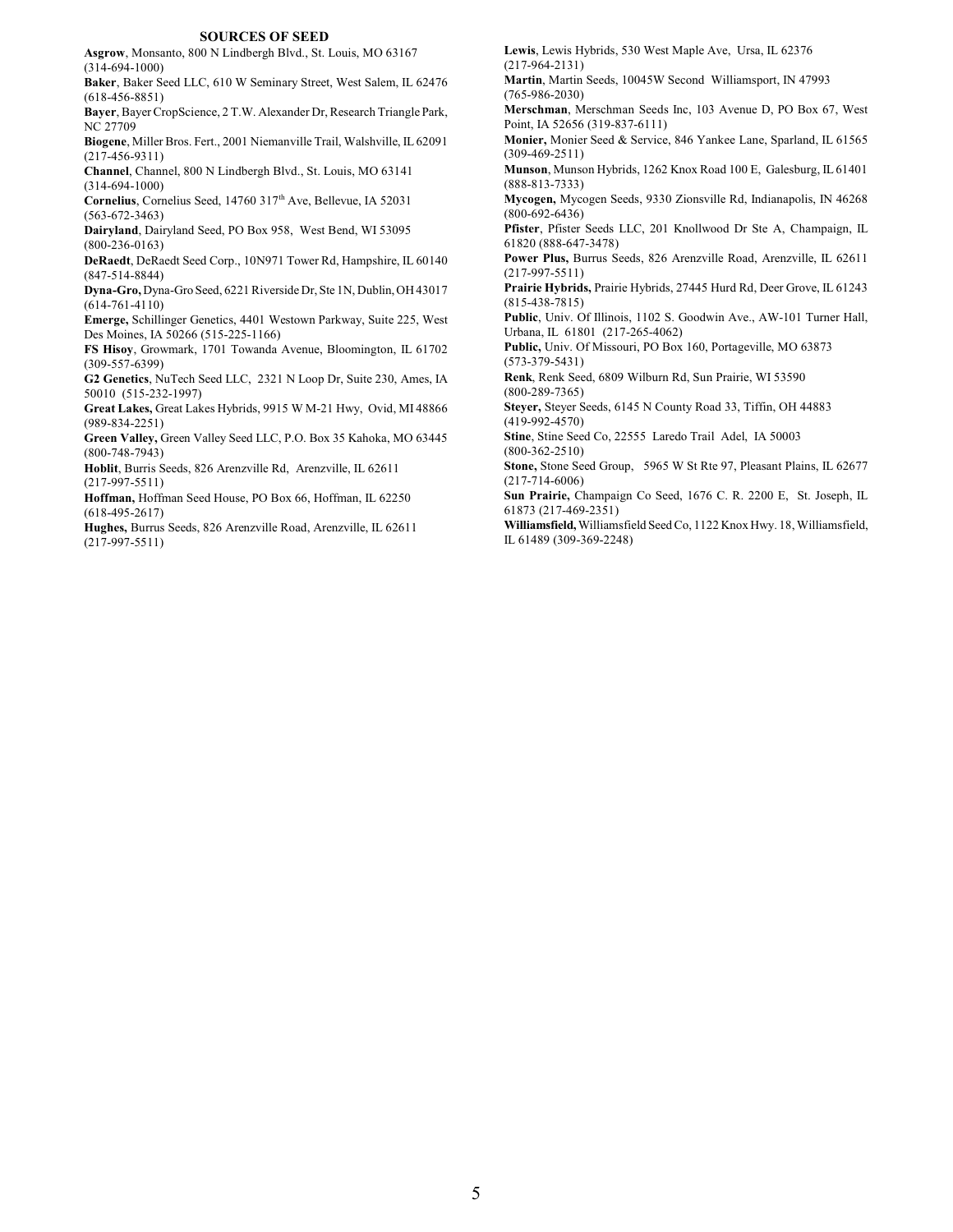## SOURCES OF SEED

**Asgrow**, Monsanto, 800 N Lindbergh Blvd., St. Louis, MO 63167 (314-694-1000)

**Baker**, Baker Seed LLC, 610 W Seminary Street, West Salem, IL 62476 (618-456-8851)

**Bayer**, Bayer CropScience, 2 T.W. Alexander Dr, Research Triangle Park, NC 27709

**Biogene**, Miller Bros. Fert., 2001 Niemanville Trail, Walshville, IL 62091 (217-456-9311)

**Channel**, Channel, 800 N Lindbergh Blvd., St. Louis, MO 63141 (314-694-1000)

**Cornelius**, Cornelius Seed, 14760 317th Ave, Bellevue, IA 52031 (563-672-3463)

**Dairyland**, Dairyland Seed, PO Box 958, West Bend, WI 53095 (800-236-0163)

**DeRaedt**, DeRaedt Seed Corp., 10N971 Tower Rd, Hampshire, IL 60140 (847-514-8844)

**Dyna-Gro,** Dyna-Gro Seed, 6221 Riverside Dr, Ste 1N, Dublin, OH 43017 (614-761-4110)

**Emerge,** Schillinger Genetics, 4401 Westown Parkway, Suite 225, West Des Moines, IA 50266 (515-225-1166)

**FS Hisoy**, Growmark, 1701 Towanda Avenue, Bloomington, IL 61702 (309-557-6399)

**G2 Genetics**, NuTech Seed LLC, 2321 N Loop Dr, Suite 230, Ames, IA 50010 (515-232-1997)

**Great Lakes,** Great Lakes Hybrids, 9915 W M-21 Hwy, Ovid, MI 48866 (989-834-2251)

**Green Valley,** Green Valley Seed LLC, P.O. Box 35 Kahoka, MO 63445 (800-748-7943)

**Hoblit**, Burris Seeds, 826 Arenzville Rd, Arenzville, IL 62611 (217-997-5511)

**Hoffman,** Hoffman Seed House, PO Box 66, Hoffman, IL 62250 (618-495-2617)

**Hughes,** Burrus Seeds, 826 Arenzville Road, Arenzville, IL 62611 (217-997-5511)

**Lewis**, Lewis Hybrids, 530 West Maple Ave, Ursa, IL 62376 (217-964-2131)

**Martin**, Martin Seeds, 10045W Second Williamsport, IN 47993 (765-986-2030)

**Merschman**, Merschman Seeds Inc, 103 Avenue D, PO Box 67, West Point, IA 52656 (319-837-6111)

**Monier,** Monier Seed & Service, 846 Yankee Lane, Sparland, IL 61565 (309-469-2511)

**Munson**, Munson Hybrids, 1262 Knox Road 100 E, Galesburg, IL 61401 (888-813-7333)

**Mycogen,** Mycogen Seeds, 9330 Zionsville Rd, Indianapolis, IN 46268 (800-692-6436)

**Pfister**, Pfister Seeds LLC, 201 Knollwood Dr Ste A, Champaign, IL 61820 (888-647-3478)

**Power Plus,** Burrus Seeds, 826 Arenzville Road, Arenzville, IL 62611 (217-997-5511)

**Prairie Hybrids,** Prairie Hybrids, 27445 Hurd Rd, Deer Grove, IL 61243 (815-438-7815)

**Public**, Univ. Of Illinois, 1102 S. Goodwin Ave., AW-101 Turner Hall, Urbana, IL 61801 (217-265-4062)

**Public,** Univ. Of Missouri, PO Box 160, Portageville, MO 63873 (573-379-5431)

**Renk**, Renk Seed, 6809 Wilburn Rd, Sun Prairie, WI 53590 (800-289-7365)

**Steyer,** Steyer Seeds, 6145 N County Road 33, Tiffin, OH 44883 (419-992-4570)

**Stine**, Stine Seed Co, 22555 Laredo Trail Adel, IA 50003 (800-362-2510)

**Stone,** Stone Seed Group, 5965 W St Rte 97, Pleasant Plains, IL 62677 (217-714-6006)

**Sun Prairie,** Champaign Co Seed, 1676 C. R. 2200 E, St. Joseph, IL 61873 (217-469-2351)

**Williamsfield,** Williamsfield Seed Co, 1122 Knox Hwy. 18, Williamsfield, IL 61489 (309-369-2248)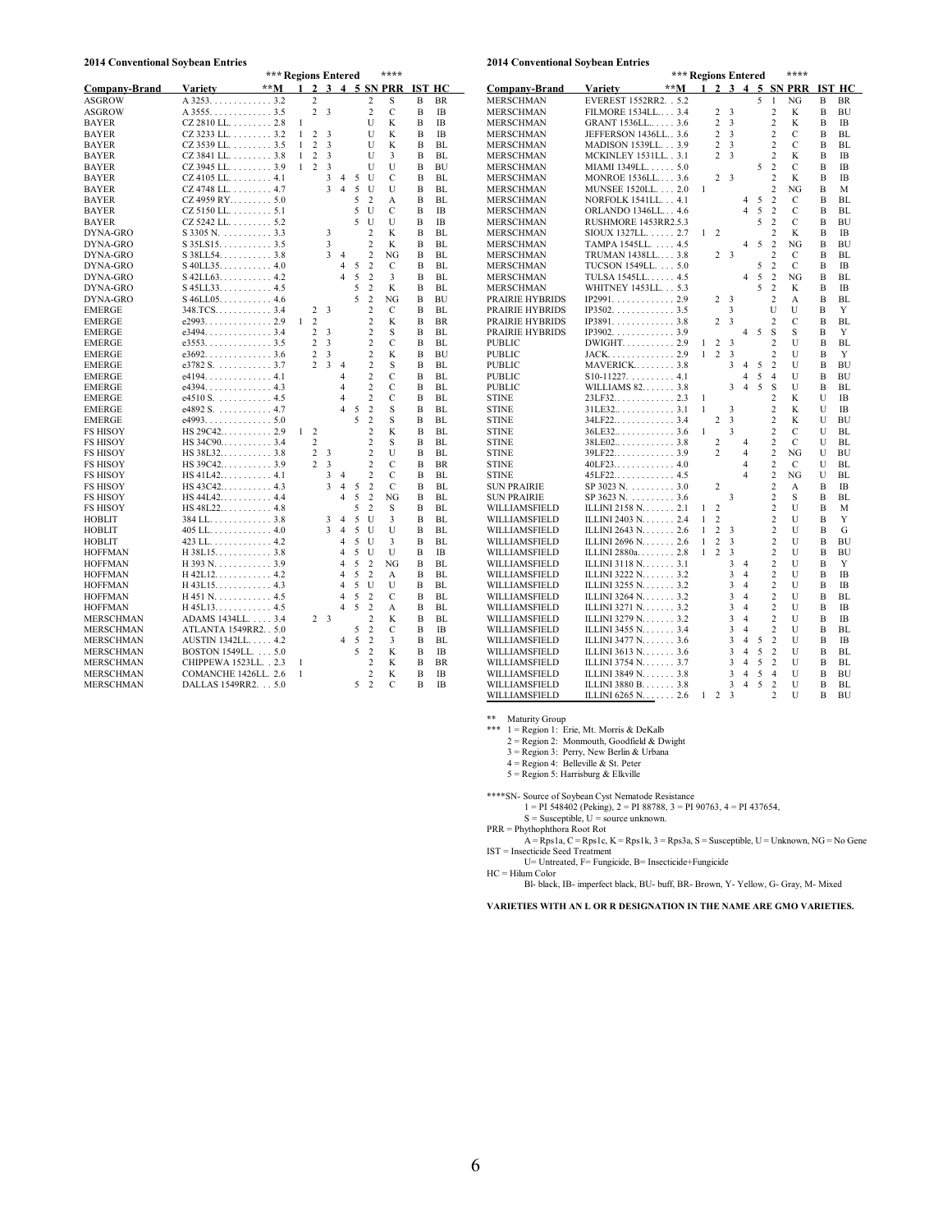## 2014 Conventional Soybean Entries

| Company-Brand | Variety | **M | 1 | 2 | 3 | 4 | 5 | SN | PRR | IST | HC |
|---|---|---|---|---|---|---|---|---|---|---|---|
| | | | *** Regions Entered | | | | | **** | | | |
| ASGROW | A 3253 | 3.2 | | 2 | | | | 2 | S | B | BR |
| ASGROW | A 3555 | 3.5 | | 2 | 3 | | | 2 | C | B | IB |
| BAYER | CZ 2810 LL | 2.8 | 1 | | | | | U | K | B | IB |
| BAYER | CZ 3233 LL | 3.2 | 1 | 2 | 3 | | | U | K | B | IB |
| BAYER | CZ 3539 LL | 3.5 | 1 | 2 | 3 | | | U | K | B | BL |
| BAYER | CZ 3841 LL | 3.8 | 1 | 2 | 3 | | | U | 3 | B | BL |
| BAYER | CZ 3945 LL | 3.9 | 1 | 2 | 3 | | | U | U | B | BU |
| BAYER | CZ 4105 LL | 4.1 | | | 3 | 4 | 5 | U | C | B | BL |
| BAYER | CZ 4748 LL | 4.7 | | | 3 | 4 | 5 | U | U | B | BL |
| BAYER | CZ 4959 RY | 5.0 | | | | | 5 | 2 | A | B | BL |
| BAYER | CZ 5150 LL | 5.1 | | | | | 5 | U | C | B | IB |
| BAYER | CZ 5242 LL | 5.2 | | | | | 5 | U | U | B | IB |
| DYNA-GRO | S 3305 N | 3.3 | | | 3 | | | 2 | K | B | BL |
| DYNA-GRO | S 35LS15 | 3.5 | | | 3 | | | 2 | K | B | BL |
| DYNA-GRO | S 38LL54 | 3.8 | | | 3 | 4 | | 2 | NG | B | BL |
| DYNA-GRO | S 40LL35 | 4.0 | | | | 4 | 5 | 2 | C | B | BL |
| DYNA-GRO | S 42LL63 | 4.2 | | | | 4 | 5 | 2 | 3 | B | BL |
| DYNA-GRO | S 45LL33 | 4.5 | | | | | 5 | 2 | K | B | BL |
| DYNA-GRO | S 46LL05 | 4.6 | | | | | 5 | 2 | NG | B | BU |
| EMERGE | 348.TCS | 3.4 | | 2 | 3 | | | 2 | C | B | BL |
| EMERGE | e2993 | 2.9 | 1 | 2 | | | | 2 | K | B | BR |
| EMERGE | e3494 | 3.4 | | 2 | 3 | | | 2 | S | B | BL |
| EMERGE | e3553 | 3.5 | | 2 | 3 | | | 2 | C | B | BL |
| EMERGE | e3692 | 3.6 | | 2 | 3 | | | 2 | K | B | BU |
| EMERGE | e3782 S | 3.7 | | 2 | 3 | 4 | | 2 | S | B | BL |
| EMERGE | e4194 | 4.1 | | | | 4 | | 2 | C | B | BL |
| EMERGE | e4394 | 4.3 | | | | 4 | | 2 | C | B | BL |
| EMERGE | e4510 S | 4.5 | | | | 4 | | 2 | C | B | BL |
| EMERGE | e4892 S | 4.7 | | | | 4 | 5 | 2 | S | B | BL |
| EMERGE | e4993 | 5.0 | | | | | 5 | 2 | S | B | BL |
| FS HISOY | HS 29C42 | 2.9 | 1 | 2 | | | | 2 | K | B | BL |
| FS HISOY | HS 34C90 | 3.4 | | 2 | | | | 2 | S | B | BL |
| FS HISOY | HS 38L32 | 3.8 | | 2 | 3 | | | 2 | U | B | BL |
| FS HISOY | HS 39C42 | 3.9 | | 2 | 3 | | | 2 | C | B | BR |
| FS HISOY | HS 41L42 | 4.1 | | | 3 | 4 | | 2 | C | B | BL |
| FS HISOY | HS 43C42 | 4.3 | | | 3 | 4 | 5 | 2 | C | B | BL |
| FS HISOY | HS 44L42 | 4.4 | | | | 4 | 5 | 2 | NG | B | BL |
| FS HISOY | HS 48L22 | 4.8 | | | | | 5 | 2 | S | B | BL |
| HOBLIT | 384 LL | 3.8 | | | 3 | 4 | 5 | U | 3 | B | BL |
| HOBLIT | 405 LL | 4.0 | | | 3 | 4 | 5 | U | U | B | BL |
| HOBLIT | 423 LL | 4.2 | | | | 4 | 5 | U | 3 | B | BL |
| HOFFMAN | H 38L15 | 3.8 | | | | 4 | 5 | U | U | B | IB |
| HOFFMAN | H 393 N | 3.9 | | | | 4 | 5 | 2 | NG | B | BL |
| HOFFMAN | H 42L12 | 4.2 | | | | 4 | 5 | 2 | A | B | BL |
| HOFFMAN | H 43L15 | 4.3 | | | | 4 | 5 | U | U | B | BL |
| HOFFMAN | H 451 N | 4.5 | | | | 4 | 5 | 2 | C | B | BL |
| HOFFMAN | H 45L13 | 4.5 | | | | 4 | 5 | 2 | A | B | BL |
| MERSCHMAN | ADAMS 1434LL | 3.4 | | 2 | 3 | | | 2 | K | B | BL |
| MERSCHMAN | ATLANTA 1549RR2 | 5.0 | | | | | 5 | 2 | C | B | IB |
| MERSCHMAN | AUSTIN 1342LL | 4.2 | | | | 4 | 5 | 2 | 3 | B | BL |
| MERSCHMAN | BOSTON 1549LL | 5.0 | | | | | 5 | 2 | K | B | IB |
| MERSCHMAN | CHIPPEWA 1523LL | 2.3 | 1 | | | | | 2 | K | B | BR |
| MERSCHMAN | COMANCHE 1426LL | 2.6 | 1 | | | | | 2 | K | B | IB |
| MERSCHMAN | DALLAS 1549RR2 | 5.0 | | | | | 5 | 2 | C | B | IB |
| MERSCHMAN | EVEREST 1552RR2 | 5.2 | | | | | 5 | 1 | NG | B | BR |
| MERSCHMAN | FILMORE 1534LL | 3.4 | | 2 | 3 | | | 2 | K | B | BU |
| MERSCHMAN | GRANT 1536LL | 3.6 | | 2 | 3 | | | 2 | K | B | IB |
| MERSCHMAN | JEFFERSON 1436LL | 3.6 | | 2 | 3 | | | 2 | C | B | BL |
| MERSCHMAN | MADISON 1539LL | 3.9 | | 2 | 3 | | | 2 | C | B | BL |
| MERSCHMAN | MCKINLEY 1531LL | 3.1 | | 2 | 3 | | | 2 | K | B | IB |
| MERSCHMAN | MIAMI 1349LL | 5.0 | | | | | 5 | 2 | C | B | IB |
| MERSCHMAN | MONROE 1536LL | 3.6 | | 2 | 3 | | | 2 | K | B | IB |
| MERSCHMAN | MUNSEE 1520LL | 2.0 | 1 | | | | | 2 | NG | B | M |
| MERSCHMAN | NORFOLK 1541LL | 4.1 | | | | 4 | 5 | 2 | C | B | BL |
| MERSCHMAN | ORLANDO 1346LL | 4.6 | | | | 4 | 5 | 2 | C | B | BL |
| MERSCHMAN | RUSHMORE 1453RR2 | 5.3 | | | | | 5 | 2 | C | B | BU |
| MERSCHMAN | SIOUX 1327LL | 2.7 | 1 | 2 | | | | 2 | K | B | IB |
| MERSCHMAN | TAMPA 1545LL | 4.5 | | | | 4 | 5 | 2 | NG | B | BU |
| MERSCHMAN | TRUMAN 1438LL | 3.8 | | 2 | 3 | | | 2 | C | B | BL |
| MERSCHMAN | TUCSON 1549LL | 5.0 | | | | | 5 | 2 | C | B | IB |
| MERSCHMAN | TULSA 1545LL | 4.5 | | | | 4 | 5 | 2 | NG | B | BL |
| MERSCHMAN | WHITNEY 1453LL | 5.3 | | | | | 5 | 2 | K | B | IB |
| PRAIRIE HYBRIDS | IP2991 | 2.9 | | 2 | 3 | | | 2 | A | B | BL |
| PRAIRIE HYBRIDS | IP3502 | 3.5 | | | 3 | | | U | U | B | Y |
| PRAIRIE HYBRIDS | IP3891 | 3.8 | | 2 | 3 | | | 2 | C | B | BL |
| PRAIRIE HYBRIDS | IP3902 | 3.9 | | | | 4 | 5 | S | S | B | Y |
| PUBLIC | DWIGHT | 2.9 | 1 | 2 | 3 | | | 2 | U | B | BL |
| PUBLIC | JACK | 2.9 | 1 | 2 | 3 | | | 2 | U | B | Y |
| PUBLIC | MAVERICK | 3.8 | | | 3 | 4 | 5 | 2 | U | B | BU |
| PUBLIC | S10-11227 | 4.1 | | | | 4 | 5 | 4 | U | B | BU |
| PUBLIC | WILLIAMS 82 | 3.8 | | | 3 | 4 | 5 | S | U | B | BL |
| STINE | 23LF32 | 2.3 | 1 | | | | | 2 | K | U | IB |
| STINE | 31LE32 | 3.1 | 1 | | 3 | | | 2 | K | U | IB |
| STINE | 34LF22 | 3.4 | | 2 | 3 | | | 2 | K | U | BU |
| STINE | 36LE32 | 3.6 | 1 | | 3 | | | 2 | C | U | BL |
| STINE | 38LE02 | 3.8 | | 2 | | 4 | | 2 | C | U | BL |
| STINE | 39LF22 | 3.9 | | 2 | | 4 | | 2 | NG | U | BU |
| STINE | 40LF23 | 4.0 | | | | 4 | | 2 | C | U | BL |
| STINE | 45LF22 | 4.5 | | | | 4 | | 2 | NG | U | BL |
| SUN PRAIRIE | SP 3023 N | 3.0 | | 2 | | | | 2 | A | B | IB |
| SUN PRAIRIE | SP 3623 N | 3.6 | | | 3 | | | 2 | S | B | BL |
| WILLIAMSFIELD | ILLINI 2158 N | 2.1 | 1 | 2 | | | | 2 | U | B | M |
| WILLIAMSFIELD | ILLINI 2403 N | 2.4 | 1 | 2 | | | | 2 | U | B | Y |
| WILLIAMSFIELD | ILLINI 2643 N | 2.6 | 1 | 2 | 3 | | | 2 | U | B | G |
| WILLIAMSFIELD | ILLINI 2696 N | 2.6 | 1 | 2 | 3 | | | 2 | U | B | BU |
| WILLIAMSFIELD | ILLINI 2880a | 2.8 | 1 | 2 | 3 | | | 2 | U | B | BU |
| WILLIAMSFIELD | ILLINI 3118 N | 3.1 | | | 3 | 4 | | 2 | U | B | Y |
| WILLIAMSFIELD | ILLINI 3222 N | 3.2 | | | 3 | 4 | | 2 | U | B | IB |
| WILLIAMSFIELD | ILLINI 3255 N | 3.2 | | | 3 | 4 | | 2 | U | B | IB |
| WILLIAMSFIELD | ILLINI 3264 N | 3.2 | | | 3 | 4 | | 2 | U | B | BL |
| WILLIAMSFIELD | ILLINI 3271 N | 3.2 | | | 3 | 4 | | 2 | U | B | IB |
| WILLIAMSFIELD | ILLINI 3279 N | 3.2 | | | 3 | 4 | | 2 | U | B | IB |
| WILLIAMSFIELD | ILLINI 3455 N | 3.4 | | | 3 | 4 | | 2 | U | B | BL |
| WILLIAMSFIELD | ILLINI 3477 N | 3.6 | | | 3 | 4 | 5 | 2 | U | B | IB |
| WILLIAMSFIELD | ILLINI 3613 N | 3.6 | | | 3 | 4 | 5 | 2 | U | B | BL |
| WILLIAMSFIELD | ILLINI 3754 N | 3.7 | | | 3 | 4 | 5 | 2 | U | B | BL |
| WILLIAMSFIELD | ILLINI 3849 N | 3.8 | | | 3 | 4 | 5 | 4 | U | B | BU |
| WILLIAMSFIELD | ILLINI 3880 B | 3.8 | | | 3 | 4 | 5 | 2 | U | B | BL |
| WILLIAMSFIELD | ILLINI 6265 N | 2.6 | 1 | 2 | 3 | | | 2 | U | B | BU |

** Maturity Group

*** 1 = Region 1: Erie, Mt. Morris & DeKalb
2 = Region 2: Monmouth, Goodfield & Dwight
3 = Region 3: Perry, New Berlin & Urbana
4 = Region 4: Belleville & St. Peter
5 = Region 5: Harrisburg & Elkville

****SN- Source of Soybean Cyst Nematode Resistance
1 = PI 548402 (Peking), 2 = PI 88788, 3 = PI 90763, 4 = PI 437654,
S = Susceptible, U = source unknown.

PRR = Phythophthora Root Rot
A = Rps1a, C = Rps1c, K = Rps1k, 3 = Rps3a, S = Susceptible, U = Unknown, NG = No Gene

IST = Insecticide Seed Treatment
U= Untreated, F= Fungicide, B= Insecticide+Fungicide

HC = Hilum Color
Bl- black, IB- imperfect black, BU- buff, BR- Brown, Y- Yellow, G- Gray, M- Mixed

**VARIETIES WITH AN L OR R DESIGNATION IN THE NAME ARE GMO VARIETIES.**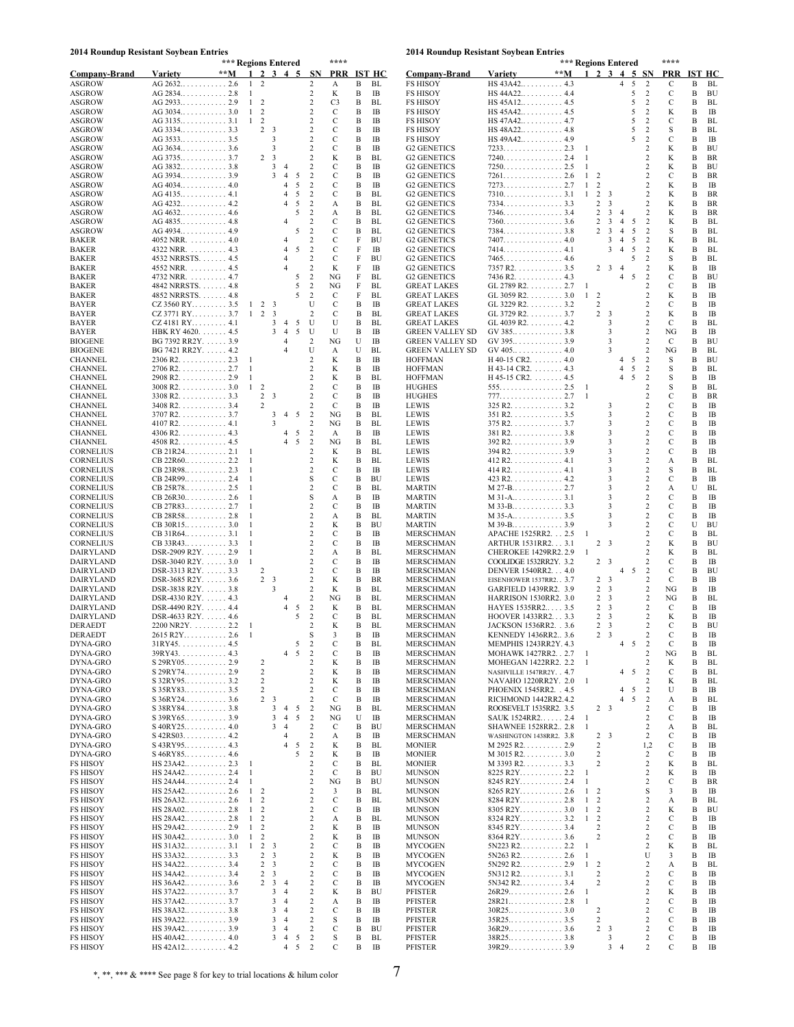## 2014 Roundup Resistant Soybean Entries

| Company-Brand | Variety | **M | *** Regions Entered 1 | 2 | 3 | 4 | 5 | SN | **** PRR | IST | HC |
|---|---|---|---|---|---|---|---|---|---|---|---|
| ASGROW | AG 2632 | 2.6 | 1 | 2 | | | | 2 | A | B | BL |
| ASGROW | AG 2834 | 2.8 | 1 | | | | | 2 | K | B | IB |
| ASGROW | AG 2933 | 2.9 | 1 | 2 | | | | 2 | C3 | B | BL |
| ASGROW | AG 3034 | 3.0 | 1 | 2 | | | | 2 | C | B | IB |
| ASGROW | AG 3135 | 3.1 | 1 | 2 | | | | 2 | C | B | BL |
| ASGROW | AG 3334 | 3.3 | | 2 | 3 | | | 2 | C | B | IB |
| ASGROW | AG 3533 | 3.5 | | | 3 | | | 2 | C | B | IB |
| ASGROW | AG 3634 | 3.6 | | | 3 | | | 2 | C | B | IB |
| ASGROW | AG 3735 | 3.7 | | 2 | 3 | | | 2 | K | B | BL |
| ASGROW | AG 3832 | 3.8 | | | 3 | 4 | | 2 | C | B | IB |
| ASGROW | AG 3934 | 3.9 | | | 3 | 4 | 5 | 2 | C | B | IB |
| ASGROW | AG 4034 | 4.0 | | | | 4 | 5 | 2 | C | B | IB |
| ASGROW | AG 4135 | 4.1 | | | | 4 | 5 | 2 | C | B | BL |
| ASGROW | AG 4232 | 4.2 | | | | 4 | 5 | 2 | A | B | BL |
| ASGROW | AG 4632 | 4.6 | | | | | 5 | 2 | A | B | BL |
| ASGROW | AG 4835 | 4.8 | | | | 4 | | 2 | C | B | BL |
| ASGROW | AG 4934 | 4.9 | | | | | 5 | 2 | C | B | BL |
| BAKER | 4052 NRR. | 4.0 | | | | 4 | | 2 | C | F | BU |
| BAKER | 4322 NRR. | 4.3 | | | | 4 | 5 | 2 | C | F | IB |
| BAKER | 4532 NRRSTS. | 4.5 | | | | 4 | | 2 | C | F | BU |
| BAKER | 4552 NRR. | 4.5 | | | | 4 | | 2 | K | F | IB |
| BAKER | 4732 NRR. | 4.7 | | | | | 5 | 2 | NG | F | BL |
| BAKER | 4842 NRRSTS. | 4.8 | | | | | 5 | 2 | NG | F | BL |
| BAKER | 4852 NRRSTS. | 4.8 | | | | | 5 | 2 | C | F | BL |
| BAYER | CZ 3560 RY | 3.5 | 1 | 2 | 3 | | | U | C | B | IB |
| BAYER | CZ 3771 RY | 3.7 | 1 | 2 | 3 | | | 2 | C | B | BL |
| BAYER | CZ 4181 RY | 4.1 | | | 3 | 4 | 5 | U | U | B | BL |
| BAYER | HBK RY 4620. | 4.5 | | | 3 | 4 | 5 | U | U | B | IB |
| BIOGENE | BG 7392 RR2Y. | 3.9 | | | | 4 | | 2 | NG | U | IB |
| BIOGENE | BG 7421 RR2Y. | 4.2 | | | | 4 | | U | A | U | BL |
| CHANNEL | 2306 R2. | 2.3 | 1 | | | | | 2 | K | B | IB |
| CHANNEL | 2706 R2. | 2.7 | 1 | | | | | 2 | K | B | IB |
| CHANNEL | 2908 R2. | 2.9 | 1 | | | | | 2 | K | B | BL |
| CHANNEL | 3008 R2. | 3.0 | 1 | 2 | | | | 2 | C | B | BL |
| CHANNEL | 3308 R2. | 3.3 | | 2 | 3 | | | 2 | C | B | IB |
| CHANNEL | 3408 R2. | 3.4 | | 2 | | | | 2 | C | B | IB |
| CHANNEL | 3707 R2. | 3.7 | | | 3 | 4 | 5 | 2 | NG | B | BL |
| CHANNEL | 4107 R2. | 4.1 | | | 3 | | | 2 | NG | B | BL |
| CHANNEL | 4306 R2. | 4.3 | | | | 4 | 5 | 2 | A | B | IB |
| CHANNEL | 4508 R2. | 4.5 | | | | 4 | 5 | 2 | NG | B | BL |
| CORNELIUS | CB 21R24 | 2.1 | 1 | | | | | 2 | K | B | BL |
| CORNELIUS | CB 22R60 | 2.2 | 1 | | | | | 2 | K | B | BL |
| CORNELIUS | CB 23R98 | 2.3 | 1 | | | | | 2 | C | B | IB |
| CORNELIUS | CB 24R99 | 2.4 | 1 | | | | | S | C | B | BU |
| CORNELIUS | CB 25R78 | 2.5 | 1 | | | | | 2 | C | B | BL |
| CORNELIUS | CB 26R30 | 2.6 | 1 | | | | | S | A | B | IB |
| CORNELIUS | CB 27R83 | 2.7 | 1 | | | | | 2 | C | B | IB |
| CORNELIUS | CB 28R58 | 2.8 | 1 | | | | | 2 | A | B | BL |
| CORNELIUS | CB 30R15 | 3.0 | 1 | | | | | 2 | K | B | BU |
| CORNELIUS | CB 31R64 | 3.1 | 1 | | | | | 2 | C | B | IB |
| CORNELIUS | CB 33R43 | 3.3 | 1 | | | | | 2 | C | B | IB |
| DAIRYLAND | DSR-2909 R2Y. | 2.9 | 1 | | | | | 2 | A | B | BL |
| DAIRYLAND | DSR-3040 R2Y. | 3.0 | 1 | | | | | 2 | C | B | BL |
| DAIRYLAND | DSR-3313 R2Y. | 3.3 | | 2 | | | | 2 | C | B | IB |
| DAIRYLAND | DSR-3685 R2Y. | 3.6 | | 2 | 3 | | | 2 | K | B | BR |
| DAIRYLAND | DSR-3838 R2Y. | 3.8 | | | 3 | | | 2 | K | B | BL |
| DAIRYLAND | DSR-4330 R2Y. | 4.3 | | | | 4 | | 2 | NG | B | BL |
| DAIRYLAND | DSR-4490 R2Y. | 4.4 | | | | 4 | 5 | 2 | K | B | BL |
| DAIRYLAND | DSR-4633 R2Y. | 4.6 | | | | | 5 | 2 | C | B | BL |
| DERAEDT | 2200 NR2Y. | 2.2 | 1 | | | | | 2 | K | B | BL |
| DERAEDT | 2615 R2Y | 2.6 | 1 | | | | | S | 3 | B | IB |
| DYNA-GRO | 31RY45. | 4.5 | | | | | 5 | 2 | C | B | BL |
| DYNA-GRO | 39RY43. | 4.3 | | | | 4 | 5 | 2 | C | B | IB |
| DYNA-GRO | S 29RY05 | 2.9 | | 2 | | | | 2 | K | B | IB |
| DYNA-GRO | S 29RY74 | 2.9 | | 2 | | | | 2 | K | B | IB |
| DYNA-GRO | S 32RY95 | 3.2 | | 2 | | | | 2 | K | B | IB |
| DYNA-GRO | S 35RY83 | 3.5 | | 2 | | | | 2 | C | B | IB |
| DYNA-GRO | S 36RY24 | 3.6 | | 2 | 3 | | | 2 | C | B | IB |
| DYNA-GRO | S 38RY84 | 3.8 | | | 3 | 4 | 5 | 2 | NG | B | BL |
| DYNA-GRO | S 39RY65 | 3.9 | | | 3 | 4 | 5 | 2 | NG | U | IB |
| DYNA-GRO | S 40RY25 | 4.0 | | | 3 | 4 | | 2 | C | B | BU |
| DYNA-GRO | S 42RS03 | 4.2 | | | | 4 | | 2 | A | B | IB |
| DYNA-GRO | S 43RY95 | 4.3 | | | | 4 | 5 | 2 | K | B | BL |
| DYNA-GRO | S 46RY85 | 4.6 | | | | | 5 | 2 | K | B | IB |
| FS HISOY | HS 23A42 | 2.3 | 1 | | | | | 2 | C | B | BL |
| FS HISOY | HS 24A42 | 2.4 | 1 | | | | | 2 | C | B | BU |
| FS HISOY | HS 24A44 | 2.4 | 1 | | | | | 2 | NG | B | BU |
| FS HISOY | HS 25A42 | 2.6 | 1 | 2 | | | | 2 | 3 | B | BL |
| FS HISOY | HS 26A32 | 2.6 | 1 | 2 | | | | 2 | C | B | BL |
| FS HISOY | HS 28A02 | 2.8 | 1 | 2 | | | | 2 | C | B | IB |
| FS HISOY | HS 28A42 | 2.8 | 1 | 2 | | | | 2 | A | B | BL |
| FS HISOY | HS 29A42 | 2.9 | 1 | 2 | | | | 2 | K | B | IB |
| FS HISOY | HS 30A42 | 3.0 | 1 | 2 | | | | 2 | K | B | IB |
| FS HISOY | HS 31A32 | 3.1 | 1 | 2 | 3 | | | 2 | C | B | IB |
| FS HISOY | HS 33A32 | 3.3 | | 2 | 3 | | | 2 | K | B | IB |
| FS HISOY | HS 34A22 | 3.4 | | 2 | 3 | | | 2 | C | B | IB |
| FS HISOY | HS 34A42 | 3.4 | | 2 | 3 | | | 2 | C | B | IB |
| FS HISOY | HS 36A42 | 3.6 | | 2 | 3 | 4 | | 2 | C | B | IB |
| FS HISOY | HS 37A22 | 3.7 | | | 3 | 4 | | 2 | K | B | BU |
| FS HISOY | HS 37A42 | 3.7 | | | 3 | 4 | | 2 | A | B | IB |
| FS HISOY | HS 38A32 | 3.8 | | | 3 | 4 | | 2 | C | B | IB |
| FS HISOY | HS 39A22 | 3.9 | | | 3 | 4 | | 2 | S | B | IB |
| FS HISOY | HS 39A42 | 3.9 | | | 3 | 4 | | 2 | C | B | BU |
| FS HISOY | HS 40A42 | 4.0 | | | 3 | 4 | 5 | 2 | S | B | BL |
| FS HISOY | HS 42A12 | 4.2 | | | | 4 | 5 | 2 | C | B | IB |
| FS HISOY | HS 43A42 | 4.3 | | | | 4 | 5 | 2 | C | B | BL |
| FS HISOY | HS 44A22 | 4.4 | | | | | 5 | 2 | C | B | BU |
| FS HISOY | HS 45A12 | 4.5 | | | | | 5 | 2 | C | B | BL |
| FS HISOY | HS 45A42 | 4.5 | | | | | 5 | 2 | K | B | IB |
| FS HISOY | HS 47A42 | 4.7 | | | | | 5 | 2 | C | B | BL |
| FS HISOY | HS 48A22 | 4.8 | | | | | 5 | 2 | S | B | BL |
| FS HISOY | HS 49A42 | 4.9 | | | | | 5 | 2 | C | B | IB |
| G2 GENETICS | 7233 | 2.3 | 1 | | | | | 2 | K | B | BU |
| G2 GENETICS | 7240 | 2.4 | 1 | | | | | 2 | K | B | BR |
| G2 GENETICS | 7250 | 2.5 | 1 | | | | | 2 | K | B | BU |
| G2 GENETICS | 7261 | 2.6 | 1 | 2 | | | | 2 | C | B | BR |
| G2 GENETICS | 7273 | 2.7 | 1 | 2 | | | | 2 | K | B | IB |
| G2 GENETICS | 7310 | 3.1 | 1 | 2 | 3 | | | 2 | K | B | BR |
| G2 GENETICS | 7334 | 3.3 | | 2 | 3 | | | 2 | K | B | BR |
| G2 GENETICS | 7346 | 3.4 | | 2 | 3 | 4 | | 2 | K | B | BR |
| G2 GENETICS | 7360 | 3.6 | | 2 | 3 | 4 | 5 | 2 | K | B | BL |
| G2 GENETICS | 7384 | 3.8 | | 2 | 3 | 4 | 5 | 2 | S | B | BL |
| G2 GENETICS | 7407 | 4.0 | | | 3 | 4 | 5 | 2 | K | B | BL |
| G2 GENETICS | 7414 | 4.1 | | | 3 | 4 | 5 | 2 | K | B | BL |
| G2 GENETICS | 7465 | 4.6 | | | | | 5 | 2 | S | B | BL |
| G2 GENETICS | 7357 R2 | 3.5 | | 2 | 3 | 4 | | 2 | K | B | IB |
| G2 GENETICS | 7436 R2 | 4.3 | | | | 4 | 5 | 2 | C | B | BU |
| GREAT LAKES | GL 2789 R2 | 2.7 | 1 | | | | | 2 | C | B | IB |
| GREAT LAKES | GL 3059 R2 | 3.0 | 1 | 2 | | | | 2 | K | B | IB |
| GREAT LAKES | GL 3229 R2 | 3.2 | | 2 | | | | 2 | C | B | IB |
| GREAT LAKES | GL 3729 R2 | 3.7 | | 2 | 3 | | | 2 | K | B | IB |
| GREAT LAKES | GL 4039 R2 | 4.2 | | | 3 | | | 2 | C | B | BL |
| GREEN VALLEY SD | GV 385 | 3.8 | | | 3 | | | 2 | NG | B | IB |
| GREEN VALLEY SD | GV 395 | 3.9 | | | 3 | | | 2 | C | B | BU |
| GREEN VALLEY SD | GV 405 | 4.0 | | | 3 | | | 2 | NG | B | BL |
| HOFFMAN | H 40-15 CR2. | 4.0 | | | | 4 | 5 | 2 | S | B | BU |
| HOFFMAN | H 43-14 CR2. | 4.3 | | | | 4 | 5 | 2 | S | B | BL |
| HOFFMAN | H 45-15 CR2. | 4.5 | | | | 4 | 5 | 2 | S | B | IB |
| HUGHES | 555 | 2.5 | 1 | | | | | 2 | S | B | BL |
| HUGHES | 777 | 2.7 | 1 | | | | | 2 | C | B | BR |
| LEWIS | 325 R2 | 3.2 | | | 3 | | | 2 | C | B | IB |
| LEWIS | 351 R2 | 3.5 | | | 3 | | | 2 | C | B | IB |
| LEWIS | 375 R2 | 3.7 | | | 3 | | | 2 | C | B | IB |
| LEWIS | 381 R2 | 3.8 | | | 3 | | | 2 | C | B | IB |
| LEWIS | 392 R2 | 3.9 | | | 3 | | | 2 | C | B | IB |
| LEWIS | 394 R2 | 3.9 | | | 3 | | | 2 | C | B | IB |
| LEWIS | 412 R2 | 4.1 | | | 3 | | | 2 | A | B | BL |
| LEWIS | 414 R2 | 4.1 | | | 3 | | | 2 | S | B | BL |
| LEWIS | 423 R2 | 4.2 | | | 3 | | | 2 | C | B | IB |
| MARTIN | M 27-B | 2.7 | | | 3 | | | 2 | A | U | BL |
| MARTIN | M 31-A | 3.1 | | | 3 | | | 2 | C | B | IB |
| MARTIN | M 33-B | 3.3 | | | 3 | | | 2 | C | B | IB |
| MARTIN | M 35-A | 3.5 | | | 3 | | | 2 | C | B | IB |
| MARTIN | M 39-B | 3.9 | | | 3 | | | 2 | C | U | BU |
| MERSCHMAN | APACHE 1525RR2. | 2.5 | 1 | | | | | 2 | C | B | BL |
| MERSCHMAN | ARTHUR 1531RR2. | 3.1 | | 2 | 3 | | | 2 | K | B | BU |
| MERSCHMAN | CHEROKEE 1429RR2. | 2.9 | 1 | | | | | 2 | K | B | BL |
| MERSCHMAN | COOLIDGE 1532RR2Y. | 3.2 | | 2 | 3 | | | 2 | C | B | IB |
| MERSCHMAN | DENVER 1540RR2. | 4.0 | | | | 4 | 5 | 2 | C | B | BU |
| MERSCHMAN | EISENHOWER 1537RR2. | 3.7 | | 2 | 3 | | | 2 | C | B | IB |
| MERSCHMAN | GARFIELD 1439RR2. | 3.9 | | 2 | 3 | | | 2 | NG | B | IB |
| MERSCHMAN | HARRISON 1530RR2. | 3.0 | | 2 | 3 | | | 2 | NG | B | BL |
| MERSCHMAN | HAYES 1535RR2 | 3.5 | | 2 | 3 | | | 2 | C | B | IB |
| MERSCHMAN | HOOVER 1433RR2. | 3.3 | | 2 | 3 | | | 2 | K | B | IB |
| MERSCHMAN | JACKSON 1536RR2. | 3.6 | | 2 | 3 | | | 2 | C | B | BU |
| MERSCHMAN | KENNEDY 1436RR2. | 3.6 | | 2 | 3 | | | 2 | C | B | IB |
| MERSCHMAN | MEMPHIS 1243RR2Y. | 4.3 | | | | 4 | 5 | 2 | C | B | IB |
| MERSCHMAN | MOHAWK 1427RR2. | 2.7 | 1 | | | | | 2 | NG | B | BL |
| MERSCHMAN | MOHEGAN 1422RR2. | 2.2 | 1 | | | | | 2 | K | B | BL |
| MERSCHMAN | NASHVILLE 1547RR2Y. | 4.7 | | | | 4 | 5 | 2 | C | B | BL |
| MERSCHMAN | NAVAHO 1220RR2Y. | 2.0 | 1 | | | | | 2 | K | B | BL |
| MERSCHMAN | PHOENIX 1545RR2. | 4.5 | | | | 4 | 5 | 2 | U | B | IB |
| MERSCHMAN | RICHMOND 1442RR2. | 4.2 | | | | 4 | 5 | 2 | A | B | BL |
| MERSCHMAN | ROOSEVELT 1535RR2. | 3.5 | | 2 | 3 | | | 2 | C | B | IB |
| MERSCHMAN | SAUK 1524RR2 | 2.4 | 1 | | | | | 2 | C | B | IB |
| MERSCHMAN | SHAWNEE 1528RR2. | 2.8 | 1 | | | | | 2 | A | B | BL |
| MERSCHMAN | WASHINGTON 1438RR2. | 3.8 | | 2 | 3 | | | 2 | C | B | IB |
| MONIER | M 2925 R2 | 2.9 | | 2 | | | | 1,2 | C | B | IB |
| MONIER | M 3015 R2 | 3.0 | | 2 | | | | 2 | C | B | IB |
| MONIER | M 3393 R2 | 3.3 | | 2 | | | | 2 | K | B | BL |
| MUNSON | 8225 R2Y | 2.2 | 1 | | | | | 2 | K | B | IB |
| MUNSON | 8245 R2Y | 2.4 | 1 | | | | | 2 | C | B | BR |
| MUNSON | 8265 R2Y | 2.6 | 1 | 2 | | | | S | 3 | B | IB |
| MUNSON | 8284 R2Y | 2.8 | 1 | 2 | | | | 2 | A | B | BL |
| MUNSON | 8305 R2Y | 3.0 | 1 | 2 | | | | 2 | K | B | BU |
| MUNSON | 8324 R2Y | 3.2 | 1 | 2 | | | | 2 | C | B | IB |
| MUNSON | 8345 R2Y | 3.4 | | 2 | | | | 2 | C | B | IB |
| MUNSON | 8364 R2Y | 3.6 | | 2 | | | | 2 | C | B | IB |
| MYCOGEN | 5N223 R2 | 2.2 | 1 | | | | | 2 | K | B | IB |
| MYCOGEN | 5N263 R2 | 2.6 | 1 | | | | | U | 3 | B | IB |
| MYCOGEN | 5N292 R2 | 2.9 | 1 | 2 | | | | 2 | A | B | BL |
| MYCOGEN | 5N312 R2 | 3.1 | | 2 | | | | 2 | C | B | IB |
| MYCOGEN | 5N342 R2 | 3.4 | | 2 | | | | 2 | C | B | IB |
| PFISTER | 26R29 | 2.6 | 1 | | | | | 2 | K | B | IB |
| PFISTER | 28R21 | 2.8 | 1 | | | | | 2 | C | B | IB |
| PFISTER | 30R25 | 3.0 | | 2 | | | | 2 | C | B | IB |
| PFISTER | 35R25 | 3.5 | | 2 | | | | 2 | C | B | IB |
| PFISTER | 36R29 | 3.6 | | 2 | 3 | | | 2 | C | B | IB |
| PFISTER | 38R25 | 3.8 | | | 3 | | | 2 | C | B | IB |
| PFISTER | 39R29 | 3.9 | | | 3 | 4 | | 2 | C | B | IB |

*, **, *** & **** See page 8 for key to trial locations & hilum color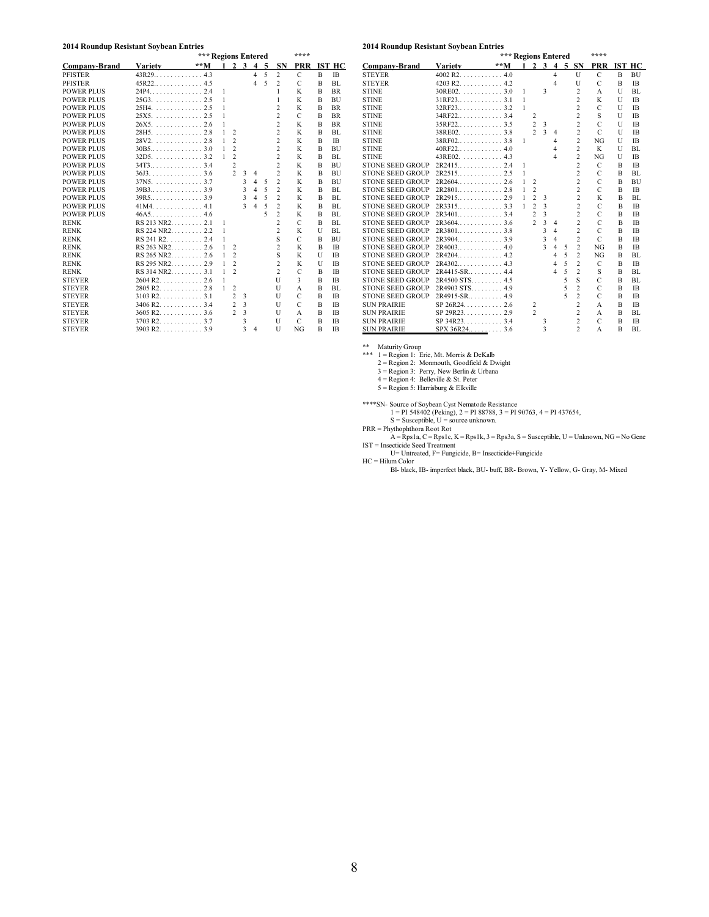**2014 Roundup Resistant Soybean Entries**

| Company-Brand | Variety | **M | *** Regions Entered 1 | 2 | 3 | 4 | 5 | SN | **** PRR | IST | HC |
|---|---|---|---|---|---|---|---|---|---|---|---|
| PFISTER | 43R29 | 4.3 | | | | 4 | 5 | 2 | C | B | IB |
| PFISTER | 45R22 | 4.5 | | | | 4 | 5 | 2 | C | B | BL |
| POWER PLUS | 24P4 | 2.4 | 1 | | | | | 1 | K | B | BR |
| POWER PLUS | 25G3 | 2.5 | 1 | | | | | 1 | K | B | BU |
| POWER PLUS | 25H4 | 2.5 | 1 | | | | | 2 | K | B | BR |
| POWER PLUS | 25X5 | 2.5 | 1 | | | | | 2 | C | B | BR |
| POWER PLUS | 26X5 | 2.6 | 1 | | | | | 2 | K | B | BR |
| POWER PLUS | 28H5 | 2.8 | 1 | 2 | | | | 2 | K | B | BL |
| POWER PLUS | 28V2 | 2.8 | 1 | 2 | | | | 2 | K | B | IB |
| POWER PLUS | 30B5 | 3.0 | 1 | 2 | | | | 2 | K | B | BU |
| POWER PLUS | 32D5 | 3.2 | 1 | 2 | | | | 2 | K | B | BL |
| POWER PLUS | 34T3 | 3.4 | | 2 | | | | 2 | K | B | BU |
| POWER PLUS | 36J3 | 3.6 | | 2 | 3 | 4 | | 2 | K | B | BU |
| POWER PLUS | 37N5 | 3.7 | | | 3 | 4 | 5 | 2 | K | B | BU |
| POWER PLUS | 39B3 | 3.9 | | | 3 | 4 | 5 | 2 | K | B | BL |
| POWER PLUS | 39R5 | 3.9 | | | 3 | 4 | 5 | 2 | K | B | BL |
| POWER PLUS | 41M4 | 4.1 | | | 3 | 4 | 5 | 2 | K | B | BL |
| POWER PLUS | 46A5 | 4.6 | | | | | 5 | 2 | K | B | BL |
| RENK | RS 213 NR2 | 2.1 | 1 | | | | | 2 | C | B | BL |
| RENK | RS 224 NR2 | 2.2 | 1 | | | | | 2 | K | U | BL |
| RENK | RS 241 R2 | 2.4 | 1 | | | | | S | C | B | BU |
| RENK | RS 263 NR2 | 2.6 | 1 | 2 | | | | 2 | K | B | IB |
| RENK | RS 265 NR2 | 2.6 | 1 | 2 | | | | S | K | U | IB |
| RENK | RS 295 NR2 | 2.9 | 1 | 2 | | | | 2 | K | U | IB |
| RENK | RS 314 NR2 | 3.1 | 1 | 2 | | | | 2 | C | B | IB |
| STEYER | 2604 R2 | 2.6 | 1 | | | | | U | 3 | B | IB |
| STEYER | 2805 R2 | 2.8 | 1 | 2 | | | | U | A | B | BL |
| STEYER | 3103 R2 | 3.1 | | 2 | 3 | | | U | C | B | IB |
| STEYER | 3406 R2 | 3.4 | | 2 | 3 | | | U | C | B | IB |
| STEYER | 3605 R2 | 3.6 | | 2 | 3 | | | U | A | B | IB |
| STEYER | 3703 R2 | 3.7 | | | 3 | | | U | C | B | IB |
| STEYER | 3903 R2 | 3.9 | | | 3 | 4 | | U | NG | B | IB |
| STEYER | 4002 R2 | 4.0 | | | | 4 | | U | C | B | BU |
| STEYER | 4203 R2 | 4.2 | | | | 4 | | U | C | B | IB |
| STINE | 30RE02 | 3.0 | 1 | | 3 | | | 2 | A | U | BL |
| STINE | 31RF23 | 3.1 | 1 | | | | | 2 | K | U | IB |
| STINE | 32RF23 | 3.2 | 1 | | | | | 2 | C | U | IB |
| STINE | 34RF22 | 3.4 | | 2 | | | | 2 | S | U | IB |
| STINE | 35RF22 | 3.5 | | 2 | 3 | | | 2 | C | U | IB |
| STINE | 38RE02 | 3.8 | | 2 | 3 | 4 | | 2 | C | U | IB |
| STINE | 38RF02 | 3.8 | 1 | | | 4 | | 2 | NG | U | IB |
| STINE | 40RF22 | 4.0 | | | | 4 | | 2 | K | U | BL |
| STINE | 43RE02 | 4.3 | | | | 4 | | 2 | NG | U | IB |
| STONE SEED GROUP | 2R2415 | 2.4 | 1 | | | | | 2 | C | B | IB |
| STONE SEED GROUP | 2R2515 | 2.5 | 1 | | | | | 2 | C | B | BL |
| STONE SEED GROUP | 2R2604 | 2.6 | 1 | 2 | | | | 2 | C | B | BU |
| STONE SEED GROUP | 2R2801 | 2.8 | 1 | 2 | | | | 2 | C | B | IB |
| STONE SEED GROUP | 2R2915 | 2.9 | 1 | 2 | 3 | | | 2 | K | B | BL |
| STONE SEED GROUP | 2R3315 | 3.3 | 1 | 2 | 3 | | | 2 | C | B | IB |
| STONE SEED GROUP | 2R3401 | 3.4 | | 2 | 3 | | | 2 | C | B | IB |
| STONE SEED GROUP | 2R3604 | 3.6 | | 2 | 3 | 4 | | 2 | C | B | IB |
| STONE SEED GROUP | 2R3801 | 3.8 | | | 3 | 4 | | 2 | C | B | IB |
| STONE SEED GROUP | 2R3904 | 3.9 | | | 3 | 4 | | 2 | C | B | IB |
| STONE SEED GROUP | 2R4003 | 4.0 | | | 3 | 4 | 5 | 2 | NG | B | IB |
| STONE SEED GROUP | 2R4204 | 4.2 | | | | 4 | 5 | 2 | NG | B | BL |
| STONE SEED GROUP | 2R4302 | 4.3 | | | | 4 | 5 | 2 | C | B | IB |
| STONE SEED GROUP | 2R4415-SR | 4.4 | | | | 4 | 5 | 2 | S | B | BL |
| STONE SEED GROUP | 2R4500 STS | 4.5 | | | | | 5 | S | C | B | BL |
| STONE SEED GROUP | 2R4903 STS | 4.9 | | | | | 5 | 2 | C | B | IB |
| STONE SEED GROUP | 2R4915-SR | 4.9 | | | | | 5 | 2 | C | B | IB |
| SUN PRAIRIE | SP 26R24 | 2.6 | | 2 | | | | 2 | A | B | IB |
| SUN PRAIRIE | SP 29R23 | 2.9 | | 2 | | | | 2 | A | B | BL |
| SUN PRAIRIE | SP 34R23 | 3.4 | | | 3 | | | 2 | C | B | IB |
| SUN PRAIRIE | SPX 36R24 | 3.6 | | | 3 | | | 2 | A | B | BL |

** Maturity Group

*** 1 = Region 1: Erie, Mt. Morris & DeKalb
2 = Region 2: Monmouth, Goodfield & Dwight
3 = Region 3: Perry, New Berlin & Urbana
4 = Region 4: Belleville & St. Peter
5 = Region 5: Harrisburg & Elkville

****SN- Source of Soybean Cyst Nematode Resistance
1 = PI 548402 (Peking), 2 = PI 88788, 3 = PI 90763, 4 = PI 437654,
S = Susceptible, U = source unknown.

PRR = Phythophthora Root Rot
A = Rps1a, C = Rps1c, K = Rps1k, 3 = Rps3a, S = Susceptible, U = Unknown, NG = No Gene

IST = Insecticide Seed Treatment
U= Untreated, F= Fungicide, B= Insecticide+Fungicide

HC = Hilum Color
Bl- black, IB- imperfect black, BU- buff, BR- Brown, Y- Yellow, G- Gray, M- Mixed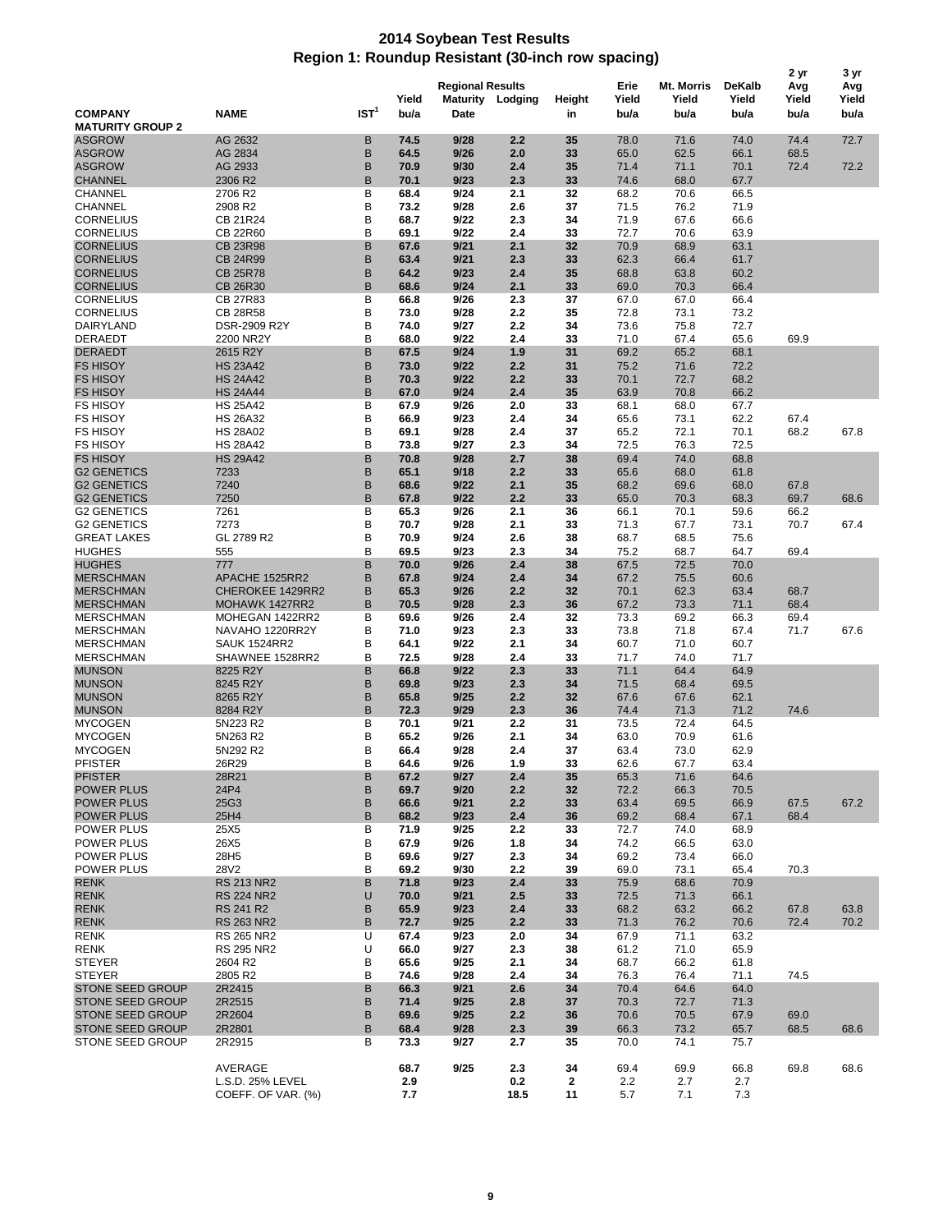# 2014 Soybean Test Results

## Region 1: Roundup Resistant (30-inch row spacing)

| COMPANY | NAME | IST[1] | Regional Results Yield bu/a | Regional Results Maturity Date | Regional Results Lodging | Height in | Erie Yield bu/a | Mt. Morris Yield bu/a | DeKalb Yield bu/a | 2 yr Avg Yield bu/a | 3 yr Avg Yield bu/a |
|---|---|---|---|---|---|---|---|---|---|---|---|
| **MATURITY GROUP 2** | | | | | | | | | | | |
| ASGROW | AG 2632 | B | 74.5 | 9/28 | 2.2 | 35 | 78.0 | 71.6 | 74.0 | 74.4 | 72.7 |
| ASGROW | AG 2834 | B | 64.5 | 9/26 | 2.0 | 33 | 65.0 | 62.5 | 66.1 | 68.5 | |
| ASGROW | AG 2933 | B | 70.9 | 9/30 | 2.4 | 35 | 71.4 | 71.1 | 70.1 | 72.4 | 72.2 |
| CHANNEL | 2306 R2 | B | 70.1 | 9/23 | 2.3 | 33 | 74.6 | 68.0 | 67.7 | | |
| CHANNEL | 2706 R2 | B | 68.4 | 9/24 | 2.1 | 32 | 68.2 | 70.6 | 66.5 | | |
| CHANNEL | 2908 R2 | B | 73.2 | 9/28 | 2.6 | 37 | 71.5 | 76.2 | 71.9 | | |
| CORNELIUS | CB 21R24 | B | 68.7 | 9/22 | 2.3 | 34 | 71.9 | 67.6 | 66.6 | | |
| CORNELIUS | CB 22R60 | B | 69.1 | 9/22 | 2.4 | 33 | 72.7 | 70.6 | 63.9 | | |
| CORNELIUS | CB 23R98 | B | 67.6 | 9/21 | 2.1 | 32 | 70.9 | 68.9 | 63.1 | | |
| CORNELIUS | CB 24R99 | B | 63.4 | 9/21 | 2.3 | 33 | 62.3 | 66.4 | 61.7 | | |
| CORNELIUS | CB 25R78 | B | 64.2 | 9/23 | 2.4 | 35 | 68.8 | 63.8 | 60.2 | | |
| CORNELIUS | CB 26R30 | B | 68.6 | 9/24 | 2.1 | 33 | 69.0 | 70.3 | 66.4 | | |
| CORNELIUS | CB 27R83 | B | 66.8 | 9/26 | 2.3 | 37 | 67.0 | 67.0 | 66.4 | | |
| CORNELIUS | CB 28R58 | B | 73.0 | 9/28 | 2.2 | 35 | 72.8 | 73.1 | 73.2 | | |
| DAIRYLAND | DSR-2909 R2Y | B | 74.0 | 9/27 | 2.2 | 34 | 73.6 | 75.8 | 72.7 | | |
| DERAEDT | 2200 NR2Y | B | 68.0 | 9/22 | 2.4 | 33 | 71.0 | 67.4 | 65.6 | 69.9 | |
| DERAEDT | 2615 R2Y | B | 67.5 | 9/24 | 1.9 | 31 | 69.2 | 65.2 | 68.1 | | |
| FS HISOY | HS 23A42 | B | 73.0 | 9/22 | 2.2 | 31 | 75.2 | 71.6 | 72.2 | | |
| FS HISOY | HS 24A42 | B | 70.3 | 9/22 | 2.2 | 33 | 70.1 | 72.7 | 68.2 | | |
| FS HISOY | HS 24A44 | B | 67.0 | 9/24 | 2.4 | 35 | 63.9 | 70.8 | 66.2 | | |
| FS HISOY | HS 25A42 | B | 67.9 | 9/26 | 2.0 | 33 | 68.1 | 68.0 | 67.7 | | |
| FS HISOY | HS 26A32 | B | 66.9 | 9/23 | 2.4 | 34 | 65.6 | 73.1 | 62.2 | 67.4 | |
| FS HISOY | HS 28A02 | B | 69.1 | 9/28 | 2.4 | 37 | 65.2 | 72.1 | 70.1 | 68.2 | 67.8 |
| FS HISOY | HS 28A42 | B | 73.8 | 9/27 | 2.3 | 34 | 72.5 | 76.3 | 72.5 | | |
| FS HISOY | HS 29A42 | B | 70.8 | 9/28 | 2.7 | 38 | 69.4 | 74.0 | 68.8 | | |
| G2 GENETICS | 7233 | B | 65.1 | 9/18 | 2.2 | 33 | 65.6 | 68.0 | 61.8 | | |
| G2 GENETICS | 7240 | B | 68.6 | 9/22 | 2.1 | 35 | 68.2 | 69.6 | 68.0 | 67.8 | |
| G2 GENETICS | 7250 | B | 67.8 | 9/22 | 2.2 | 33 | 65.0 | 70.3 | 68.3 | 69.7 | 68.6 |
| G2 GENETICS | 7261 | B | 65.3 | 9/26 | 2.1 | 36 | 66.1 | 70.1 | 59.6 | 66.2 | |
| G2 GENETICS | 7273 | B | 70.7 | 9/28 | 2.1 | 33 | 71.3 | 67.7 | 73.1 | 70.7 | 67.4 |
| GREAT LAKES | GL 2789 R2 | B | 70.9 | 9/24 | 2.6 | 38 | 68.7 | 68.5 | 75.6 | | |
| HUGHES | 555 | B | 69.5 | 9/23 | 2.3 | 34 | 75.2 | 68.7 | 64.7 | 69.4 | |
| HUGHES | 777 | B | 70.0 | 9/26 | 2.4 | 38 | 67.5 | 72.5 | 70.0 | | |
| MERSCHMAN | APACHE 1525RR2 | B | 67.8 | 9/24 | 2.4 | 34 | 67.2 | 75.5 | 60.6 | | |
| MERSCHMAN | CHEROKEE 1429RR2 | B | 65.3 | 9/26 | 2.2 | 32 | 70.1 | 62.3 | 63.4 | 68.7 | |
| MERSCHMAN | MOHAWK 1427RR2 | B | 70.5 | 9/28 | 2.3 | 36 | 67.2 | 73.3 | 71.1 | 68.4 | |
| MERSCHMAN | MOHEGAN 1422RR2 | B | 69.6 | 9/26 | 2.4 | 32 | 73.3 | 69.2 | 66.3 | 69.4 | |
| MERSCHMAN | NAVAHO 1220RR2Y | B | 71.0 | 9/23 | 2.3 | 33 | 73.8 | 71.8 | 67.4 | 71.7 | 67.6 |
| MERSCHMAN | SAUK 1524RR2 | B | 64.1 | 9/22 | 2.1 | 34 | 60.7 | 71.0 | 60.7 | | |
| MERSCHMAN | SHAWNEE 1528RR2 | B | 72.5 | 9/28 | 2.4 | 33 | 71.7 | 74.0 | 71.7 | | |
| MUNSON | 8225 R2Y | B | 66.8 | 9/22 | 2.3 | 33 | 71.1 | 64.4 | 64.9 | | |
| MUNSON | 8245 R2Y | B | 69.8 | 9/23 | 2.3 | 34 | 71.5 | 68.4 | 69.5 | | |
| MUNSON | 8265 R2Y | B | 65.8 | 9/25 | 2.2 | 32 | 67.6 | 67.6 | 62.1 | | |
| MUNSON | 8284 R2Y | B | 72.3 | 9/29 | 2.3 | 36 | 74.4 | 71.3 | 71.2 | 74.6 | |
| MYCOGEN | 5N223 R2 | B | 70.1 | 9/21 | 2.2 | 31 | 73.5 | 72.4 | 64.5 | | |
| MYCOGEN | 5N263 R2 | B | 65.2 | 9/26 | 2.1 | 34 | 63.0 | 70.9 | 61.6 | | |
| MYCOGEN | 5N292 R2 | B | 66.4 | 9/28 | 2.4 | 37 | 63.4 | 73.0 | 62.9 | | |
| PFISTER | 26R29 | B | 64.6 | 9/26 | 1.9 | 33 | 62.6 | 67.7 | 63.4 | | |
| PFISTER | 28R21 | B | 67.2 | 9/27 | 2.4 | 35 | 65.3 | 71.6 | 64.6 | | |
| POWER PLUS | 24P4 | B | 69.7 | 9/20 | 2.2 | 32 | 72.2 | 66.3 | 70.5 | | |
| POWER PLUS | 25G3 | B | 66.6 | 9/21 | 2.2 | 33 | 63.4 | 69.5 | 66.9 | 67.5 | 67.2 |
| POWER PLUS | 25H4 | B | 68.2 | 9/23 | 2.4 | 36 | 69.2 | 68.4 | 67.1 | 68.4 | |
| POWER PLUS | 25X5 | B | 71.9 | 9/25 | 2.2 | 33 | 72.7 | 74.0 | 68.9 | | |
| POWER PLUS | 26X5 | B | 67.9 | 9/26 | 1.8 | 34 | 74.2 | 66.5 | 63.0 | | |
| POWER PLUS | 28H5 | B | 69.6 | 9/27 | 2.3 | 34 | 69.2 | 73.4 | 66.0 | | |
| POWER PLUS | 28V2 | B | 69.2 | 9/30 | 2.2 | 39 | 69.0 | 73.1 | 65.4 | 70.3 | |
| RENK | RS 213 NR2 | B | 71.8 | 9/23 | 2.4 | 33 | 75.9 | 68.6 | 70.9 | | |
| RENK | RS 224 NR2 | U | 70.0 | 9/21 | 2.5 | 33 | 72.5 | 71.3 | 66.1 | | |
| RENK | RS 241 R2 | B | 65.9 | 9/23 | 2.4 | 33 | 68.2 | 63.2 | 66.2 | 67.8 | 63.8 |
| RENK | RS 263 NR2 | B | 72.7 | 9/25 | 2.2 | 33 | 71.3 | 76.2 | 70.6 | 72.4 | 70.2 |
| RENK | RS 265 NR2 | U | 67.4 | 9/23 | 2.0 | 34 | 67.9 | 71.1 | 63.2 | | |
| RENK | RS 295 NR2 | U | 66.0 | 9/27 | 2.3 | 38 | 61.2 | 71.0 | 65.9 | | |
| STEYER | 2604 R2 | B | 65.6 | 9/25 | 2.1 | 34 | 68.7 | 66.2 | 61.8 | | |
| STEYER | 2805 R2 | B | 74.6 | 9/28 | 2.4 | 34 | 76.3 | 76.4 | 71.1 | 74.5 | |
| STONE SEED GROUP | 2R2415 | B | 66.3 | 9/21 | 2.6 | 34 | 70.4 | 64.6 | 64.0 | | |
| STONE SEED GROUP | 2R2515 | B | 71.4 | 9/25 | 2.8 | 37 | 70.3 | 72.7 | 71.3 | | |
| STONE SEED GROUP | 2R2604 | B | 69.6 | 9/25 | 2.2 | 36 | 70.6 | 70.5 | 67.9 | 69.0 | |
| STONE SEED GROUP | 2R2801 | B | 68.4 | 9/28 | 2.3 | 39 | 66.3 | 73.2 | 65.7 | 68.5 | 68.6 |
| STONE SEED GROUP | 2R2915 | B | 73.3 | 9/27 | 2.7 | 35 | 70.0 | 74.1 | 75.7 | | |
| | AVERAGE | | 68.7 | 9/25 | 2.3 | 34 | 69.4 | 69.9 | 66.8 | 69.8 | 68.6 |
| | L.S.D. 25% LEVEL | | 2.9 | | 0.2 | 2 | 2.2 | 2.7 | 2.7 | | |
| | COEFF. OF VAR. (%) | | 7.7 | | 18.5 | 11 | 5.7 | 7.1 | 7.3 | | |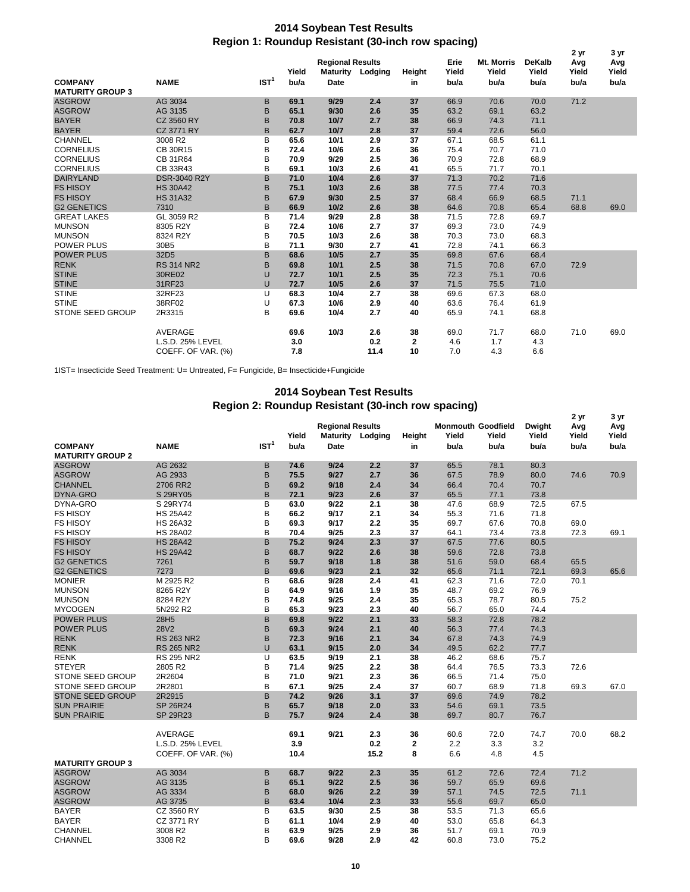## 2014 Soybean Test Results
### Region 1: Roundup Resistant (30-inch row spacing)

| COMPANY | NAME | IST[1] | Regional Results Yield bu/a | Maturity Date | Lodging | Height in | Erie Yield bu/a | Mt. Morris Yield bu/a | DeKalb Yield bu/a | 2 yr Avg Yield bu/a | 3 yr Avg Yield bu/a |
|---|---|---|---|---|---|---|---|---|---|---|---|
| **MATURITY GROUP 3** | | | | | | | | | | | |
| ASGROW | AG 3034 | B | **69.1** | **9/29** | **2.4** | **37** | 66.9 | 70.6 | 70.0 | 71.2 | |
| ASGROW | AG 3135 | B | **65.1** | **9/30** | **2.6** | **35** | 63.2 | 69.1 | 63.2 | | |
| BAYER | CZ 3560 RY | B | **70.8** | **10/7** | **2.7** | **38** | 66.9 | 74.3 | 71.1 | | |
| BAYER | CZ 3771 RY | B | **62.7** | **10/7** | **2.8** | **37** | 59.4 | 72.6 | 56.0 | | |
| CHANNEL | 3008 R2 | B | **65.6** | **10/1** | **2.9** | **37** | 67.1 | 68.5 | 61.1 | | |
| CORNELIUS | CB 30R15 | B | **72.4** | **10/6** | **2.6** | **36** | 75.4 | 70.7 | 71.0 | | |
| CORNELIUS | CB 31R64 | B | **70.9** | **9/29** | **2.5** | **36** | 70.9 | 72.8 | 68.9 | | |
| CORNELIUS | CB 33R43 | B | **69.1** | **10/3** | **2.6** | **41** | 65.5 | 71.7 | 70.1 | | |
| DAIRYLAND | DSR-3040 R2Y | B | **71.0** | **10/4** | **2.6** | **37** | 71.3 | 70.2 | 71.6 | | |
| FS HISOY | HS 30A42 | B | **75.1** | **10/3** | **2.6** | **38** | 77.5 | 77.4 | 70.3 | | |
| FS HISOY | HS 31A32 | B | **67.9** | **9/30** | **2.5** | **37** | 68.4 | 66.9 | 68.5 | 71.1 | |
| G2 GENETICS | 7310 | B | **66.9** | **10/2** | **2.6** | **38** | 64.6 | 70.8 | 65.4 | 68.8 | 69.0 |
| GREAT LAKES | GL 3059 R2 | B | **71.4** | **9/29** | **2.8** | **38** | 71.5 | 72.8 | 69.7 | | |
| MUNSON | 8305 R2Y | B | **72.4** | **10/6** | **2.7** | **37** | 69.3 | 73.0 | 74.9 | | |
| MUNSON | 8324 R2Y | B | **70.5** | **10/3** | **2.6** | **38** | 70.3 | 73.0 | 68.3 | | |
| POWER PLUS | 30B5 | B | **71.1** | **9/30** | **2.7** | **41** | 72.8 | 74.1 | 66.3 | | |
| POWER PLUS | 32D5 | B | **68.6** | **10/5** | **2.7** | **35** | 69.8 | 67.6 | 68.4 | | |
| RENK | RS 314 NR2 | B | **69.8** | **10/1** | **2.5** | **38** | 71.5 | 70.8 | 67.0 | 72.9 | |
| STINE | 30RE02 | U | **72.7** | **10/1** | **2.5** | **35** | 72.3 | 75.1 | 70.6 | | |
| STINE | 31RF23 | U | **72.7** | **10/5** | **2.6** | **37** | 71.5 | 75.5 | 71.0 | | |
| STINE | 32RF23 | U | **68.3** | **10/4** | **2.7** | **38** | 69.6 | 67.3 | 68.0 | | |
| STINE | 38RF02 | U | **67.3** | **10/6** | **2.9** | **40** | 63.6 | 76.4 | 61.9 | | |
| STONE SEED GROUP | 2R3315 | B | **69.6** | **10/4** | **2.7** | **40** | 65.9 | 74.1 | 68.8 | | |
| | AVERAGE | | **69.6** | **10/3** | **2.6** | **38** | 69.0 | 71.7 | 68.0 | 71.0 | 69.0 |
| | L.S.D. 25% LEVEL | | **3.0** | | **0.2** | **2** | 4.6 | 1.7 | 4.3 | | |
| | COEFF. OF VAR. (%) | | **7.8** | | **11.4** | **10** | 7.0 | 4.3 | 6.6 | | |

1IST= Insecticide Seed Treatment: U= Untreated, F= Fungicide, B= Insecticide+Fungicide

## 2014 Soybean Test Results
### Region 2: Roundup Resistant (30-inch row spacing)

| COMPANY | NAME | IST[1] | Regional Results Yield bu/a | Maturity Date | Lodging | Height in | Monmouth Yield bu/a | Goodfield Yield bu/a | Dwight Yield bu/a | 2 yr Avg Yield bu/a | 3 yr Avg Yield bu/a |
|---|---|---|---|---|---|---|---|---|---|---|---|
| **MATURITY GROUP 2** | | | | | | | | | | | |
| ASGROW | AG 2632 | B | **74.6** | **9/24** | **2.2** | **37** | 65.5 | 78.1 | 80.3 | | |
| ASGROW | AG 2933 | B | **75.5** | **9/27** | **2.7** | **36** | 67.5 | 78.9 | 80.0 | 74.6 | 70.9 |
| CHANNEL | 2706 RR2 | B | **69.2** | **9/18** | **2.4** | **34** | 66.4 | 70.4 | 70.7 | | |
| DYNA-GRO | S 29RY05 | B | **72.1** | **9/23** | **2.6** | **37** | 65.5 | 77.1 | 73.8 | | |
| DYNA-GRO | S 29RY74 | B | **63.0** | **9/22** | **2.1** | **38** | 47.6 | 68.9 | 72.5 | 67.5 | |
| FS HISOY | HS 25A42 | B | **66.2** | **9/17** | **2.1** | **34** | 55.3 | 71.6 | 71.8 | | |
| FS HISOY | HS 26A32 | B | **69.3** | **9/17** | **2.2** | **35** | 69.7 | 67.6 | 70.8 | 69.0 | |
| FS HISOY | HS 28A02 | B | **70.4** | **9/25** | **2.3** | **37** | 64.1 | 73.4 | 73.8 | 72.3 | 69.1 |
| FS HISOY | HS 28A42 | B | **75.2** | **9/24** | **2.3** | **37** | 67.5 | 77.6 | 80.5 | | |
| FS HISOY | HS 29A42 | B | **68.7** | **9/22** | **2.6** | **38** | 59.6 | 72.8 | 73.8 | | |
| G2 GENETICS | 7261 | B | **59.7** | **9/18** | **1.8** | **38** | 51.6 | 59.0 | 68.4 | 65.5 | |
| G2 GENETICS | 7273 | B | **69.6** | **9/23** | **2.1** | **32** | 65.6 | 71.1 | 72.1 | 69.3 | 65.6 |
| MONIER | M 2925 R2 | B | **68.6** | **9/28** | **2.4** | **41** | 62.3 | 71.6 | 72.0 | 70.1 | |
| MUNSON | 8265 R2Y | B | **64.9** | **9/16** | **1.9** | **35** | 48.7 | 69.2 | 76.9 | | |
| MUNSON | 8284 R2Y | B | **74.8** | **9/25** | **2.4** | **35** | 65.3 | 78.7 | 80.5 | 75.2 | |
| MYCOGEN | 5N292 R2 | B | **65.3** | **9/23** | **2.3** | **40** | 56.7 | 65.0 | 74.4 | | |
| POWER PLUS | 28H5 | B | **69.8** | **9/22** | **2.1** | **33** | 58.3 | 72.8 | 78.2 | | |
| POWER PLUS | 28V2 | B | **69.3** | **9/24** | **2.1** | **40** | 56.3 | 77.4 | 74.3 | | |
| RENK | RS 263 NR2 | B | **72.3** | **9/16** | **2.1** | **34** | 67.8 | 74.3 | 74.9 | | |
| RENK | RS 265 NR2 | U | **63.1** | **9/15** | **2.0** | **34** | 49.5 | 62.2 | 77.7 | | |
| RENK | RS 295 NR2 | U | **63.5** | **9/19** | **2.1** | **38** | 46.2 | 68.6 | 75.7 | | |
| STEYER | 2805 R2 | B | **71.4** | **9/25** | **2.2** | **38** | 64.4 | 76.5 | 73.3 | 72.6 | |
| STONE SEED GROUP | 2R2604 | B | **71.0** | **9/21** | **2.3** | **36** | 66.5 | 71.4 | 75.0 | | |
| STONE SEED GROUP | 2R2801 | B | **67.1** | **9/25** | **2.4** | **37** | 60.7 | 68.9 | 71.8 | 69.3 | 67.0 |
| STONE SEED GROUP | 2R2915 | B | **74.2** | **9/26** | **3.1** | **37** | 69.6 | 74.9 | 78.2 | | |
| SUN PRAIRIE | SP 26R24 | B | **65.7** | **9/18** | **2.0** | **33** | 54.6 | 69.1 | 73.5 | | |
| SUN PRAIRIE | SP 29R23 | B | **75.7** | **9/24** | **2.4** | **38** | 69.7 | 80.7 | 76.7 | | |
| | AVERAGE | | **69.1** | **9/21** | **2.3** | **36** | 60.6 | 72.0 | 74.7 | 70.0 | 68.2 |
| | L.S.D. 25% LEVEL | | **3.9** | | **0.2** | **2** | 2.2 | 3.3 | 3.2 | | |
| | COEFF. OF VAR. (%) | | **10.4** | | **15.2** | **8** | 6.6 | 4.8 | 4.5 | | |
| **MATURITY GROUP 3** | | | | | | | | | | | |
| ASGROW | AG 3034 | B | **68.7** | **9/22** | **2.3** | **35** | 61.2 | 72.6 | 72.4 | 71.2 | |
| ASGROW | AG 3135 | B | **65.1** | **9/22** | **2.5** | **36** | 59.7 | 65.9 | 69.6 | | |
| ASGROW | AG 3334 | B | **68.0** | **9/26** | **2.2** | **39** | 57.1 | 74.5 | 72.5 | 71.1 | |
| ASGROW | AG 3735 | B | **63.4** | **10/4** | **2.3** | **33** | 55.6 | 69.7 | 65.0 | | |
| BAYER | CZ 3560 RY | B | **63.5** | **9/30** | **2.5** | **38** | 53.5 | 71.3 | 65.6 | | |
| BAYER | CZ 3771 RY | B | **61.1** | **10/4** | **2.9** | **40** | 53.0 | 65.8 | 64.3 | | |
| CHANNEL | 3008 R2 | B | **63.9** | **9/25** | **2.9** | **36** | 51.7 | 69.1 | 70.9 | | |
| CHANNEL | 3308 R2 | B | **69.6** | **9/28** | **2.9** | **42** | 60.8 | 73.0 | 75.2 | | |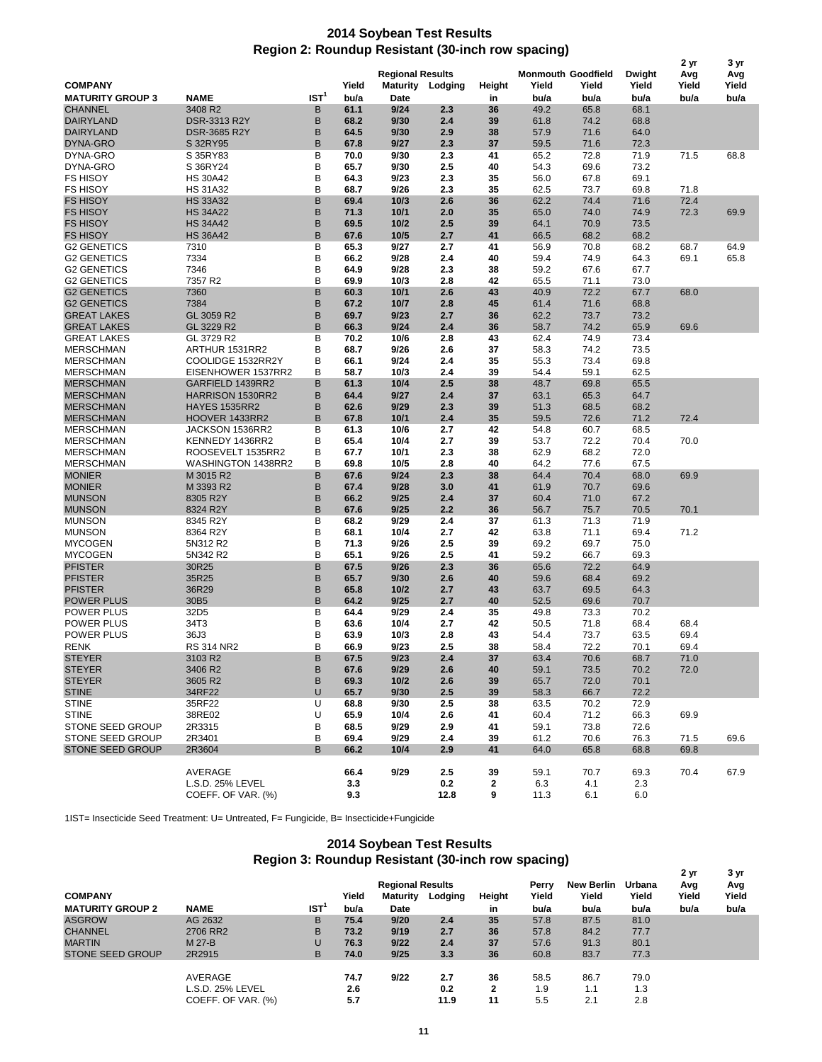## 2014 Soybean Test Results
## Region 2: Roundup Resistant (30-inch row spacing)

| COMPANY | | | Yield | Regional Results | | Height | Monmouth | Goodfield | Dwight | 2 yr Avg | 3 yr Avg |
|---|---|---|---|---|---|---|---|---|---|---|---|
| MATURITY GROUP 3 | NAME | IST[1] | bu/a | Maturity Date | Lodging | in | Yield bu/a | Yield bu/a | Yield bu/a | Yield bu/a | Yield bu/a |
| CHANNEL | 3408 R2 | B | 61.1 | 9/24 | 2.3 | 36 | 49.2 | 65.8 | 68.1 | | |
| DAIRYLAND | DSR-3313 R2Y | B | 68.2 | 9/30 | 2.4 | 39 | 61.8 | 74.2 | 68.8 | | |
| DAIRYLAND | DSR-3685 R2Y | B | 64.5 | 9/30 | 2.9 | 38 | 57.9 | 71.6 | 64.0 | | |
| DYNA-GRO | S 32RY95 | B | 67.8 | 9/27 | 2.3 | 37 | 59.5 | 71.6 | 72.3 | | |
| DYNA-GRO | S 35RY83 | B | 70.0 | 9/30 | 2.3 | 41 | 65.2 | 72.8 | 71.9 | 71.5 | 68.8 |
| DYNA-GRO | S 36RY24 | B | 65.7 | 9/30 | 2.5 | 40 | 54.3 | 69.6 | 73.2 | | |
| FS HISOY | HS 30A42 | B | 64.3 | 9/23 | 2.3 | 35 | 56.0 | 67.8 | 69.1 | | |
| FS HISOY | HS 31A32 | B | 68.7 | 9/26 | 2.3 | 35 | 62.5 | 73.7 | 69.8 | 71.8 | |
| FS HISOY | HS 33A32 | B | 69.4 | 10/3 | 2.6 | 36 | 62.2 | 74.4 | 71.6 | 72.4 | |
| FS HISOY | HS 34A22 | B | 71.3 | 10/1 | 2.0 | 35 | 65.0 | 74.0 | 74.9 | 72.3 | 69.9 |
| FS HISOY | HS 34A42 | B | 69.5 | 10/2 | 2.5 | 39 | 64.1 | 70.9 | 73.5 | | |
| FS HISOY | HS 36A42 | B | 67.6 | 10/5 | 2.7 | 41 | 66.5 | 68.2 | 68.2 | | |
| G2 GENETICS | 7310 | B | 65.3 | 9/27 | 2.7 | 41 | 56.9 | 70.8 | 68.2 | 68.7 | 64.9 |
| G2 GENETICS | 7334 | B | 66.2 | 9/28 | 2.4 | 40 | 59.4 | 74.9 | 64.3 | 69.1 | 65.8 |
| G2 GENETICS | 7346 | B | 64.9 | 9/28 | 2.3 | 38 | 59.2 | 67.6 | 67.7 | | |
| G2 GENETICS | 7357 R2 | B | 69.9 | 10/3 | 2.8 | 42 | 65.5 | 71.1 | 73.0 | | |
| G2 GENETICS | 7360 | B | 60.3 | 10/1 | 2.6 | 43 | 40.9 | 72.2 | 67.7 | 68.0 | |
| G2 GENETICS | 7384 | B | 67.2 | 10/7 | 2.8 | 45 | 61.4 | 71.6 | 68.8 | | |
| GREAT LAKES | GL 3059 R2 | B | 69.7 | 9/23 | 2.7 | 36 | 62.2 | 73.7 | 73.2 | | |
| GREAT LAKES | GL 3229 R2 | B | 66.3 | 9/24 | 2.4 | 36 | 58.7 | 74.2 | 65.9 | 69.6 | |
| GREAT LAKES | GL 3729 R2 | B | 70.2 | 10/6 | 2.8 | 43 | 62.4 | 74.9 | 73.4 | | |
| MERSCHMAN | ARTHUR 1531RR2 | B | 68.7 | 9/26 | 2.6 | 37 | 58.3 | 74.2 | 73.5 | | |
| MERSCHMAN | COOLIDGE 1532RR2Y | B | 66.1 | 9/24 | 2.4 | 35 | 55.3 | 73.4 | 69.8 | | |
| MERSCHMAN | EISENHOWER 1537RR2 | B | 58.7 | 10/3 | 2.4 | 39 | 54.4 | 59.1 | 62.5 | | |
| MERSCHMAN | GARFIELD 1439RR2 | B | 61.3 | 10/4 | 2.5 | 38 | 48.7 | 69.8 | 65.5 | | |
| MERSCHMAN | HARRISON 1530RR2 | B | 64.4 | 9/27 | 2.4 | 37 | 63.1 | 65.3 | 64.7 | | |
| MERSCHMAN | HAYES 1535RR2 | B | 62.6 | 9/29 | 2.3 | 39 | 51.3 | 68.5 | 68.2 | | |
| MERSCHMAN | HOOVER 1433RR2 | B | 67.8 | 10/1 | 2.4 | 35 | 59.5 | 72.6 | 71.2 | 72.4 | |
| MERSCHMAN | JACKSON 1536RR2 | B | 61.3 | 10/6 | 2.7 | 42 | 54.8 | 60.7 | 68.5 | | |
| MERSCHMAN | KENNEDY 1436RR2 | B | 65.4 | 10/4 | 2.7 | 39 | 53.7 | 72.2 | 70.4 | 70.0 | |
| MERSCHMAN | ROOSEVELT 1535RR2 | B | 67.7 | 10/1 | 2.3 | 38 | 62.9 | 68.2 | 72.0 | | |
| MERSCHMAN | WASHINGTON 1438RR2 | B | 69.8 | 10/5 | 2.8 | 40 | 64.2 | 77.6 | 67.5 | | |
| MONIER | M 3015 R2 | B | 67.6 | 9/24 | 2.3 | 38 | 64.4 | 70.4 | 68.0 | 69.9 | |
| MONIER | M 3393 R2 | B | 67.4 | 9/28 | 3.0 | 41 | 61.9 | 70.7 | 69.6 | | |
| MUNSON | 8305 R2Y | B | 66.2 | 9/25 | 2.4 | 37 | 60.4 | 71.0 | 67.2 | | |
| MUNSON | 8324 R2Y | B | 67.6 | 9/25 | 2.2 | 36 | 56.7 | 75.7 | 70.5 | 70.1 | |
| MUNSON | 8345 R2Y | B | 68.2 | 9/29 | 2.4 | 37 | 61.3 | 71.3 | 71.9 | | |
| MUNSON | 8364 R2Y | B | 68.1 | 10/4 | 2.7 | 42 | 63.8 | 71.1 | 69.4 | 71.2 | |
| MYCOGEN | 5N312 R2 | B | 71.3 | 9/26 | 2.5 | 39 | 69.2 | 69.7 | 75.0 | | |
| MYCOGEN | 5N342 R2 | B | 65.1 | 9/26 | 2.5 | 41 | 59.2 | 66.7 | 69.3 | | |
| PFISTER | 30R25 | B | 67.5 | 9/26 | 2.3 | 36 | 65.6 | 72.2 | 64.9 | | |
| PFISTER | 35R25 | B | 65.7 | 9/30 | 2.6 | 40 | 59.6 | 68.4 | 69.2 | | |
| PFISTER | 36R29 | B | 65.8 | 10/2 | 2.7 | 43 | 63.7 | 69.5 | 64.3 | | |
| POWER PLUS | 30B5 | B | 64.2 | 9/25 | 2.7 | 40 | 52.5 | 69.6 | 70.7 | | |
| POWER PLUS | 32D5 | B | 64.4 | 9/29 | 2.4 | 35 | 49.8 | 73.3 | 70.2 | | |
| POWER PLUS | 34T3 | B | 63.6 | 10/4 | 2.7 | 42 | 50.5 | 71.8 | 68.4 | 68.4 | |
| POWER PLUS | 36J3 | B | 63.9 | 10/3 | 2.8 | 43 | 54.4 | 73.7 | 63.5 | 69.4 | |
| RENK | RS 314 NR2 | B | 66.9 | 9/23 | 2.5 | 38 | 58.4 | 72.2 | 70.1 | 69.4 | |
| STEYER | 3103 R2 | B | 67.5 | 9/23 | 2.4 | 37 | 63.4 | 70.6 | 68.7 | 71.0 | |
| STEYER | 3406 R2 | B | 67.6 | 9/29 | 2.6 | 40 | 59.1 | 73.5 | 70.2 | 72.0 | |
| STEYER | 3605 R2 | B | 69.3 | 10/2 | 2.6 | 39 | 65.7 | 72.0 | 70.1 | | |
| STINE | 34RF22 | U | 65.7 | 9/30 | 2.5 | 39 | 58.3 | 66.7 | 72.2 | | |
| STINE | 35RF22 | U | 68.8 | 9/30 | 2.5 | 38 | 63.5 | 70.2 | 72.9 | | |
| STINE | 38RE02 | U | 65.9 | 10/4 | 2.6 | 41 | 60.4 | 71.2 | 66.3 | 69.9 | |
| STONE SEED GROUP | 2R3315 | B | 68.5 | 9/29 | 2.9 | 41 | 59.1 | 73.8 | 72.6 | | |
| STONE SEED GROUP | 2R3401 | B | 69.4 | 9/29 | 2.4 | 39 | 61.2 | 70.6 | 76.3 | 71.5 | 69.6 |
| STONE SEED GROUP | 2R3604 | B | 66.2 | 10/4 | 2.9 | 41 | 64.0 | 65.8 | 68.8 | 69.8 | |
| | AVERAGE | | 66.4 | 9/29 | 2.5 | 39 | 59.1 | 70.7 | 69.3 | 70.4 | 67.9 |
| | L.S.D. 25% LEVEL | | 3.3 | | 0.2 | 2 | 6.3 | 4.1 | 2.3 | | |
| | COEFF. OF VAR. (%) | | 9.3 | | 12.8 | 9 | 11.3 | 6.1 | 6.0 | | |

1IST= Insecticide Seed Treatment: U= Untreated, F= Fungicide, B= Insecticide+Fungicide

## 2014 Soybean Test Results
## Region 3: Roundup Resistant (30-inch row spacing)

| COMPANY | | | Yield | Regional Results | | Height | Perry | New Berlin | Urbana | 2 yr Avg | 3 yr Avg |
|---|---|---|---|---|---|---|---|---|---|---|---|
| MATURITY GROUP 2 | NAME | IST[1] | bu/a | Maturity Date | Lodging | in | Yield bu/a | Yield bu/a | Yield bu/a | Yield bu/a | Yield bu/a |
| ASGROW | AG 2632 | B | 75.4 | 9/20 | 2.4 | 35 | 57.8 | 87.5 | 81.0 | | |
| CHANNEL | 2706 RR2 | B | 73.2 | 9/19 | 2.7 | 36 | 57.8 | 84.2 | 77.7 | | |
| MARTIN | M 27-B | U | 76.3 | 9/22 | 2.4 | 37 | 57.6 | 91.3 | 80.1 | | |
| STONE SEED GROUP | 2R2915 | B | 74.0 | 9/25 | 3.3 | 36 | 60.8 | 83.7 | 77.3 | | |
| | AVERAGE | | 74.7 | 9/22 | 2.7 | 36 | 58.5 | 86.7 | 79.0 | | |
| | L.S.D. 25% LEVEL | | 2.6 | | 0.2 | 2 | 1.9 | 1.1 | 1.3 | | |
| | COEFF. OF VAR. (%) | | 5.7 | | 11.9 | 11 | 5.5 | 2.1 | 2.8 | | |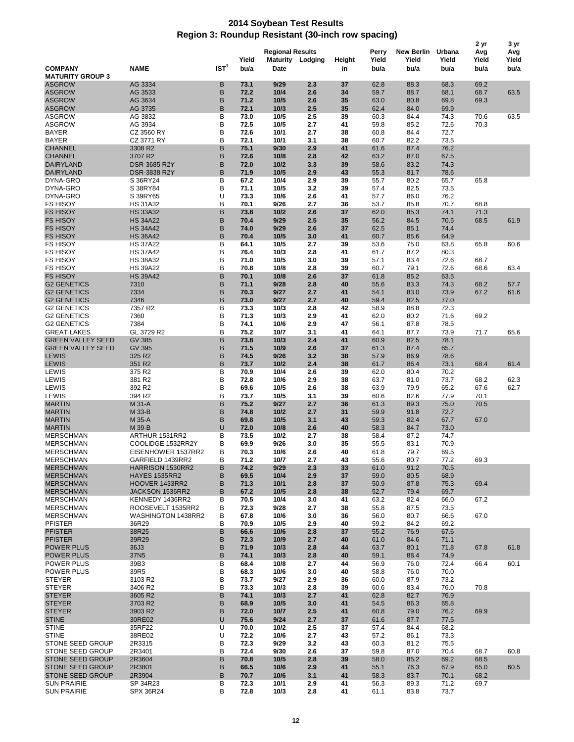# 2014 Soybean Test Results

## Region 3: Roundup Resistant (30-inch row spacing)

| COMPANY | NAME | IST[1] | Yield bu/a | Regional Results Maturity Date | Lodging | Height in | Perry Yield bu/a | New Berlin Yield bu/a | Urbana Yield bu/a | 2 yr Avg Yield bu/a | 3 yr Avg Yield bu/a |
|---|---|---|---|---|---|---|---|---|---|---|---|
| **MATURITY GROUP 3** | | | | | | | | | | | |
| ASGROW | AG 3334 | B | 73.1 | 9/29 | 2.3 | 37 | 62.8 | 88.3 | 68.3 | 69.2 | |
| ASGROW | AG 3533 | B | 72.2 | 10/4 | 2.6 | 34 | 59.7 | 88.7 | 68.1 | 68.7 | 63.5 |
| ASGROW | AG 3634 | B | 71.2 | 10/5 | 2.6 | 35 | 63.0 | 80.8 | 69.8 | 69.3 | |
| ASGROW | AG 3735 | B | 72.1 | 10/3 | 2.5 | 35 | 62.4 | 84.0 | 69.9 | | |
| ASGROW | AG 3832 | B | 73.0 | 10/5 | 2.5 | 39 | 60.3 | 84.4 | 74.3 | 70.6 | 63.5 |
| ASGROW | AG 3934 | B | 72.5 | 10/5 | 2.7 | 41 | 59.8 | 85.2 | 72.6 | 70.3 | |
| BAYER | CZ 3560 RY | B | 72.6 | 10/1 | 2.7 | 38 | 60.8 | 84.4 | 72.7 | | |
| BAYER | CZ 3771 RY | B | 72.1 | 10/1 | 3.1 | 38 | 60.7 | 82.2 | 73.5 | | |
| CHANNEL | 3308 R2 | B | 75.1 | 9/30 | 2.9 | 41 | 61.6 | 87.4 | 76.2 | | |
| CHANNEL | 3707 R2 | B | 72.6 | 10/8 | 2.8 | 42 | 63.2 | 87.0 | 67.5 | | |
| DAIRYLAND | DSR-3685 R2Y | B | 72.0 | 10/2 | 3.3 | 39 | 58.6 | 83.2 | 74.3 | | |
| DAIRYLAND | DSR-3838 R2Y | B | 71.9 | 10/5 | 2.9 | 43 | 55.3 | 81.7 | 78.6 | | |
| DYNA-GRO | S 36RY24 | B | 67.2 | 10/4 | 2.9 | 39 | 55.7 | 80.2 | 65.7 | 65.8 | |
| DYNA-GRO | S 38RY84 | B | 71.1 | 10/5 | 3.2 | 39 | 57.4 | 82.5 | 73.5 | | |
| DYNA-GRO | S 39RY65 | U | 73.3 | 10/6 | 2.6 | 41 | 57.7 | 86.0 | 76.2 | | |
| FS HISOY | HS 31A32 | B | 70.1 | 9/26 | 2.7 | 36 | 53.7 | 85.8 | 70.7 | 68.8 | |
| FS HISOY | HS 33A32 | B | 73.8 | 10/2 | 2.6 | 37 | 62.0 | 85.3 | 74.1 | 71.3 | |
| FS HISOY | HS 34A22 | B | 70.4 | 9/29 | 2.5 | 35 | 56.2 | 84.5 | 70.5 | 68.5 | 61.9 |
| FS HISOY | HS 34A42 | B | 74.0 | 9/29 | 2.6 | 37 | 62.5 | 85.1 | 74.4 | | |
| FS HISOY | HS 36A42 | B | 70.4 | 10/5 | 3.0 | 41 | 60.7 | 85.6 | 64.9 | | |
| FS HISOY | HS 37A22 | B | 64.1 | 10/5 | 2.7 | 39 | 53.6 | 75.0 | 63.8 | 65.8 | 60.6 |
| FS HISOY | HS 37A42 | B | 76.4 | 10/3 | 2.8 | 41 | 61.7 | 87.2 | 80.3 | | |
| FS HISOY | HS 38A32 | B | 71.0 | 10/5 | 3.0 | 39 | 57.1 | 83.4 | 72.6 | 68.7 | |
| FS HISOY | HS 39A22 | B | 70.8 | 10/8 | 2.8 | 39 | 60.7 | 79.1 | 72.6 | 68.6 | 63.4 |
| FS HISOY | HS 39A42 | B | 70.1 | 10/8 | 2.6 | 37 | 61.8 | 85.2 | 63.5 | | |
| G2 GENETICS | 7310 | B | 71.1 | 9/28 | 2.8 | 40 | 55.6 | 83.3 | 74.3 | 68.2 | 57.7 |
| G2 GENETICS | 7334 | B | 70.3 | 9/27 | 2.7 | 41 | 54.1 | 83.0 | 73.9 | 67.2 | 61.6 |
| G2 GENETICS | 7346 | B | 73.0 | 9/27 | 2.7 | 40 | 59.4 | 82.5 | 77.0 | | |
| G2 GENETICS | 7357 R2 | B | 73.3 | 10/3 | 2.8 | 42 | 58.9 | 88.8 | 72.3 | | |
| G2 GENETICS | 7360 | B | 71.3 | 10/3 | 2.9 | 41 | 62.0 | 80.2 | 71.6 | 69.2 | |
| G2 GENETICS | 7384 | B | 74.1 | 10/6 | 2.9 | 47 | 56.1 | 87.8 | 78.5 | | |
| GREAT LAKES | GL 3729 R2 | B | 75.2 | 10/7 | 3.1 | 41 | 64.1 | 87.7 | 73.9 | 71.7 | 65.6 |
| GREEN VALLEY SEED | GV 385 | B | 73.8 | 10/3 | 2.4 | 41 | 60.9 | 82.5 | 78.1 | | |
| GREEN VALLEY SEED | GV 395 | B | 71.5 | 10/9 | 2.6 | 37 | 61.3 | 87.4 | 65.7 | | |
| LEWIS | 325 R2 | B | 74.5 | 9/26 | 3.2 | 38 | 57.9 | 86.9 | 78.6 | | |
| LEWIS | 351 R2 | B | 73.7 | 10/2 | 2.4 | 38 | 61.7 | 86.4 | 73.1 | 68.4 | 61.4 |
| LEWIS | 375 R2 | B | 70.9 | 10/4 | 2.6 | 39 | 62.0 | 80.4 | 70.2 | | |
| LEWIS | 381 R2 | B | 72.8 | 10/6 | 2.9 | 38 | 63.7 | 81.0 | 73.7 | 68.2 | 62.3 |
| LEWIS | 392 R2 | B | 69.6 | 10/5 | 2.6 | 38 | 63.9 | 79.9 | 65.2 | 67.6 | 62.7 |
| LEWIS | 394 R2 | B | 73.7 | 10/5 | 3.1 | 39 | 60.6 | 82.6 | 77.9 | 70.1 | |
| MARTIN | M 31-A | B | 75.2 | 9/27 | 2.7 | 36 | 61.3 | 89.3 | 75.0 | 70.5 | |
| MARTIN | M 33-B | B | 74.8 | 10/2 | 2.7 | 31 | 59.9 | 91.8 | 72.7 | | |
| MARTIN | M 35-A | B | 69.8 | 10/5 | 3.1 | 43 | 59.3 | 82.4 | 67.7 | 67.0 | |
| MARTIN | M 39-B | U | 72.0 | 10/8 | 2.6 | 40 | 58.3 | 84.7 | 73.0 | | |
| MERSCHMAN | ARTHUR 1531RR2 | B | 73.5 | 10/2 | 2.7 | 38 | 58.4 | 87.2 | 74.7 | | |
| MERSCHMAN | COOLIDGE 1532RR2Y | B | 69.9 | 9/26 | 3.0 | 35 | 55.5 | 83.1 | 70.9 | | |
| MERSCHMAN | EISENHOWER 1537RR2 | B | 70.3 | 10/6 | 2.6 | 40 | 61.8 | 79.7 | 69.5 | | |
| MERSCHMAN | GARFIELD 1439RR2 | B | 71.2 | 10/7 | 2.7 | 43 | 55.6 | 80.7 | 77.2 | 69.3 | |
| MERSCHMAN | HARRISON 1530RR2 | B | 74.2 | 9/29 | 2.3 | 33 | 61.0 | 91.2 | 70.5 | | |
| MERSCHMAN | HAYES 1535RR2 | B | 69.5 | 10/4 | 2.9 | 37 | 59.0 | 80.5 | 68.9 | | |
| MERSCHMAN | HOOVER 1433RR2 | B | 71.3 | 10/1 | 2.8 | 37 | 50.9 | 87.8 | 75.3 | 69.4 | |
| MERSCHMAN | JACKSON 1536RR2 | B | 67.2 | 10/5 | 2.8 | 38 | 52.7 | 79.4 | 69.7 | | |
| MERSCHMAN | KENNEDY 1436RR2 | B | 70.5 | 10/4 | 3.0 | 41 | 63.2 | 82.4 | 66.0 | 67.2 | |
| MERSCHMAN | ROOSEVELT 1535RR2 | B | 72.3 | 9/28 | 2.7 | 38 | 55.8 | 87.5 | 73.5 | | |
| MERSCHMAN | WASHINGTON 1438RR2 | B | 67.8 | 10/6 | 3.0 | 36 | 56.0 | 80.7 | 66.6 | 67.0 | |
| PFISTER | 36R29 | B | 70.9 | 10/5 | 2.9 | 40 | 59.2 | 84.2 | 69.2 | | |
| PFISTER | 38R25 | B | 66.6 | 10/6 | 2.8 | 37 | 55.2 | 76.9 | 67.6 | | |
| PFISTER | 39R29 | B | 72.3 | 10/9 | 2.7 | 40 | 61.0 | 84.6 | 71.1 | | |
| POWER PLUS | 36J3 | B | 71.9 | 10/3 | 2.8 | 44 | 63.7 | 80.1 | 71.8 | 67.8 | 61.8 |
| POWER PLUS | 37N5 | B | 74.1 | 10/3 | 2.8 | 40 | 59.1 | 88.4 | 74.9 | | |
| POWER PLUS | 39B3 | B | 68.4 | 10/8 | 2.7 | 44 | 56.9 | 76.0 | 72.4 | 66.4 | 60.1 |
| POWER PLUS | 39R5 | B | 68.3 | 10/6 | 3.0 | 40 | 58.8 | 76.0 | 70.0 | | |
| STEYER | 3103 R2 | B | 73.7 | 9/27 | 2.9 | 36 | 60.0 | 87.9 | 73.2 | | |
| STEYER | 3406 R2 | B | 73.3 | 10/3 | 2.8 | 39 | 60.6 | 83.4 | 76.0 | 70.8 | |
| STEYER | 3605 R2 | B | 74.1 | 10/3 | 2.7 | 41 | 62.8 | 82.7 | 76.9 | | |
| STEYER | 3703 R2 | B | 68.9 | 10/5 | 3.0 | 41 | 54.5 | 86.3 | 65.8 | | |
| STEYER | 3903 R2 | B | 72.0 | 10/7 | 2.5 | 41 | 60.8 | 79.0 | 76.2 | 69.9 | |
| STINE | 30RE02 | U | 75.6 | 9/24 | 2.7 | 37 | 61.6 | 87.7 | 77.5 | | |
| STINE | 35RF22 | U | 70.0 | 10/2 | 2.5 | 37 | 57.4 | 84.4 | 68.2 | | |
| STINE | 38RE02 | U | 72.2 | 10/6 | 2.7 | 43 | 57.2 | 86.1 | 73.3 | | |
| STONE SEED GROUP | 2R3315 | B | 72.3 | 9/29 | 3.2 | 43 | 60.3 | 81.2 | 75.5 | | |
| STONE SEED GROUP | 2R3401 | B | 72.4 | 9/30 | 2.6 | 37 | 59.8 | 87.0 | 70.4 | 68.7 | 60.8 |
| STONE SEED GROUP | 2R3604 | B | 70.8 | 10/5 | 2.8 | 39 | 58.0 | 85.2 | 69.2 | 68.5 | |
| STONE SEED GROUP | 2R3801 | B | 66.5 | 10/6 | 2.9 | 41 | 55.1 | 76.3 | 67.9 | 65.0 | 60.5 |
| STONE SEED GROUP | 2R3904 | B | 70.7 | 10/6 | 3.1 | 41 | 58.3 | 83.7 | 70.1 | 68.2 | |
| SUN PRAIRIE | SP 34R23 | B | 72.3 | 10/1 | 2.9 | 41 | 56.3 | 89.3 | 71.2 | 69.7 | |
| SUN PRAIRIE | SPX 36R24 | B | 72.8 | 10/3 | 2.8 | 41 | 61.1 | 83.8 | 73.7 | | |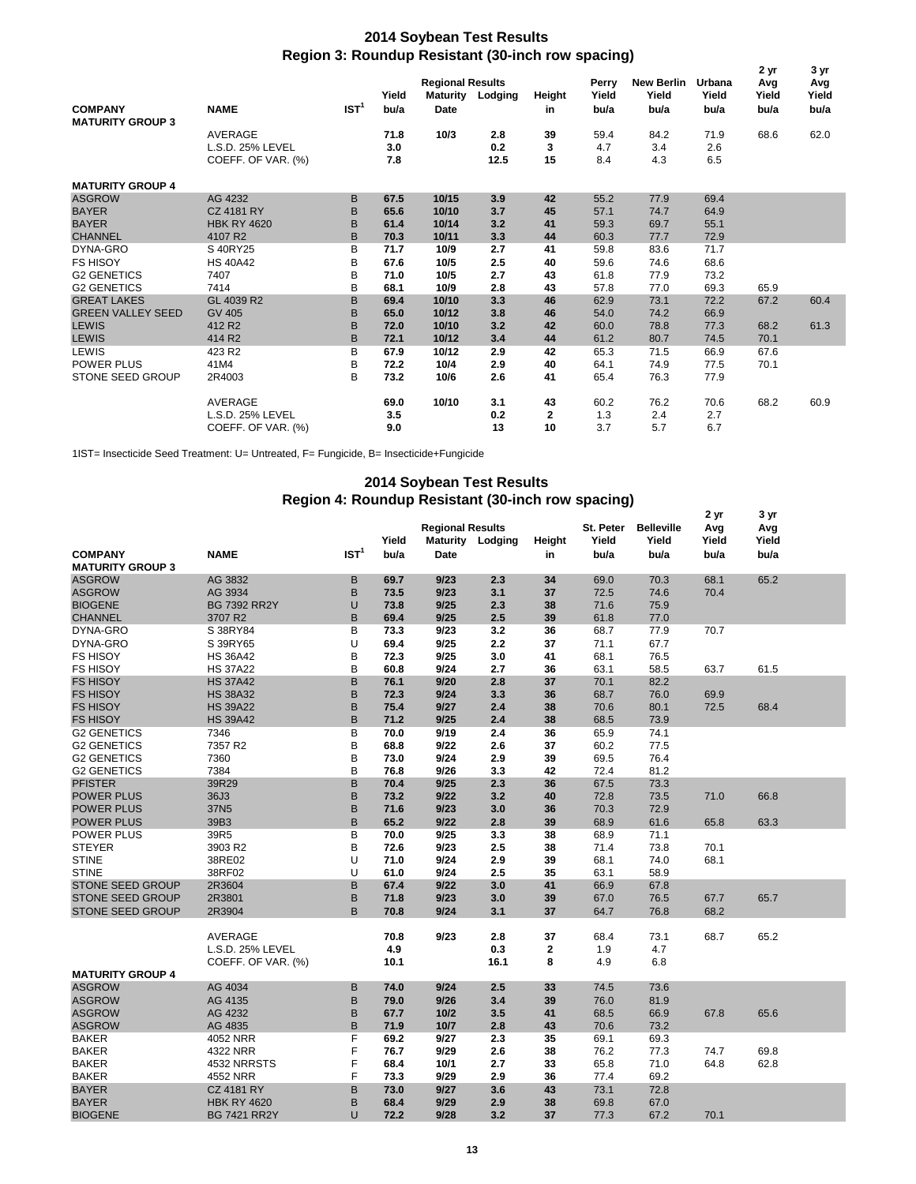## 2014 Soybean Test Results
## Region 3: Roundup Resistant (30-inch row spacing)

| COMPANY | NAME | IST[1] | Yield bu/a | Regional Results Maturity Date | Lodging | Height in | Perry Yield bu/a | New Berlin Yield bu/a | Urbana Yield bu/a | 2 yr Avg Yield bu/a | 3 yr Avg Yield bu/a |
|---|---|---|---|---|---|---|---|---|---|---|---|
| **MATURITY GROUP 3** | | | | | | | | | | | |
| | AVERAGE | | 71.8 | 10/3 | 2.8 | 39 | 59.4 | 84.2 | 71.9 | 68.6 | 62.0 |
| | L.S.D. 25% LEVEL | | 3.0 | | 0.2 | 3 | 4.7 | 3.4 | 2.6 | | |
| | COEFF. OF VAR. (%) | | 7.8 | | 12.5 | 15 | 8.4 | 4.3 | 6.5 | | |
| **MATURITY GROUP 4** | | | | | | | | | | | |
| ASGROW | AG 4232 | B | 67.5 | 10/15 | 3.9 | 42 | 55.2 | 77.9 | 69.4 | | |
| BAYER | CZ 4181 RY | B | 65.6 | 10/10 | 3.7 | 45 | 57.1 | 74.7 | 64.9 | | |
| BAYER | HBK RY 4620 | B | 61.4 | 10/14 | 3.2 | 41 | 59.3 | 69.7 | 55.1 | | |
| CHANNEL | 4107 R2 | B | 70.3 | 10/11 | 3.3 | 44 | 60.3 | 77.7 | 72.9 | | |
| DYNA-GRO | S 40RY25 | B | 71.7 | 10/9 | 2.7 | 41 | 59.8 | 83.6 | 71.7 | | |
| FS HISOY | HS 40A42 | B | 67.6 | 10/5 | 2.5 | 40 | 59.6 | 74.6 | 68.6 | | |
| G2 GENETICS | 7407 | B | 71.0 | 10/5 | 2.7 | 43 | 61.8 | 77.9 | 73.2 | | |
| G2 GENETICS | 7414 | B | 68.1 | 10/9 | 2.8 | 43 | 57.8 | 77.0 | 69.3 | 65.9 | |
| GREAT LAKES | GL 4039 R2 | B | 69.4 | 10/10 | 3.3 | 46 | 62.9 | 73.1 | 72.2 | 67.2 | 60.4 |
| GREEN VALLEY SEED | GV 405 | B | 65.0 | 10/12 | 3.8 | 46 | 54.0 | 74.2 | 66.9 | | |
| LEWIS | 412 R2 | B | 72.0 | 10/10 | 3.2 | 42 | 60.0 | 78.8 | 77.3 | 68.2 | 61.3 |
| LEWIS | 414 R2 | B | 72.1 | 10/12 | 3.4 | 44 | 61.2 | 80.7 | 74.5 | 70.1 | |
| LEWIS | 423 R2 | B | 67.9 | 10/12 | 2.9 | 42 | 65.3 | 71.5 | 66.9 | 67.6 | |
| POWER PLUS | 41M4 | B | 72.2 | 10/4 | 2.9 | 40 | 64.1 | 74.9 | 77.5 | 70.1 | |
| STONE SEED GROUP | 2R4003 | B | 73.2 | 10/6 | 2.6 | 41 | 65.4 | 76.3 | 77.9 | | |
| | AVERAGE | | 69.0 | 10/10 | 3.1 | 43 | 60.2 | 76.2 | 70.6 | 68.2 | 60.9 |
| | L.S.D. 25% LEVEL | | 3.5 | | 0.2 | 2 | 1.3 | 2.4 | 2.7 | | |
| | COEFF. OF VAR. (%) | | 9.0 | | 13 | 10 | 3.7 | 5.7 | 6.7 | | |

1IST= Insecticide Seed Treatment: U= Untreated, F= Fungicide, B= Insecticide+Fungicide

## 2014 Soybean Test Results
## Region 4: Roundup Resistant (30-inch row spacing)

| COMPANY | NAME | IST[1] | Yield bu/a | Regional Results Maturity Date | Lodging | Height in | St. Peter Yield bu/a | Belleville Yield bu/a | 2 yr Avg Yield bu/a | 3 yr Avg Yield bu/a |
|---|---|---|---|---|---|---|---|---|---|---|
| **MATURITY GROUP 3** | | | | | | | | | | |
| ASGROW | AG 3832 | B | 69.7 | 9/23 | 2.3 | 34 | 69.0 | 70.3 | 68.1 | 65.2 |
| ASGROW | AG 3934 | B | 73.5 | 9/23 | 3.1 | 37 | 72.5 | 74.6 | 70.4 | |
| BIOGENE | BG 7392 RR2Y | U | 73.8 | 9/25 | 2.3 | 38 | 71.6 | 75.9 | | |
| CHANNEL | 3707 R2 | B | 69.4 | 9/25 | 2.5 | 39 | 61.8 | 77.0 | | |
| DYNA-GRO | S 38RY84 | B | 73.3 | 9/23 | 3.2 | 36 | 68.7 | 77.9 | 70.7 | |
| DYNA-GRO | S 39RY65 | U | 69.4 | 9/25 | 2.2 | 37 | 71.1 | 67.7 | | |
| FS HISOY | HS 36A42 | B | 72.3 | 9/25 | 3.0 | 41 | 68.1 | 76.5 | | |
| FS HISOY | HS 37A22 | B | 60.8 | 9/24 | 2.7 | 36 | 63.1 | 58.5 | 63.7 | 61.5 |
| FS HISOY | HS 37A42 | B | 76.1 | 9/20 | 2.8 | 37 | 70.1 | 82.2 | | |
| FS HISOY | HS 38A32 | B | 72.3 | 9/24 | 3.3 | 36 | 68.7 | 76.0 | 69.9 | |
| FS HISOY | HS 39A22 | B | 75.4 | 9/27 | 2.4 | 38 | 70.6 | 80.1 | 72.5 | 68.4 |
| FS HISOY | HS 39A42 | B | 71.2 | 9/25 | 2.4 | 38 | 68.5 | 73.9 | | |
| G2 GENETICS | 7346 | B | 70.0 | 9/19 | 2.4 | 36 | 65.9 | 74.1 | | |
| G2 GENETICS | 7357 R2 | B | 68.8 | 9/22 | 2.6 | 37 | 60.2 | 77.5 | | |
| G2 GENETICS | 7360 | B | 73.0 | 9/24 | 2.9 | 39 | 69.5 | 76.4 | | |
| G2 GENETICS | 7384 | B | 76.8 | 9/26 | 3.3 | 42 | 72.4 | 81.2 | | |
| PFISTER | 39R29 | B | 70.4 | 9/25 | 2.3 | 36 | 67.5 | 73.3 | | |
| POWER PLUS | 36J3 | B | 73.2 | 9/22 | 3.2 | 40 | 72.8 | 73.5 | 71.0 | 66.8 |
| POWER PLUS | 37N5 | B | 71.6 | 9/23 | 3.0 | 36 | 70.3 | 72.9 | | |
| POWER PLUS | 39B3 | B | 65.2 | 9/22 | 2.8 | 39 | 68.9 | 61.6 | 65.8 | 63.3 |
| POWER PLUS | 39R5 | B | 70.0 | 9/25 | 3.3 | 38 | 68.9 | 71.1 | | |
| STEYER | 3903 R2 | B | 72.6 | 9/23 | 2.5 | 38 | 71.4 | 73.8 | 70.1 | |
| STINE | 38RE02 | U | 71.0 | 9/24 | 2.9 | 39 | 68.1 | 74.0 | 68.1 | |
| STINE | 38RF02 | U | 61.0 | 9/24 | 2.5 | 35 | 63.1 | 58.9 | | |
| STONE SEED GROUP | 2R3604 | B | 67.4 | 9/22 | 3.0 | 41 | 66.9 | 67.8 | | |
| STONE SEED GROUP | 2R3801 | B | 71.8 | 9/23 | 3.0 | 39 | 67.0 | 76.5 | 67.7 | 65.7 |
| STONE SEED GROUP | 2R3904 | B | 70.8 | 9/24 | 3.1 | 37 | 64.7 | 76.8 | 68.2 | |
| | AVERAGE | | 70.8 | 9/23 | 2.8 | 37 | 68.4 | 73.1 | 68.7 | 65.2 |
| | L.S.D. 25% LEVEL | | 4.9 | | 0.3 | 2 | 1.9 | 4.7 | | |
| | COEFF. OF VAR. (%) | | 10.1 | | 16.1 | 8 | 4.9 | 6.8 | | |
| **MATURITY GROUP 4** | | | | | | | | | | |
| ASGROW | AG 4034 | B | 74.0 | 9/24 | 2.5 | 33 | 74.5 | 73.6 | | |
| ASGROW | AG 4135 | B | 79.0 | 9/26 | 3.4 | 39 | 76.0 | 81.9 | | |
| ASGROW | AG 4232 | B | 67.7 | 10/2 | 3.5 | 41 | 68.5 | 66.9 | 67.8 | 65.6 |
| ASGROW | AG 4835 | B | 71.9 | 10/7 | 2.8 | 43 | 70.6 | 73.2 | | |
| BAKER | 4052 NRR | F | 69.2 | 9/27 | 2.3 | 35 | 69.1 | 69.3 | | |
| BAKER | 4322 NRR | F | 76.7 | 9/29 | 2.6 | 38 | 76.2 | 77.3 | 74.7 | 69.8 |
| BAKER | 4532 NRRSTS | F | 68.4 | 10/1 | 2.7 | 33 | 65.8 | 71.0 | 64.8 | 62.8 |
| BAKER | 4552 NRR | F | 73.3 | 9/29 | 2.9 | 36 | 77.4 | 69.2 | | |
| BAYER | CZ 4181 RY | B | 73.0 | 9/27 | 3.6 | 43 | 73.1 | 72.8 | | |
| BAYER | HBK RY 4620 | B | 68.4 | 9/29 | 2.9 | 38 | 69.8 | 67.0 | | |
| BIOGENE | BG 7421 RR2Y | U | 72.2 | 9/28 | 3.2 | 37 | 77.3 | 67.2 | 70.1 | |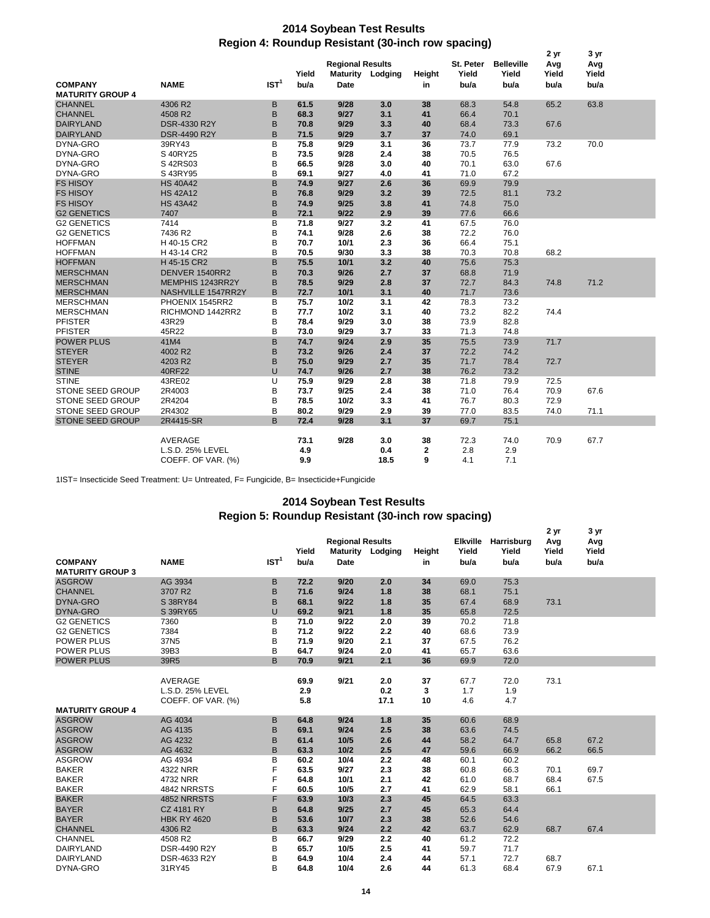## 2014 Soybean Test Results
### Region 4: Roundup Resistant (30-inch row spacing)

| COMPANY | NAME | IST[1] | Yield bu/a | Regional Results Maturity Date | Lodging | Height in | St. Peter Yield bu/a | Belleville Yield bu/a | 2 yr Avg Yield bu/a | 3 yr Avg Yield bu/a |
|---|---|---|---|---|---|---|---|---|---|---|
| **MATURITY GROUP 4** | | | | | | | | | | |
| CHANNEL | 4306 R2 | B | 61.5 | 9/28 | 3.0 | 38 | 68.3 | 54.8 | 65.2 | 63.8 |
| CHANNEL | 4508 R2 | B | 68.3 | 9/27 | 3.1 | 41 | 66.4 | 70.1 | | |
| DAIRYLAND | DSR-4330 R2Y | B | 70.8 | 9/29 | 3.3 | 40 | 68.4 | 73.3 | 67.6 | |
| DAIRYLAND | DSR-4490 R2Y | B | 71.5 | 9/29 | 3.7 | 37 | 74.0 | 69.1 | | |
| DYNA-GRO | 39RY43 | B | 75.8 | 9/29 | 3.1 | 36 | 73.7 | 77.9 | 73.2 | 70.0 |
| DYNA-GRO | S 40RY25 | B | 73.5 | 9/28 | 2.4 | 38 | 70.5 | 76.5 | | |
| DYNA-GRO | S 42RS03 | B | 66.5 | 9/28 | 3.0 | 40 | 70.1 | 63.0 | 67.6 | |
| DYNA-GRO | S 43RY95 | B | 69.1 | 9/27 | 4.0 | 41 | 71.0 | 67.2 | | |
| FS HISOY | HS 40A42 | B | 74.9 | 9/27 | 2.6 | 36 | 69.9 | 79.9 | | |
| FS HISOY | HS 42A12 | B | 76.8 | 9/29 | 3.2 | 39 | 72.5 | 81.1 | 73.2 | |
| FS HISOY | HS 43A42 | B | 74.9 | 9/25 | 3.8 | 41 | 74.8 | 75.0 | | |
| G2 GENETICS | 7407 | B | 72.1 | 9/22 | 2.9 | 39 | 77.6 | 66.6 | | |
| G2 GENETICS | 7414 | B | 71.8 | 9/27 | 3.2 | 41 | 67.5 | 76.0 | | |
| G2 GENETICS | 7436 R2 | B | 74.1 | 9/28 | 2.6 | 38 | 72.2 | 76.0 | | |
| HOFFMAN | H 40-15 CR2 | B | 70.7 | 10/1 | 2.3 | 36 | 66.4 | 75.1 | | |
| HOFFMAN | H 43-14 CR2 | B | 70.5 | 9/30 | 3.3 | 38 | 70.3 | 70.8 | 68.2 | |
| HOFFMAN | H 45-15 CR2 | B | 75.5 | 10/1 | 3.2 | 40 | 75.6 | 75.3 | | |
| MERSCHMAN | DENVER 1540RR2 | B | 70.3 | 9/26 | 2.7 | 37 | 68.8 | 71.9 | | |
| MERSCHMAN | MEMPHIS 1243RR2Y | B | 78.5 | 9/29 | 2.8 | 37 | 72.7 | 84.3 | 74.8 | 71.2 |
| MERSCHMAN | NASHVILLE 1547RR2Y | B | 72.7 | 10/1 | 3.1 | 40 | 71.7 | 73.6 | | |
| MERSCHMAN | PHOENIX 1545RR2 | B | 75.7 | 10/2 | 3.1 | 42 | 78.3 | 73.2 | | |
| MERSCHMAN | RICHMOND 1442RR2 | B | 77.7 | 10/2 | 3.1 | 40 | 73.2 | 82.2 | 74.4 | |
| PFISTER | 43R29 | B | 78.4 | 9/29 | 3.0 | 38 | 73.9 | 82.8 | | |
| PFISTER | 45R22 | B | 73.0 | 9/29 | 3.7 | 33 | 71.3 | 74.8 | | |
| POWER PLUS | 41M4 | B | 74.7 | 9/24 | 2.9 | 35 | 75.5 | 73.9 | 71.7 | |
| STEYER | 4002 R2 | B | 73.2 | 9/26 | 2.4 | 37 | 72.2 | 74.2 | | |
| STEYER | 4203 R2 | B | 75.0 | 9/29 | 2.7 | 35 | 71.7 | 78.4 | 72.7 | |
| STINE | 40RF22 | U | 74.7 | 9/26 | 2.7 | 38 | 76.2 | 73.2 | | |
| STINE | 43RE02 | U | 75.9 | 9/29 | 2.8 | 38 | 71.8 | 79.9 | 72.5 | |
| STONE SEED GROUP | 2R4003 | B | 73.7 | 9/25 | 2.4 | 38 | 71.0 | 76.4 | 70.9 | 67.6 |
| STONE SEED GROUP | 2R4204 | B | 78.5 | 10/2 | 3.3 | 41 | 76.7 | 80.3 | 72.9 | |
| STONE SEED GROUP | 2R4302 | B | 80.2 | 9/29 | 2.9 | 39 | 77.0 | 83.5 | 74.0 | 71.1 |
| STONE SEED GROUP | 2R4415-SR | B | 72.4 | 9/28 | 3.1 | 37 | 69.7 | 75.1 | | |
| | AVERAGE | | 73.1 | 9/28 | 3.0 | 38 | 72.3 | 74.0 | 70.9 | 67.7 |
| | L.S.D. 25% LEVEL | | 4.9 | | 0.4 | 2 | 2.8 | 2.9 | | |
| | COEFF. OF VAR. (%) | | 9.9 | | 18.5 | 9 | 4.1 | 7.1 | | |

1IST= Insecticide Seed Treatment: U= Untreated, F= Fungicide, B= Insecticide+Fungicide

## 2014 Soybean Test Results
### Region 5: Roundup Resistant (30-inch row spacing)

| COMPANY | NAME | IST[1] | Yield bu/a | Regional Results Maturity Date | Lodging | Height in | Elkville Yield bu/a | Harrisburg Yield bu/a | 2 yr Avg Yield bu/a | 3 yr Avg Yield bu/a |
|---|---|---|---|---|---|---|---|---|---|---|
| **MATURITY GROUP 3** | | | | | | | | | | |
| ASGROW | AG 3934 | B | 72.2 | 9/20 | 2.0 | 34 | 69.0 | 75.3 | | |
| CHANNEL | 3707 R2 | B | 71.6 | 9/24 | 1.8 | 38 | 68.1 | 75.1 | | |
| DYNA-GRO | S 38RY84 | B | 68.1 | 9/22 | 1.8 | 35 | 67.4 | 68.9 | 73.1 | |
| DYNA-GRO | S 39RY65 | U | 69.2 | 9/21 | 1.8 | 35 | 65.8 | 72.5 | | |
| G2 GENETICS | 7360 | B | 71.0 | 9/22 | 2.0 | 39 | 70.2 | 71.8 | | |
| G2 GENETICS | 7384 | B | 71.2 | 9/22 | 2.2 | 40 | 68.6 | 73.9 | | |
| POWER PLUS | 37N5 | B | 71.9 | 9/20 | 2.1 | 37 | 67.5 | 76.2 | | |
| POWER PLUS | 39B3 | B | 64.7 | 9/24 | 2.0 | 41 | 65.7 | 63.6 | | |
| POWER PLUS | 39R5 | B | 70.9 | 9/21 | 2.1 | 36 | 69.9 | 72.0 | | |
| | AVERAGE | | 69.9 | 9/21 | 2.0 | 37 | 67.7 | 72.0 | 73.1 | |
| | L.S.D. 25% LEVEL | | 2.9 | | 0.2 | 3 | 1.7 | 1.9 | | |
| | COEFF. OF VAR. (%) | | 5.8 | | 17.1 | 10 | 4.6 | 4.7 | | |
| **MATURITY GROUP 4** | | | | | | | | | | |
| ASGROW | AG 4034 | B | 64.8 | 9/24 | 1.8 | 35 | 60.6 | 68.9 | | |
| ASGROW | AG 4135 | B | 69.1 | 9/24 | 2.5 | 38 | 63.6 | 74.5 | | |
| ASGROW | AG 4232 | B | 61.4 | 10/5 | 2.6 | 44 | 58.2 | 64.7 | 65.8 | 67.2 |
| ASGROW | AG 4632 | B | 63.3 | 10/2 | 2.5 | 47 | 59.6 | 66.9 | 66.2 | 66.5 |
| ASGROW | AG 4934 | B | 60.2 | 10/4 | 2.2 | 48 | 60.1 | 60.2 | | |
| BAKER | 4322 NRR | F | 63.5 | 9/27 | 2.3 | 38 | 60.8 | 66.3 | 70.1 | 69.7 |
| BAKER | 4732 NRR | F | 64.8 | 10/1 | 2.1 | 42 | 61.0 | 68.7 | 68.4 | 67.5 |
| BAKER | 4842 NRRSTS | F | 60.5 | 10/5 | 2.7 | 41 | 62.9 | 58.1 | 66.1 | |
| BAKER | 4852 NRRSTS | F | 63.9 | 10/3 | 2.3 | 45 | 64.5 | 63.3 | | |
| BAYER | CZ 4181 RY | B | 64.8 | 9/25 | 2.7 | 45 | 65.3 | 64.4 | | |
| BAYER | HBK RY 4620 | B | 53.6 | 10/7 | 2.3 | 38 | 52.6 | 54.6 | | |
| CHANNEL | 4306 R2 | B | 63.3 | 9/24 | 2.2 | 42 | 63.7 | 62.9 | 68.7 | 67.4 |
| CHANNEL | 4508 R2 | B | 66.7 | 9/29 | 2.2 | 40 | 61.2 | 72.2 | | |
| DAIRYLAND | DSR-4490 R2Y | B | 65.7 | 10/5 | 2.5 | 41 | 59.7 | 71.7 | | |
| DAIRYLAND | DSR-4633 R2Y | B | 64.9 | 10/4 | 2.4 | 44 | 57.1 | 72.7 | 68.7 | |
| DYNA-GRO | 31RY45 | B | 64.8 | 10/4 | 2.6 | 44 | 61.3 | 68.4 | 67.9 | 67.1 |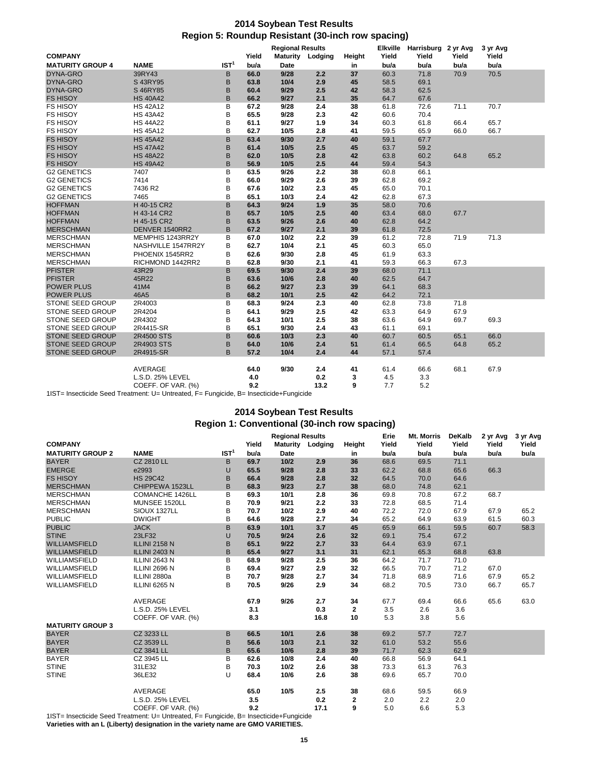## 2014 Soybean Test Results

### Region 5: Roundup Resistant (30-inch row spacing)

| COMPANY | | | Regional Results | | | | Elkville | Harrisburg | 2 yr Avg | 3 yr Avg |
|---|---|---|---|---|---|---|---|---|---|---|
| | | | Yield | Maturity | Lodging | Height | Yield | Yield | Yield | Yield |
| **MATURITY GROUP 4** | **NAME** | **IST[1]** | **bu/a** | **Date** | | **in** | **bu/a** | **bu/a** | **bu/a** | **bu/a** |
| DYNA-GRO | 39RY43 | B | 66.0 | 9/28 | 2.2 | 37 | 60.3 | 71.8 | 70.9 | 70.5 |
| DYNA-GRO | S 43RY95 | B | 63.8 | 10/4 | 2.9 | 45 | 58.5 | 69.1 | | |
| DYNA-GRO | S 46RY85 | B | 60.4 | 9/29 | 2.5 | 42 | 58.3 | 62.5 | | |
| FS HISOY | HS 40A42 | B | 66.2 | 9/27 | 2.1 | 35 | 64.7 | 67.6 | | |
| FS HISOY | HS 42A12 | B | 67.2 | 9/28 | 2.4 | 38 | 61.8 | 72.6 | 71.1 | 70.7 |
| FS HISOY | HS 43A42 | B | 65.5 | 9/28 | 2.3 | 42 | 60.6 | 70.4 | | |
| FS HISOY | HS 44A22 | B | 61.1 | 9/27 | 1.9 | 34 | 60.3 | 61.8 | 66.4 | 65.7 |
| FS HISOY | HS 45A12 | B | 62.7 | 10/5 | 2.8 | 41 | 59.5 | 65.9 | 66.0 | 66.7 |
| FS HISOY | HS 45A42 | B | 63.4 | 9/30 | 2.7 | 40 | 59.1 | 67.7 | | |
| FS HISOY | HS 47A42 | B | 61.4 | 10/5 | 2.5 | 45 | 63.7 | 59.2 | | |
| FS HISOY | HS 48A22 | B | 62.0 | 10/5 | 2.8 | 42 | 63.8 | 60.2 | 64.8 | 65.2 |
| FS HISOY | HS 49A42 | B | 56.9 | 10/5 | 2.5 | 44 | 59.4 | 54.3 | | |
| G2 GENETICS | 7407 | B | 63.5 | 9/26 | 2.2 | 38 | 60.8 | 66.1 | | |
| G2 GENETICS | 7414 | B | 66.0 | 9/29 | 2.6 | 39 | 62.8 | 69.2 | | |
| G2 GENETICS | 7436 R2 | B | 67.6 | 10/2 | 2.3 | 45 | 65.0 | 70.1 | | |
| G2 GENETICS | 7465 | B | 65.1 | 10/3 | 2.4 | 42 | 62.8 | 67.3 | | |
| HOFFMAN | H 40-15 CR2 | B | 64.3 | 9/24 | 1.9 | 35 | 58.0 | 70.6 | | |
| HOFFMAN | H 43-14 CR2 | B | 65.7 | 10/5 | 2.5 | 40 | 63.4 | 68.0 | 67.7 | |
| HOFFMAN | H 45-15 CR2 | B | 63.5 | 9/26 | 2.6 | 40 | 62.8 | 64.2 | | |
| MERSCHMAN | DENVER 1540RR2 | B | 67.2 | 9/27 | 2.1 | 39 | 61.8 | 72.5 | | |
| MERSCHMAN | MEMPHIS 1243RR2Y | B | 67.0 | 10/2 | 2.2 | 39 | 61.2 | 72.8 | 71.9 | 71.3 |
| MERSCHMAN | NASHVILLE 1547RR2Y | B | 62.7 | 10/4 | 2.1 | 45 | 60.3 | 65.0 | | |
| MERSCHMAN | PHOENIX 1545RR2 | B | 62.6 | 9/30 | 2.8 | 45 | 61.9 | 63.3 | | |
| MERSCHMAN | RICHMOND 1442RR2 | B | 62.8 | 9/30 | 2.1 | 41 | 59.3 | 66.3 | 67.3 | |
| PFISTER | 43R29 | B | 69.5 | 9/30 | 2.4 | 39 | 68.0 | 71.1 | | |
| PFISTER | 45R22 | B | 63.6 | 10/6 | 2.8 | 40 | 62.5 | 64.7 | | |
| POWER PLUS | 41M4 | B | 66.2 | 9/27 | 2.3 | 39 | 64.1 | 68.3 | | |
| POWER PLUS | 46A5 | B | 68.2 | 10/1 | 2.5 | 42 | 64.2 | 72.1 | | |
| STONE SEED GROUP | 2R4003 | B | 68.3 | 9/24 | 2.3 | 40 | 62.8 | 73.8 | 71.8 | |
| STONE SEED GROUP | 2R4204 | B | 64.1 | 9/29 | 2.5 | 42 | 63.3 | 64.9 | 67.9 | |
| STONE SEED GROUP | 2R4302 | B | 64.3 | 10/1 | 2.5 | 38 | 63.6 | 64.9 | 69.7 | 69.3 |
| STONE SEED GROUP | 2R4415-SR | B | 65.1 | 9/30 | 2.4 | 43 | 61.1 | 69.1 | | |
| STONE SEED GROUP | 2R4500 STS | B | 60.6 | 10/3 | 2.3 | 40 | 60.7 | 60.5 | 65.1 | 66.0 |
| STONE SEED GROUP | 2R4903 STS | B | 64.0 | 10/6 | 2.4 | 51 | 61.4 | 66.5 | 64.8 | 65.2 |
| STONE SEED GROUP | 2R4915-SR | B | 57.2 | 10/4 | 2.4 | 44 | 57.1 | 57.4 | | |
| | AVERAGE | | 64.0 | 9/30 | 2.4 | 41 | 61.4 | 66.6 | 68.1 | 67.9 |
| | L.S.D. 25% LEVEL | | 4.0 | | 0.2 | 3 | 4.5 | 3.3 | | |
| | COEFF. OF VAR. (%) | | 9.2 | | 13.2 | 9 | 7.7 | 5.2 | | |

1IST= Insecticide Seed Treatment: U= Untreated, F= Fungicide, B= Insecticide+Fungicide

## 2014 Soybean Test Results

### Region 1: Conventional (30-inch row spacing)

| COMPANY | | | Regional Results | | | | Erie | Mt. Morris | DeKalb | 2 yr Avg | 3 yr Avg |
|---|---|---|---|---|---|---|---|---|---|---|---|
| | | | Yield | Maturity | Lodging | Height | Yield | Yield | Yield | Yield | Yield |
| **MATURITY GROUP 2** | **NAME** | **IST[1]** | **bu/a** | **Date** | | **in** | **bu/a** | **bu/a** | **bu/a** | **bu/a** | **bu/a** |
| BAYER | CZ 2810 LL | B | 69.7 | 10/2 | 2.9 | 36 | 68.6 | 69.5 | 71.1 | | |
| EMERGE | e2993 | U | 65.5 | 9/28 | 2.8 | 33 | 62.2 | 68.8 | 65.6 | 66.3 | |
| FS HISOY | HS 29C42 | B | 66.4 | 9/28 | 2.8 | 32 | 64.5 | 70.0 | 64.6 | | |
| MERSCHMAN | CHIPPEWA 1523LL | B | 68.3 | 9/23 | 2.7 | 38 | 68.0 | 74.8 | 62.1 | | |
| MERSCHMAN | COMANCHE 1426LL | B | 69.3 | 10/1 | 2.8 | 36 | 69.8 | 70.8 | 67.2 | 68.7 | |
| MERSCHMAN | MUNSEE 1520LL | B | 70.9 | 9/21 | 2.2 | 33 | 72.8 | 68.5 | 71.4 | | |
| MERSCHMAN | SIOUX 1327LL | B | 70.7 | 10/2 | 2.9 | 40 | 72.2 | 72.0 | 67.9 | 67.9 | 65.2 |
| PUBLIC | DWIGHT | B | 64.6 | 9/28 | 2.7 | 34 | 65.2 | 64.9 | 63.9 | 61.5 | 60.3 |
| PUBLIC | JACK | B | 63.9 | 10/1 | 3.7 | 45 | 65.9 | 66.1 | 59.5 | 60.7 | 58.3 |
| STINE | 23LF32 | U | 70.5 | 9/24 | 2.6 | 32 | 69.1 | 75.4 | 67.2 | | |
| WILLIAMSFIELD | ILLINI 2158 N | B | 65.1 | 9/22 | 2.7 | 33 | 64.4 | 63.9 | 67.1 | | |
| WILLIAMSFIELD | ILLINI 2403 N | B | 65.4 | 9/27 | 3.1 | 31 | 62.1 | 65.3 | 68.8 | 63.8 | |
| WILLIAMSFIELD | ILLINI 2643 N | B | 68.9 | 9/28 | 2.5 | 36 | 64.2 | 71.7 | 71.0 | | |
| WILLIAMSFIELD | ILLINI 2696 N | B | 69.4 | 9/27 | 2.9 | 32 | 66.5 | 70.7 | 71.2 | 67.0 | |
| WILLIAMSFIELD | ILLINI 2880a | B | 70.7 | 9/28 | 2.7 | 34 | 71.8 | 68.9 | 71.6 | 67.9 | 65.2 |
| WILLIAMSFIELD | ILLINI 6265 N | B | 70.5 | 9/26 | 2.9 | 34 | 68.2 | 70.5 | 73.0 | 66.7 | 65.7 |
| | AVERAGE | | 67.9 | 9/26 | 2.7 | 34 | 67.7 | 69.4 | 66.6 | 65.6 | 63.0 |
| | L.S.D. 25% LEVEL | | 3.1 | | 0.3 | 2 | 3.5 | 2.6 | 3.6 | | |
| | COEFF. OF VAR. (%) | | 8.3 | | 16.8 | 10 | 5.3 | 3.8 | 5.6 | | |
| **MATURITY GROUP 3** | | | | | | | | | | | |
| BAYER | CZ 3233 LL | B | 66.5 | 10/1 | 2.6 | 38 | 69.2 | 57.7 | 72.7 | | |
| BAYER | CZ 3539 LL | B | 56.6 | 10/3 | 2.1 | 32 | 61.0 | 53.2 | 55.6 | | |
| BAYER | CZ 3841 LL | B | 65.6 | 10/6 | 2.8 | 39 | 71.7 | 62.3 | 62.9 | | |
| BAYER | CZ 3945 LL | B | 62.6 | 10/8 | 2.4 | 40 | 66.8 | 56.9 | 64.1 | | |
| STINE | 31LE32 | B | 70.3 | 10/2 | 2.6 | 38 | 73.3 | 61.3 | 76.3 | | |
| STINE | 36LE32 | U | 68.4 | 10/6 | 2.6 | 38 | 69.6 | 65.7 | 70.0 | | |
| | AVERAGE | | 65.0 | 10/5 | 2.5 | 38 | 68.6 | 59.5 | 66.9 | | |
| | L.S.D. 25% LEVEL | | 3.5 | | 0.2 | 2 | 2.0 | 2.2 | 2.0 | | |
| | COEFF. OF VAR. (%) | | 9.2 | | 17.1 | 9 | 5.0 | 6.6 | 5.3 | | |

1IST= Insecticide Seed Treatment: U= Untreated, F= Fungicide, B= Insecticide+Fungicide

**Varieties with an L (Liberty) designation in the variety name are GMO VARIETIES.**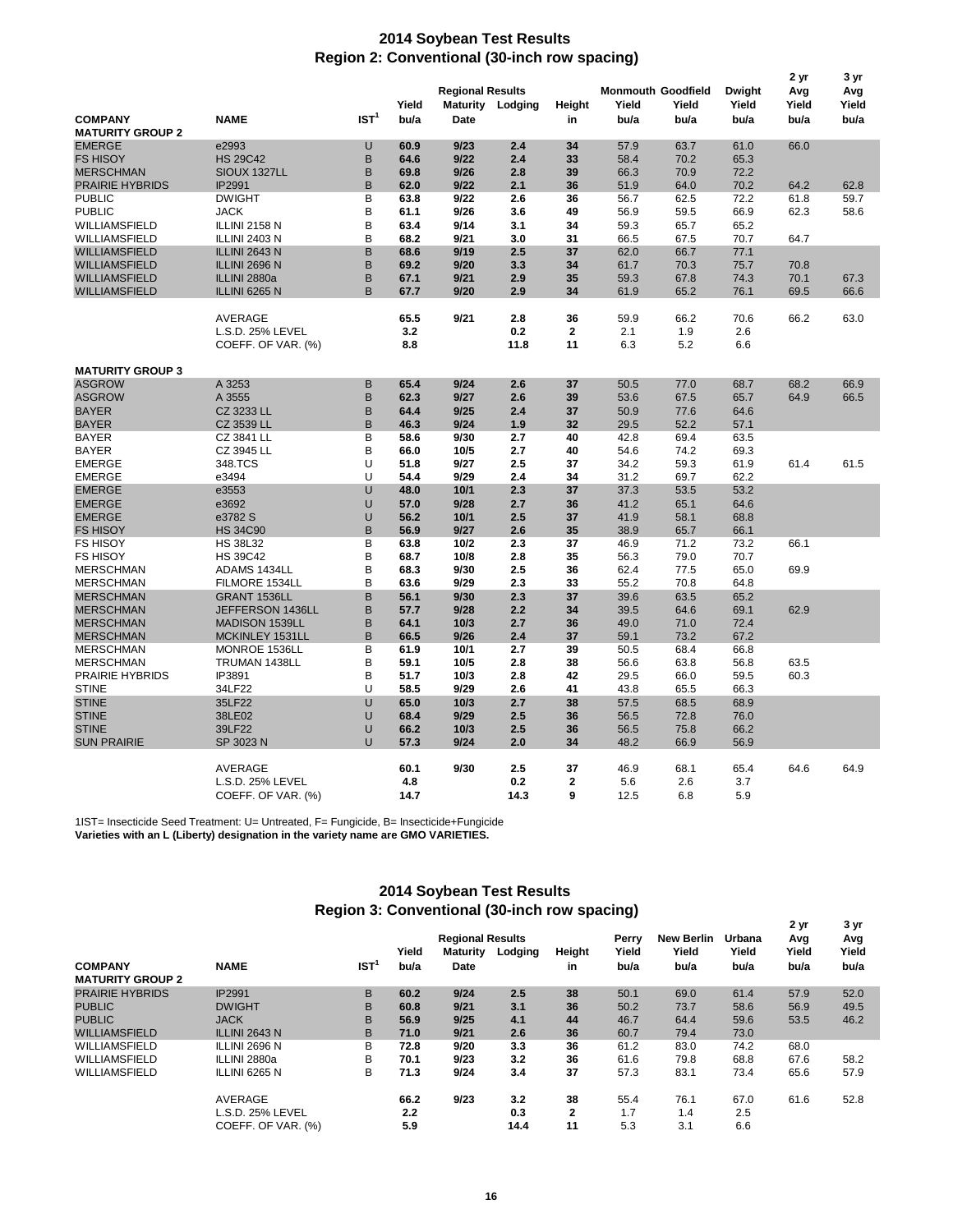## 2014 Soybean Test Results
## Region 2: Conventional (30-inch row spacing)

| COMPANY | NAME | IST[1] | Yield bu/a | Regional Results Maturity Date | Lodging | Height in | Monmouth Yield bu/a | Goodfield Yield bu/a | Dwight Yield bu/a | 2 yr Avg Yield bu/a | 3 yr Avg Yield bu/a |
|---|---|---|---|---|---|---|---|---|---|---|---|
| **MATURITY GROUP 2** | | | | | | | | | | | |
| EMERGE | e2993 | U | 60.9 | 9/23 | 2.4 | 34 | 57.9 | 63.7 | 61.0 | 66.0 | |
| FS HISOY | HS 29C42 | B | 64.6 | 9/22 | 2.4 | 33 | 58.4 | 70.2 | 65.3 | | |
| MERSCHMAN | SIOUX 1327LL | B | 69.8 | 9/26 | 2.8 | 39 | 66.3 | 70.9 | 72.2 | | |
| PRAIRIE HYBRIDS | IP2991 | B | 62.0 | 9/22 | 2.1 | 36 | 51.9 | 64.0 | 70.2 | 64.2 | 62.8 |
| PUBLIC | DWIGHT | B | 63.8 | 9/22 | 2.6 | 36 | 56.7 | 62.5 | 72.2 | 61.8 | 59.7 |
| PUBLIC | JACK | B | 61.1 | 9/26 | 3.6 | 49 | 56.9 | 59.5 | 66.9 | 62.3 | 58.6 |
| WILLIAMSFIELD | ILLINI 2158 N | B | 63.4 | 9/14 | 3.1 | 34 | 59.3 | 65.7 | 65.2 | | |
| WILLIAMSFIELD | ILLINI 2403 N | B | 68.2 | 9/21 | 3.0 | 31 | 66.5 | 67.5 | 70.7 | 64.7 | |
| WILLIAMSFIELD | ILLINI 2643 N | B | 68.6 | 9/19 | 2.5 | 37 | 62.0 | 66.7 | 77.1 | | |
| WILLIAMSFIELD | ILLINI 2696 N | B | 69.2 | 9/20 | 3.3 | 34 | 61.7 | 70.3 | 75.7 | 70.8 | |
| WILLIAMSFIELD | ILLINI 2880a | B | 67.1 | 9/21 | 2.9 | 35 | 59.3 | 67.8 | 74.3 | 70.1 | 67.3 |
| WILLIAMSFIELD | ILLINI 6265 N | B | 67.7 | 9/20 | 2.9 | 34 | 61.9 | 65.2 | 76.1 | 69.5 | 66.6 |
| | AVERAGE | | 65.5 | 9/21 | 2.8 | 36 | 59.9 | 66.2 | 70.6 | 66.2 | 63.0 |
| | L.S.D. 25% LEVEL | | 3.2 | | 0.2 | 2 | 2.1 | 1.9 | 2.6 | | |
| | COEFF. OF VAR. (%) | | 8.8 | | 11.8 | 11 | 6.3 | 5.2 | 6.6 | | |
| **MATURITY GROUP 3** | | | | | | | | | | | |
| ASGROW | A 3253 | B | 65.4 | 9/24 | 2.6 | 37 | 50.5 | 77.0 | 68.7 | 68.2 | 66.9 |
| ASGROW | A 3555 | B | 62.3 | 9/27 | 2.6 | 39 | 53.6 | 67.5 | 65.7 | 64.9 | 66.5 |
| BAYER | CZ 3233 LL | B | 64.4 | 9/25 | 2.4 | 37 | 50.9 | 77.6 | 64.6 | | |
| BAYER | CZ 3539 LL | B | 46.3 | 9/24 | 1.9 | 32 | 29.5 | 52.2 | 57.1 | | |
| BAYER | CZ 3841 LL | B | 58.6 | 9/30 | 2.7 | 40 | 42.8 | 69.4 | 63.5 | | |
| BAYER | CZ 3945 LL | B | 66.0 | 10/5 | 2.7 | 40 | 54.6 | 74.2 | 69.3 | | |
| EMERGE | 348.TCS | U | 51.8 | 9/27 | 2.5 | 37 | 34.2 | 59.3 | 61.9 | 61.4 | 61.5 |
| EMERGE | e3494 | U | 54.4 | 9/29 | 2.4 | 34 | 31.2 | 69.7 | 62.2 | | |
| EMERGE | e3553 | U | 48.0 | 10/1 | 2.3 | 37 | 37.3 | 53.5 | 53.2 | | |
| EMERGE | e3692 | U | 57.0 | 9/28 | 2.7 | 36 | 41.2 | 65.1 | 64.6 | | |
| EMERGE | e3782 S | U | 56.2 | 10/1 | 2.5 | 37 | 41.9 | 58.1 | 68.8 | | |
| FS HISOY | HS 34C90 | B | 56.9 | 9/27 | 2.6 | 35 | 38.9 | 65.7 | 66.1 | | |
| FS HISOY | HS 38L32 | B | 63.8 | 10/2 | 2.3 | 37 | 46.9 | 71.2 | 73.2 | 66.1 | |
| FS HISOY | HS 39C42 | B | 68.7 | 10/8 | 2.8 | 35 | 56.3 | 79.0 | 70.7 | | |
| MERSCHMAN | ADAMS 1434LL | B | 68.3 | 9/30 | 2.5 | 36 | 62.4 | 77.5 | 65.0 | 69.9 | |
| MERSCHMAN | FILMORE 1534LL | B | 63.6 | 9/29 | 2.3 | 33 | 55.2 | 70.8 | 64.8 | | |
| MERSCHMAN | GRANT 1536LL | B | 56.1 | 9/30 | 2.3 | 37 | 39.6 | 63.5 | 65.2 | | |
| MERSCHMAN | JEFFERSON 1436LL | B | 57.7 | 9/28 | 2.2 | 34 | 39.5 | 64.6 | 69.1 | 62.9 | |
| MERSCHMAN | MADISON 1539LL | B | 64.1 | 10/3 | 2.7 | 36 | 49.0 | 71.0 | 72.4 | | |
| MERSCHMAN | MCKINLEY 1531LL | B | 66.5 | 9/26 | 2.4 | 37 | 59.1 | 73.2 | 67.2 | | |
| MERSCHMAN | MONROE 1536LL | B | 61.9 | 10/1 | 2.7 | 39 | 50.5 | 68.4 | 66.8 | | |
| MERSCHMAN | TRUMAN 1438LL | B | 59.1 | 10/5 | 2.8 | 38 | 56.6 | 63.8 | 56.8 | 63.5 | |
| PRAIRIE HYBRIDS | IP3891 | B | 51.7 | 10/3 | 2.8 | 42 | 29.5 | 66.0 | 59.5 | 60.3 | |
| STINE | 34LF22 | U | 58.5 | 9/29 | 2.6 | 41 | 43.8 | 65.5 | 66.3 | | |
| STINE | 35LF22 | U | 65.0 | 10/3 | 2.7 | 38 | 57.5 | 68.5 | 68.9 | | |
| STINE | 38LE02 | U | 68.4 | 9/29 | 2.5 | 36 | 56.5 | 72.8 | 76.0 | | |
| STINE | 39LF22 | U | 66.2 | 10/3 | 2.5 | 36 | 56.5 | 75.8 | 66.2 | | |
| SUN PRAIRIE | SP 3023 N | U | 57.3 | 9/24 | 2.0 | 34 | 48.2 | 66.9 | 56.9 | | |
| | AVERAGE | | 60.1 | 9/30 | 2.5 | 37 | 46.9 | 68.1 | 65.4 | 64.6 | 64.9 |
| | L.S.D. 25% LEVEL | | 4.8 | | 0.2 | 2 | 5.6 | 2.6 | 3.7 | | |
| | COEFF. OF VAR. (%) | | 14.7 | | 14.3 | 9 | 12.5 | 6.8 | 5.9 | | |

1IST= Insecticide Seed Treatment: U= Untreated, F= Fungicide, B= Insecticide+Fungicide

**Varieties with an L (Liberty) designation in the variety name are GMO VARIETIES.**

## 2014 Soybean Test Results
## Region 3: Conventional (30-inch row spacing)

| COMPANY | NAME | IST[1] | Yield bu/a | Regional Results Maturity Date | Lodging | Height in | Perry Yield bu/a | New Berlin Yield bu/a | Urbana Yield bu/a | 2 yr Avg Yield bu/a | 3 yr Avg Yield bu/a |
|---|---|---|---|---|---|---|---|---|---|---|---|
| **MATURITY GROUP 2** | | | | | | | | | | | |
| PRAIRIE HYBRIDS | IP2991 | B | 60.2 | 9/24 | 2.5 | 38 | 50.1 | 69.0 | 61.4 | 57.9 | 52.0 |
| PUBLIC | DWIGHT | B | 60.8 | 9/21 | 3.1 | 36 | 50.2 | 73.7 | 58.6 | 56.9 | 49.5 |
| PUBLIC | JACK | B | 56.9 | 9/25 | 4.1 | 44 | 46.7 | 64.4 | 59.6 | 53.5 | 46.2 |
| WILLIAMSFIELD | ILLINI 2643 N | B | 71.0 | 9/21 | 2.6 | 36 | 60.7 | 79.4 | 73.0 | | |
| WILLIAMSFIELD | ILLINI 2696 N | B | 72.8 | 9/20 | 3.3 | 36 | 61.2 | 83.0 | 74.2 | 68.0 | |
| WILLIAMSFIELD | ILLINI 2880a | B | 70.1 | 9/23 | 3.2 | 36 | 61.6 | 79.8 | 68.8 | 67.6 | 58.2 |
| WILLIAMSFIELD | ILLINI 6265 N | B | 71.3 | 9/24 | 3.4 | 37 | 57.3 | 83.1 | 73.4 | 65.6 | 57.9 |
| | AVERAGE | | 66.2 | 9/23 | 3.2 | 38 | 55.4 | 76.1 | 67.0 | 61.6 | 52.8 |
| | L.S.D. 25% LEVEL | | 2.2 | | 0.3 | 2 | 1.7 | 1.4 | 2.5 | | |
| | COEFF. OF VAR. (%) | | 5.9 | | 14.4 | 11 | 5.3 | 3.1 | 6.6 | | |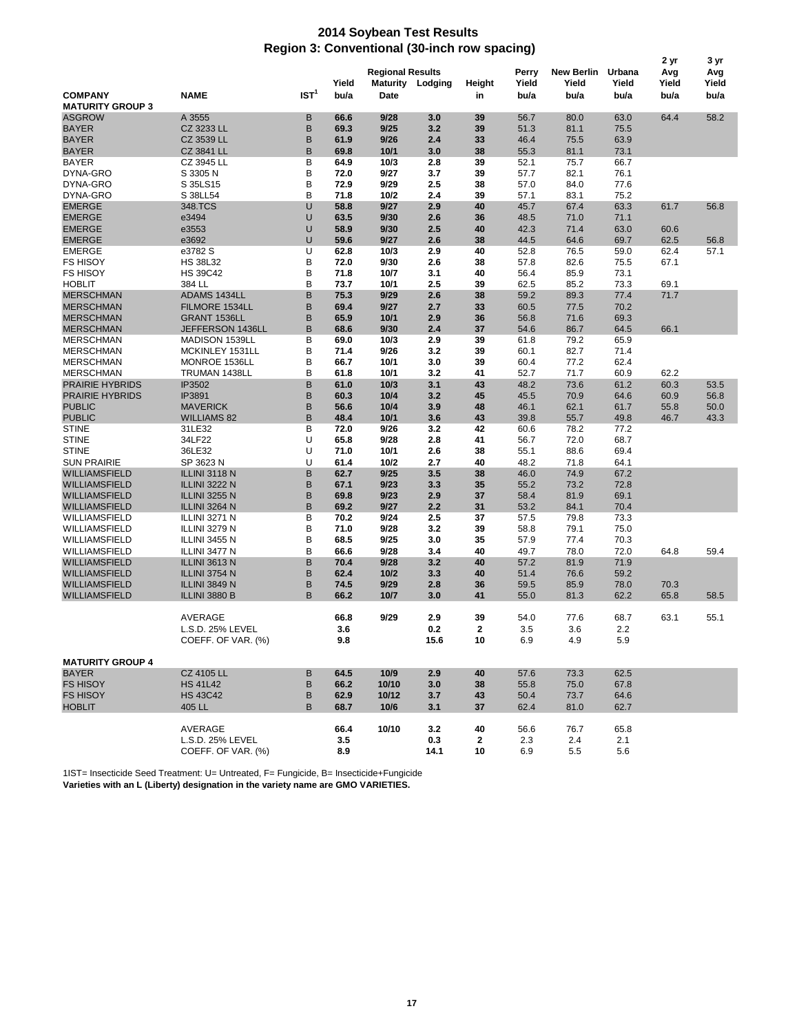# 2014 Soybean Test Results
## Region 3: Conventional (30-inch row spacing)

| COMPANY | NAME | IST[1] | Yield bu/a | Regional Results Maturity Date | Lodging | Height in | Perry Yield bu/a | New Berlin Yield bu/a | Urbana Yield bu/a | 2 yr Avg Yield bu/a | 3 yr Avg Yield bu/a |
|---|---|---|---|---|---|---|---|---|---|---|---|
| **MATURITY GROUP 3** | | | | | | | | | | | |
| ASGROW | A 3555 | B | **66.6** | **9/28** | **3.0** | **39** | 56.7 | 80.0 | 63.0 | 64.4 | 58.2 |
| BAYER | CZ 3233 LL | B | **69.3** | **9/25** | **3.2** | **39** | 51.3 | 81.1 | 75.5 | | |
| BAYER | CZ 3539 LL | B | **61.9** | **9/26** | **2.4** | **33** | 46.4 | 75.5 | 63.9 | | |
| BAYER | CZ 3841 LL | B | **69.8** | **10/1** | **3.0** | **38** | 55.3 | 81.1 | 73.1 | | |
| BAYER | CZ 3945 LL | B | **64.9** | **10/3** | **2.8** | **39** | 52.1 | 75.7 | 66.7 | | |
| DYNA-GRO | S 3305 N | B | **72.0** | **9/27** | **3.7** | **39** | 57.7 | 82.1 | 76.1 | | |
| DYNA-GRO | S 35LS15 | B | **72.9** | **9/29** | **2.5** | **38** | 57.0 | 84.0 | 77.6 | | |
| DYNA-GRO | S 38LL54 | B | **71.8** | **10/2** | **2.4** | **39** | 57.1 | 83.1 | 75.2 | | |
| EMERGE | 348.TCS | U | **58.8** | **9/27** | **2.9** | **40** | 45.7 | 67.4 | 63.3 | 61.7 | 56.8 |
| EMERGE | e3494 | U | **63.5** | **9/30** | **2.6** | **36** | 48.5 | 71.0 | 71.1 | | |
| EMERGE | e3553 | U | **58.9** | **9/30** | **2.5** | **40** | 42.3 | 71.4 | 63.0 | 60.6 | |
| EMERGE | e3692 | U | **59.6** | **9/27** | **2.6** | **38** | 44.5 | 64.6 | 69.7 | 62.5 | 56.8 |
| EMERGE | e3782 S | U | **62.8** | **10/3** | **2.9** | **40** | 52.8 | 76.5 | 59.0 | 62.4 | 57.1 |
| FS HISOY | HS 38L32 | B | **72.0** | **9/30** | **2.6** | **38** | 57.8 | 82.6 | 75.5 | 67.1 | |
| FS HISOY | HS 39C42 | B | **71.8** | **10/7** | **3.1** | **40** | 56.4 | 85.9 | 73.1 | | |
| HOBLIT | 384 LL | B | **73.7** | **10/1** | **2.5** | **39** | 62.5 | 85.2 | 73.3 | 69.1 | |
| MERSCHMAN | ADAMS 1434LL | B | **75.3** | **9/29** | **2.6** | **38** | 59.2 | 89.3 | 77.4 | 71.7 | |
| MERSCHMAN | FILMORE 1534LL | B | **69.4** | **9/27** | **2.7** | **33** | 60.5 | 77.5 | 70.2 | | |
| MERSCHMAN | GRANT 1536LL | B | **65.9** | **10/1** | **2.9** | **36** | 56.8 | 71.6 | 69.3 | | |
| MERSCHMAN | JEFFERSON 1436LL | B | **68.6** | **9/30** | **2.4** | **37** | 54.6 | 86.7 | 64.5 | 66.1 | |
| MERSCHMAN | MADISON 1539LL | B | **69.0** | **10/3** | **2.9** | **39** | 61.8 | 79.2 | 65.9 | | |
| MERSCHMAN | MCKINLEY 1531LL | B | **71.4** | **9/26** | **3.2** | **39** | 60.1 | 82.7 | 71.4 | | |
| MERSCHMAN | MONROE 1536LL | B | **66.7** | **10/1** | **3.0** | **39** | 60.4 | 77.2 | 62.4 | | |
| MERSCHMAN | TRUMAN 1438LL | B | **61.8** | **10/1** | **3.2** | **41** | 52.7 | 71.7 | 60.9 | 62.2 | |
| PRAIRIE HYBRIDS | IP3502 | B | **61.0** | **10/3** | **3.1** | **43** | 48.2 | 73.6 | 61.2 | 60.3 | 53.5 |
| PRAIRIE HYBRIDS | IP3891 | B | **60.3** | **10/4** | **3.2** | **45** | 45.5 | 70.9 | 64.6 | 60.9 | 56.8 |
| PUBLIC | MAVERICK | B | **56.6** | **10/4** | **3.9** | **48** | 46.1 | 62.1 | 61.7 | 55.8 | 50.0 |
| PUBLIC | WILLIAMS 82 | B | **48.4** | **10/1** | **3.6** | **43** | 39.8 | 55.7 | 49.8 | 46.7 | 43.3 |
| STINE | 31LE32 | B | **72.0** | **9/26** | **3.2** | **42** | 60.6 | 78.2 | 77.2 | | |
| STINE | 34LF22 | U | **65.8** | **9/28** | **2.8** | **41** | 56.7 | 72.0 | 68.7 | | |
| STINE | 36LE32 | U | **71.0** | **10/1** | **2.6** | **38** | 55.1 | 88.6 | 69.4 | | |
| SUN PRAIRIE | SP 3623 N | U | **61.4** | **10/2** | **2.7** | **40** | 48.2 | 71.8 | 64.1 | | |
| WILLIAMSFIELD | ILLINI 3118 N | B | **62.7** | **9/25** | **3.5** | **38** | 46.0 | 74.9 | 67.2 | | |
| WILLIAMSFIELD | ILLINI 3222 N | B | **67.1** | **9/23** | **3.3** | **35** | 55.2 | 73.2 | 72.8 | | |
| WILLIAMSFIELD | ILLINI 3255 N | B | **69.8** | **9/23** | **2.9** | **37** | 58.4 | 81.9 | 69.1 | | |
| WILLIAMSFIELD | ILLINI 3264 N | B | **69.2** | **9/27** | **2.2** | **31** | 53.2 | 84.1 | 70.4 | | |
| WILLIAMSFIELD | ILLINI 3271 N | B | **70.2** | **9/24** | **2.5** | **37** | 57.5 | 79.8 | 73.3 | | |
| WILLIAMSFIELD | ILLINI 3279 N | B | **71.0** | **9/28** | **3.2** | **39** | 58.8 | 79.1 | 75.0 | | |
| WILLIAMSFIELD | ILLINI 3455 N | B | **68.5** | **9/25** | **3.0** | **35** | 57.9 | 77.4 | 70.3 | | |
| WILLIAMSFIELD | ILLINI 3477 N | B | **66.6** | **9/28** | **3.4** | **40** | 49.7 | 78.0 | 72.0 | 64.8 | 59.4 |
| WILLIAMSFIELD | ILLINI 3613 N | B | **70.4** | **9/28** | **3.2** | **40** | 57.2 | 81.9 | 71.9 | | |
| WILLIAMSFIELD | ILLINI 3754 N | B | **62.4** | **10/2** | **3.3** | **40** | 51.4 | 76.6 | 59.2 | | |
| WILLIAMSFIELD | ILLINI 3849 N | B | **74.5** | **9/29** | **2.8** | **36** | 59.5 | 85.9 | 78.0 | 70.3 | |
| WILLIAMSFIELD | ILLINI 3880 B | B | **66.2** | **10/7** | **3.0** | **41** | 55.0 | 81.3 | 62.2 | 65.8 | 58.5 |
| | AVERAGE | | **66.8** | **9/29** | **2.9** | **39** | 54.0 | 77.6 | 68.7 | 63.1 | 55.1 |
| | L.S.D. 25% LEVEL | | **3.6** | | **0.2** | **2** | 3.5 | 3.6 | 2.2 | | |
| | COEFF. OF VAR. (%) | | **9.8** | | **15.6** | **10** | 6.9 | 4.9 | 5.9 | | |
| **MATURITY GROUP 4** | | | | | | | | | | | |
| BAYER | CZ 4105 LL | B | **64.5** | **10/9** | **2.9** | **40** | 57.6 | 73.3 | 62.5 | | |
| FS HISOY | HS 41L42 | B | **66.2** | **10/10** | **3.0** | **38** | 55.8 | 75.0 | 67.8 | | |
| FS HISOY | HS 43C42 | B | **62.9** | **10/12** | **3.7** | **43** | 50.4 | 73.7 | 64.6 | | |
| HOBLIT | 405 LL | B | **68.7** | **10/6** | **3.1** | **37** | 62.4 | 81.0 | 62.7 | | |
| | AVERAGE | | **66.4** | **10/10** | **3.2** | **40** | 56.6 | 76.7 | 65.8 | | |
| | L.S.D. 25% LEVEL | | **3.5** | | **0.3** | **2** | 2.3 | 2.4 | 2.1 | | |
| | COEFF. OF VAR. (%) | | **8.9** | | **14.1** | **10** | 6.9 | 5.5 | 5.6 | | |

1IST= Insecticide Seed Treatment: U= Untreated, F= Fungicide, B= Insecticide+Fungicide

**Varieties with an L (Liberty) designation in the variety name are GMO VARIETIES.**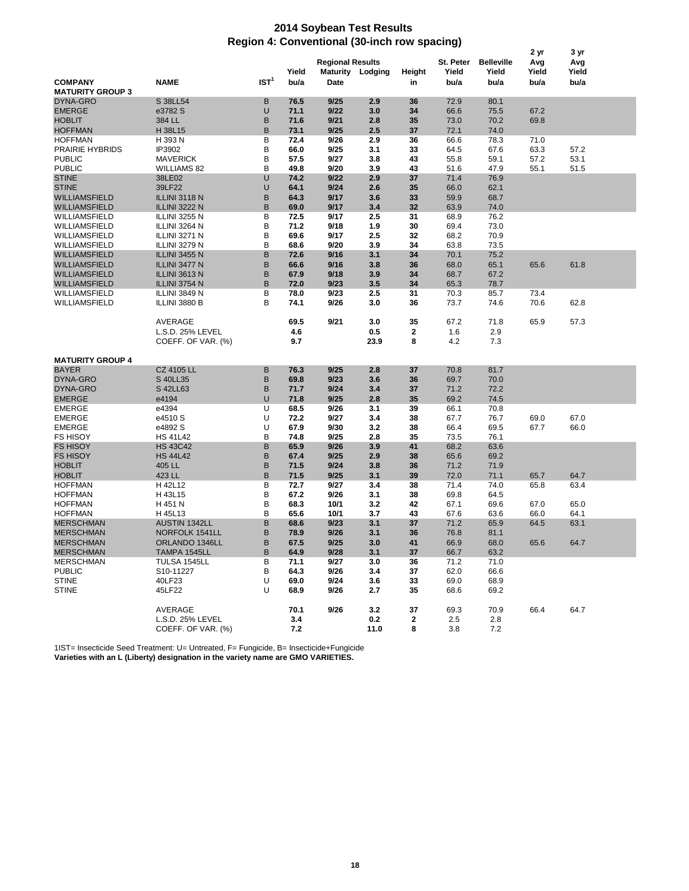# 2014 Soybean Test Results

## Region 4: Conventional (30-inch row spacing)

| COMPANY | NAME | IST[1] | Regional Results Yield bu/a | Regional Results Maturity Date | Regional Results Lodging | Height in | St. Peter Yield bu/a | Belleville Yield bu/a | 2 yr Avg Yield bu/a | 3 yr Avg Yield bu/a |
|---|---|---|---|---|---|---|---|---|---|---|
| **MATURITY GROUP 3** | | | | | | | | | | |
| DYNA-GRO | S 38LL54 | B | **76.5** | **9/25** | **2.9** | **36** | 72.9 | 80.1 | | |
| EMERGE | e3782 S | U | **71.1** | **9/22** | **3.0** | **34** | 66.6 | 75.5 | 67.2 | |
| HOBLIT | 384 LL | B | **71.6** | **9/21** | **2.8** | **35** | 73.0 | 70.2 | 69.8 | |
| HOFFMAN | H 38L15 | B | **73.1** | **9/25** | **2.5** | **37** | 72.1 | 74.0 | | |
| HOFFMAN | H 393 N | B | **72.4** | **9/26** | **2.9** | **36** | 66.6 | 78.3 | 71.0 | |
| PRAIRIE HYBRIDS | IP3902 | B | **66.0** | **9/25** | **3.1** | **33** | 64.5 | 67.6 | 63.3 | 57.2 |
| PUBLIC | MAVERICK | B | **57.5** | **9/27** | **3.8** | **43** | 55.8 | 59.1 | 57.2 | 53.1 |
| PUBLIC | WILLIAMS 82 | B | **49.8** | **9/20** | **3.9** | **43** | 51.6 | 47.9 | 55.1 | 51.5 |
| STINE | 38LE02 | U | **74.2** | **9/22** | **2.9** | **37** | 71.4 | 76.9 | | |
| STINE | 39LF22 | U | **64.1** | **9/24** | **2.6** | **35** | 66.0 | 62.1 | | |
| WILLIAMSFIELD | ILLINI 3118 N | B | **64.3** | **9/17** | **3.6** | **33** | 59.9 | 68.7 | | |
| WILLIAMSFIELD | ILLINI 3222 N | B | **69.0** | **9/17** | **3.4** | **32** | 63.9 | 74.0 | | |
| WILLIAMSFIELD | ILLINI 3255 N | B | **72.5** | **9/17** | **2.5** | **31** | 68.9 | 76.2 | | |
| WILLIAMSFIELD | ILLINI 3264 N | B | **71.2** | **9/18** | **1.9** | **30** | 69.4 | 73.0 | | |
| WILLIAMSFIELD | ILLINI 3271 N | B | **69.6** | **9/17** | **2.5** | **32** | 68.2 | 70.9 | | |
| WILLIAMSFIELD | ILLINI 3279 N | B | **68.6** | **9/20** | **3.9** | **34** | 63.8 | 73.5 | | |
| WILLIAMSFIELD | ILLINI 3455 N | B | **72.6** | **9/16** | **3.1** | **34** | 70.1 | 75.2 | | |
| WILLIAMSFIELD | ILLINI 3477 N | B | **66.6** | **9/16** | **3.8** | **36** | 68.0 | 65.1 | 65.6 | 61.8 |
| WILLIAMSFIELD | ILLINI 3613 N | B | **67.9** | **9/18** | **3.9** | **34** | 68.7 | 67.2 | | |
| WILLIAMSFIELD | ILLINI 3754 N | B | **72.0** | **9/23** | **3.5** | **34** | 65.3 | 78.7 | | |
| WILLIAMSFIELD | ILLINI 3849 N | B | **78.0** | **9/23** | **2.5** | **31** | 70.3 | 85.7 | 73.4 | |
| WILLIAMSFIELD | ILLINI 3880 B | B | **74.1** | **9/26** | **3.0** | **36** | 73.7 | 74.6 | 70.6 | 62.8 |
| | AVERAGE | | **69.5** | **9/21** | **3.0** | **35** | 67.2 | 71.8 | 65.9 | 57.3 |
| | L.S.D. 25% LEVEL | | **4.6** | | **0.5** | **2** | 1.6 | 2.9 | | |
| | COEFF. OF VAR. (%) | | **9.7** | | **23.9** | **8** | 4.2 | 7.3 | | |
| **MATURITY GROUP 4** | | | | | | | | | | |
| BAYER | CZ 4105 LL | B | **76.3** | **9/25** | **2.8** | **37** | 70.8 | 81.7 | | |
| DYNA-GRO | S 40LL35 | B | **69.8** | **9/23** | **3.6** | **36** | 69.7 | 70.0 | | |
| DYNA-GRO | S 42LL63 | B | **71.7** | **9/24** | **3.4** | **37** | 71.2 | 72.2 | | |
| EMERGE | e4194 | U | **71.8** | **9/25** | **2.8** | **35** | 69.2 | 74.5 | | |
| EMERGE | e4394 | U | **68.5** | **9/26** | **3.1** | **39** | 66.1 | 70.8 | | |
| EMERGE | e4510 S | U | **72.2** | **9/27** | **3.4** | **38** | 67.7 | 76.7 | 69.0 | 67.0 |
| EMERGE | e4892 S | U | **67.9** | **9/30** | **3.2** | **38** | 66.4 | 69.5 | 67.7 | 66.0 |
| FS HISOY | HS 41L42 | B | **74.8** | **9/25** | **2.8** | **35** | 73.5 | 76.1 | | |
| FS HISOY | HS 43C42 | B | **65.9** | **9/26** | **3.9** | **41** | 68.2 | 63.6 | | |
| FS HISOY | HS 44L42 | B | **67.4** | **9/25** | **2.9** | **38** | 65.6 | 69.2 | | |
| HOBLIT | 405 LL | B | **71.5** | **9/24** | **3.8** | **36** | 71.2 | 71.9 | | |
| HOBLIT | 423 LL | B | **71.5** | **9/25** | **3.1** | **39** | 72.0 | 71.1 | 65.7 | 64.7 |
| HOFFMAN | H 42L12 | B | **72.7** | **9/27** | **3.4** | **38** | 71.4 | 74.0 | 65.8 | 63.4 |
| HOFFMAN | H 43L15 | B | **67.2** | **9/26** | **3.1** | **38** | 69.8 | 64.5 | | |
| HOFFMAN | H 451 N | B | **68.3** | **10/1** | **3.2** | **42** | 67.1 | 69.6 | 67.0 | 65.0 |
| HOFFMAN | H 45L13 | B | **65.6** | **10/1** | **3.7** | **43** | 67.6 | 63.6 | 66.0 | 64.1 |
| MERSCHMAN | AUSTIN 1342LL | B | **68.6** | **9/23** | **3.1** | **37** | 71.2 | 65.9 | 64.5 | 63.1 |
| MERSCHMAN | NORFOLK 1541LL | B | **78.9** | **9/26** | **3.1** | **36** | 76.8 | 81.1 | | |
| MERSCHMAN | ORLANDO 1346LL | B | **67.5** | **9/25** | **3.0** | **41** | 66.9 | 68.0 | 65.6 | 64.7 |
| MERSCHMAN | TAMPA 1545LL | B | **64.9** | **9/28** | **3.1** | **37** | 66.7 | 63.2 | | |
| MERSCHMAN | TULSA 1545LL | B | **71.1** | **9/27** | **3.0** | **36** | 71.2 | 71.0 | | |
| PUBLIC | S10-11227 | B | **64.3** | **9/26** | **3.4** | **37** | 62.0 | 66.6 | | |
| STINE | 40LF23 | U | **69.0** | **9/24** | **3.6** | **33** | 69.0 | 68.9 | | |
| STINE | 45LF22 | U | **68.9** | **9/26** | **2.7** | **35** | 68.6 | 69.2 | | |
| | AVERAGE | | **70.1** | **9/26** | **3.2** | **37** | 69.3 | 70.9 | 66.4 | 64.7 |
| | L.S.D. 25% LEVEL | | **3.4** | | **0.2** | **2** | 2.5 | 2.8 | | |
| | COEFF. OF VAR. (%) | | **7.2** | | **11.0** | **8** | 3.8 | 7.2 | | |

1IST= Insecticide Seed Treatment: U= Untreated, F= Fungicide, B= Insecticide+Fungicide

**Varieties with an L (Liberty) designation in the variety name are GMO VARIETIES.**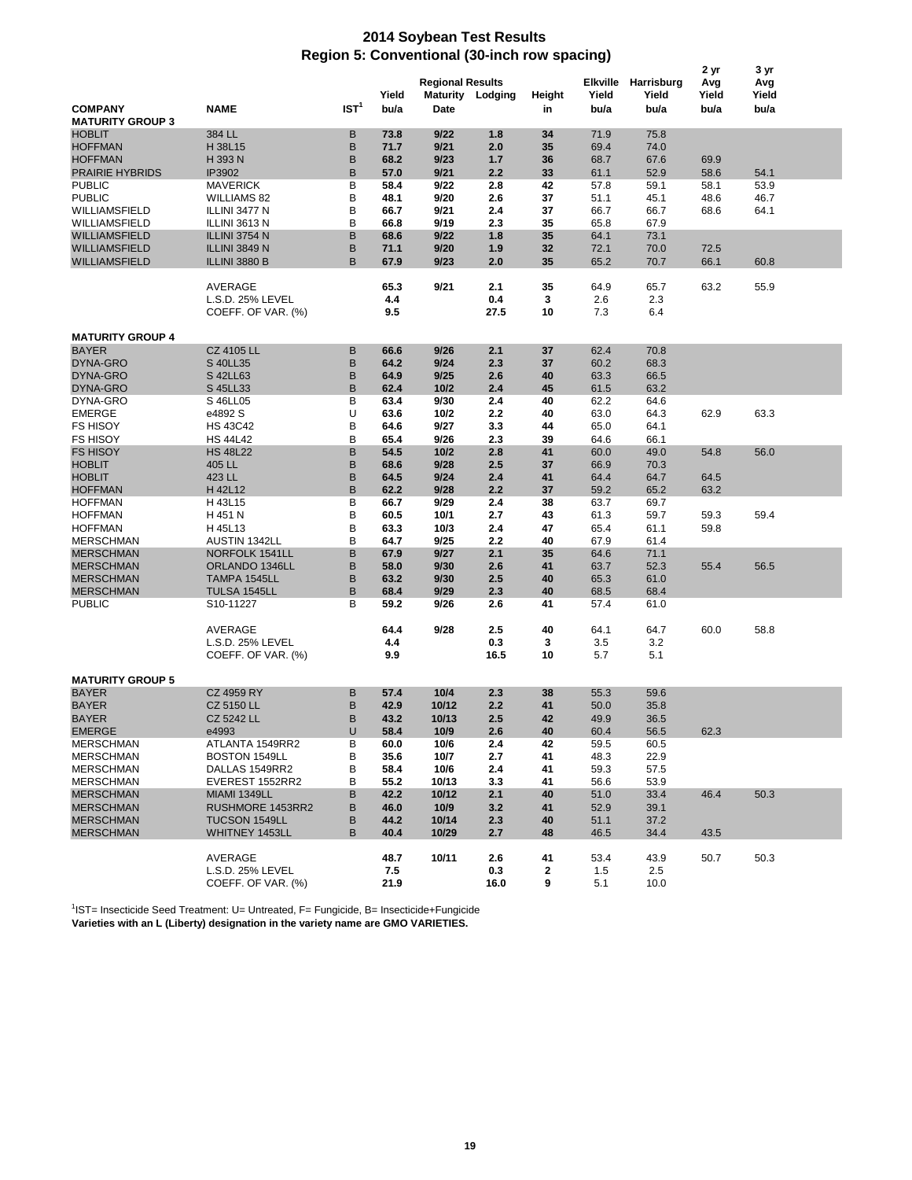## 2014 Soybean Test Results
## Region 5: Conventional (30-inch row spacing)

| COMPANY | NAME | IST[1] | Yield bu/a | Regional Results Maturity Date | Regional Results Lodging | Height in | Elkville Yield bu/a | Harrisburg Yield bu/a | 2 yr Avg Yield bu/a | 3 yr Avg Yield bu/a |
|---|---|---|---|---|---|---|---|---|---|---|
| **MATURITY GROUP 3** | | | | | | | | | | |
| HOBLIT | 384 LL | B | 73.8 | 9/22 | 1.8 | 34 | 71.9 | 75.8 | | |
| HOFFMAN | H 38L15 | B | 71.7 | 9/21 | 2.0 | 35 | 69.4 | 74.0 | | |
| HOFFMAN | H 393 N | B | 68.2 | 9/23 | 1.7 | 36 | 68.7 | 67.6 | 69.9 | |
| PRAIRIE HYBRIDS | IP3902 | B | 57.0 | 9/21 | 2.2 | 33 | 61.1 | 52.9 | 58.6 | 54.1 |
| PUBLIC | MAVERICK | B | 58.4 | 9/22 | 2.8 | 42 | 57.8 | 59.1 | 58.1 | 53.9 |
| PUBLIC | WILLIAMS 82 | B | 48.1 | 9/20 | 2.6 | 37 | 51.1 | 45.1 | 48.6 | 46.7 |
| WILLIAMSFIELD | ILLINI 3477 N | B | 66.7 | 9/21 | 2.4 | 37 | 66.7 | 66.7 | 68.6 | 64.1 |
| WILLIAMSFIELD | ILLINI 3613 N | B | 66.8 | 9/19 | 2.3 | 35 | 65.8 | 67.9 | | |
| WILLIAMSFIELD | ILLINI 3754 N | B | 68.6 | 9/22 | 1.8 | 35 | 64.1 | 73.1 | | |
| WILLIAMSFIELD | ILLINI 3849 N | B | 71.1 | 9/20 | 1.9 | 32 | 72.1 | 70.0 | 72.5 | |
| WILLIAMSFIELD | ILLINI 3880 B | B | 67.9 | 9/23 | 2.0 | 35 | 65.2 | 70.7 | 66.1 | 60.8 |
| | AVERAGE | | 65.3 | 9/21 | 2.1 | 35 | 64.9 | 65.7 | 63.2 | 55.9 |
| | L.S.D. 25% LEVEL | | 4.4 | | 0.4 | 3 | 2.6 | 2.3 | | |
| | COEFF. OF VAR. (%) | | 9.5 | | 27.5 | 10 | 7.3 | 6.4 | | |
| **MATURITY GROUP 4** | | | | | | | | | | |
| BAYER | CZ 4105 LL | B | 66.6 | 9/26 | 2.1 | 37 | 62.4 | 70.8 | | |
| DYNA-GRO | S 40LL35 | B | 64.2 | 9/24 | 2.3 | 37 | 60.2 | 68.3 | | |
| DYNA-GRO | S 42LL63 | B | 64.9 | 9/25 | 2.6 | 40 | 63.3 | 66.5 | | |
| DYNA-GRO | S 45LL33 | B | 62.4 | 10/2 | 2.4 | 45 | 61.5 | 63.2 | | |
| DYNA-GRO | S 46LL05 | B | 63.4 | 9/30 | 2.4 | 40 | 62.2 | 64.6 | | |
| EMERGE | e4892 S | U | 63.6 | 10/2 | 2.2 | 40 | 63.0 | 64.3 | 62.9 | 63.3 |
| FS HISOY | HS 43C42 | B | 64.6 | 9/27 | 3.3 | 44 | 65.0 | 64.1 | | |
| FS HISOY | HS 44L42 | B | 65.4 | 9/26 | 2.3 | 39 | 64.6 | 66.1 | | |
| FS HISOY | HS 48L22 | B | 54.5 | 10/2 | 2.8 | 41 | 60.0 | 49.0 | 54.8 | 56.0 |
| HOBLIT | 405 LL | B | 68.6 | 9/28 | 2.5 | 37 | 66.9 | 70.3 | | |
| HOBLIT | 423 LL | B | 64.5 | 9/24 | 2.4 | 41 | 64.4 | 64.7 | 64.5 | |
| HOFFMAN | H 42L12 | B | 62.2 | 9/28 | 2.2 | 37 | 59.2 | 65.2 | 63.2 | |
| HOFFMAN | H 43L15 | B | 66.7 | 9/29 | 2.4 | 38 | 63.7 | 69.7 | | |
| HOFFMAN | H 451 N | B | 60.5 | 10/1 | 2.7 | 43 | 61.3 | 59.7 | 59.3 | 59.4 |
| HOFFMAN | H 45L13 | B | 63.3 | 10/3 | 2.4 | 47 | 65.4 | 61.1 | 59.8 | |
| MERSCHMAN | AUSTIN 1342LL | B | 64.7 | 9/25 | 2.2 | 40 | 67.9 | 61.4 | | |
| MERSCHMAN | NORFOLK 1541LL | B | 67.9 | 9/27 | 2.1 | 35 | 64.6 | 71.1 | | |
| MERSCHMAN | ORLANDO 1346LL | B | 58.0 | 9/30 | 2.6 | 41 | 63.7 | 52.3 | 55.4 | 56.5 |
| MERSCHMAN | TAMPA 1545LL | B | 63.2 | 9/30 | 2.5 | 40 | 65.3 | 61.0 | | |
| MERSCHMAN | TULSA 1545LL | B | 68.4 | 9/29 | 2.3 | 40 | 68.5 | 68.4 | | |
| PUBLIC | S10-11227 | B | 59.2 | 9/26 | 2.6 | 41 | 57.4 | 61.0 | | |
| | AVERAGE | | 64.4 | 9/28 | 2.5 | 40 | 64.1 | 64.7 | 60.0 | 58.8 |
| | L.S.D. 25% LEVEL | | 4.4 | | 0.3 | 3 | 3.5 | 3.2 | | |
| | COEFF. OF VAR. (%) | | 9.9 | | 16.5 | 10 | 5.7 | 5.1 | | |
| **MATURITY GROUP 5** | | | | | | | | | | |
| BAYER | CZ 4959 RY | B | 57.4 | 10/4 | 2.3 | 38 | 55.3 | 59.6 | | |
| BAYER | CZ 5150 LL | B | 42.9 | 10/12 | 2.2 | 41 | 50.0 | 35.8 | | |
| BAYER | CZ 5242 LL | B | 43.2 | 10/13 | 2.5 | 42 | 49.9 | 36.5 | | |
| EMERGE | e4993 | U | 58.4 | 10/9 | 2.6 | 40 | 60.4 | 56.5 | 62.3 | |
| MERSCHMAN | ATLANTA 1549RR2 | B | 60.0 | 10/6 | 2.4 | 42 | 59.5 | 60.5 | | |
| MERSCHMAN | BOSTON 1549LL | B | 35.6 | 10/7 | 2.7 | 41 | 48.3 | 22.9 | | |
| MERSCHMAN | DALLAS 1549RR2 | B | 58.4 | 10/6 | 2.4 | 41 | 59.3 | 57.5 | | |
| MERSCHMAN | EVEREST 1552RR2 | B | 55.2 | 10/13 | 3.3 | 41 | 56.6 | 53.9 | | |
| MERSCHMAN | MIAMI 1349LL | B | 42.2 | 10/12 | 2.1 | 40 | 51.0 | 33.4 | 46.4 | 50.3 |
| MERSCHMAN | RUSHMORE 1453RR2 | B | 46.0 | 10/9 | 3.2 | 41 | 52.9 | 39.1 | | |
| MERSCHMAN | TUCSON 1549LL | B | 44.2 | 10/14 | 2.3 | 40 | 51.1 | 37.2 | | |
| MERSCHMAN | WHITNEY 1453LL | B | 40.4 | 10/29 | 2.7 | 48 | 46.5 | 34.4 | 43.5 | |
| | AVERAGE | | 48.7 | 10/11 | 2.6 | 41 | 53.4 | 43.9 | 50.7 | 50.3 |
| | L.S.D. 25% LEVEL | | 7.5 | | 0.3 | 2 | 1.5 | 2.5 | | |
| | COEFF. OF VAR. (%) | | 21.9 | | 16.0 | 9 | 5.1 | 10.0 | | |

[1]IST= Insecticide Seed Treatment: U= Untreated, F= Fungicide, B= Insecticide+Fungicide

**Varieties with an L (Liberty) designation in the variety name are GMO VARIETIES.**